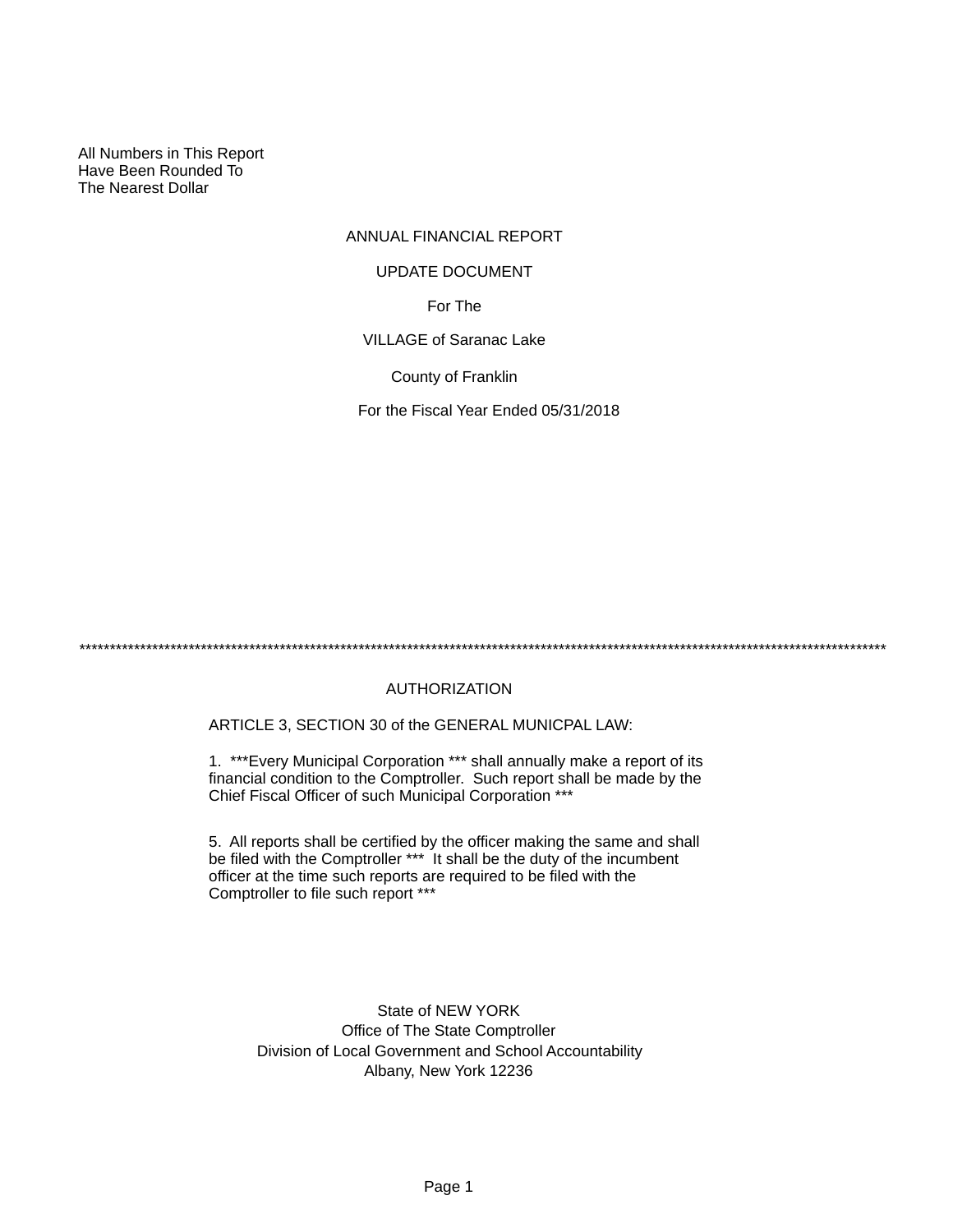All Numbers in This Report
Have Been Rounded To
The Nearest Dollar

# ANNUAL FINANCIAL REPORT

## UPDATE DOCUMENT

For The

VILLAGE of Saranac Lake

County of Franklin

For the Fiscal Year Ended 05/31/2018

*************************************************************************************************************************************

## AUTHORIZATION

ARTICLE 3, SECTION 30 of the GENERAL MUNICPAL LAW:

1. ***Every Municipal Corporation *** shall annually make a report of its financial condition to the Comptroller. Such report shall be made by the Chief Fiscal Officer of such Municipal Corporation ***

5. All reports shall be certified by the officer making the same and shall be filed with the Comptroller *** It shall be the duty of the incumbent officer at the time such reports are required to be filed with the Comptroller to file such report ***

State of NEW YORK
Office of The State Comptroller
Division of Local Government and School Accountability
Albany, New York 12236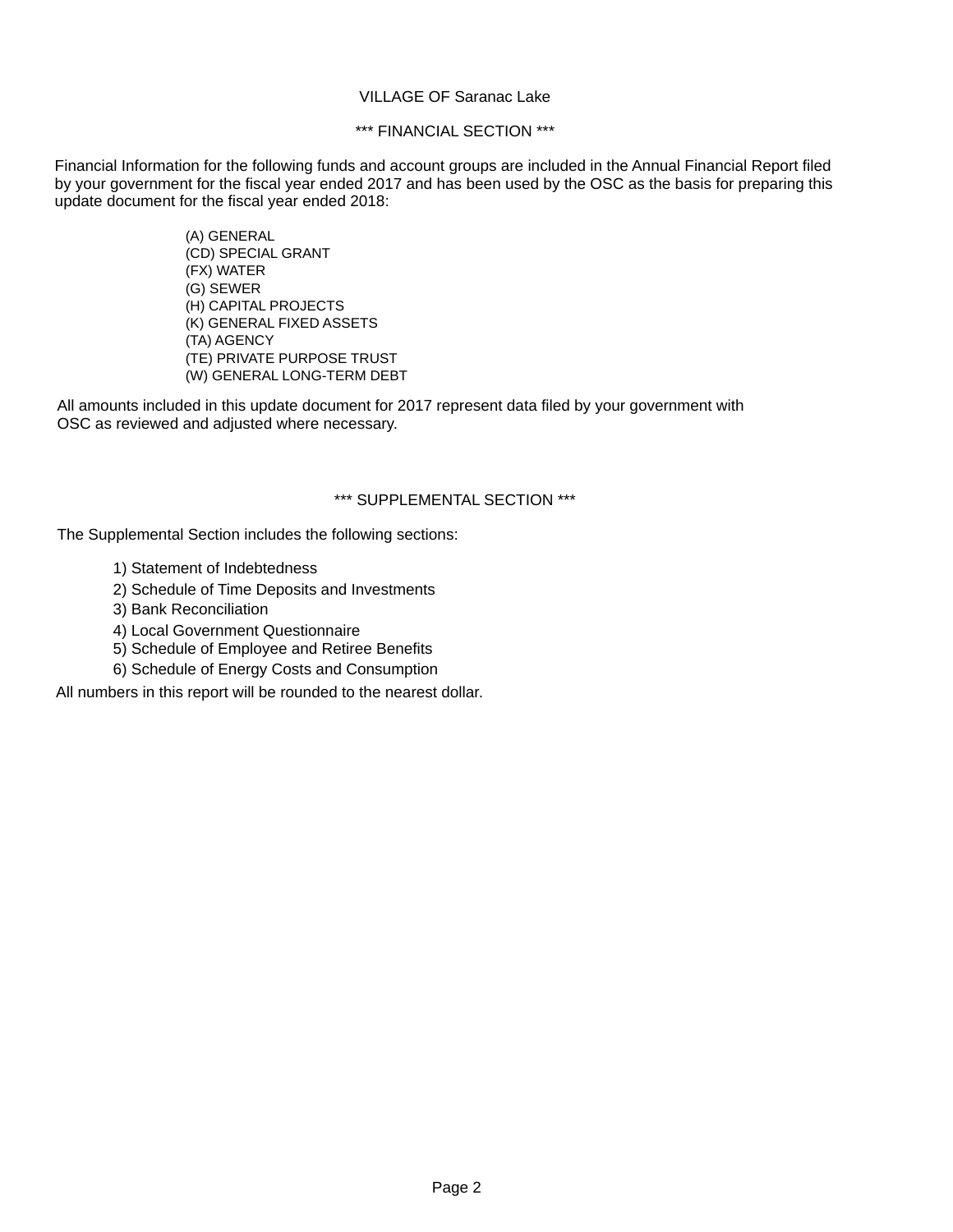# VILLAGE OF Saranac Lake

## *** FINANCIAL SECTION ***

Financial Information for the following funds and account groups are included in the Annual Financial Report filed by your government for the fiscal year ended 2017 and has been used by the OSC as the basis for preparing this update document for the fiscal year ended 2018:

- (A) GENERAL
- (CD) SPECIAL GRANT
- (FX) WATER
- (G) SEWER
- (H) CAPITAL PROJECTS
- (K) GENERAL FIXED ASSETS
- (TA) AGENCY
- (TE) PRIVATE PURPOSE TRUST
- (W) GENERAL LONG-TERM DEBT

All amounts included in this update document for 2017 represent data filed by your government with OSC as reviewed and adjusted where necessary.

## *** SUPPLEMENTAL SECTION ***

The Supplemental Section includes the following sections:

1) Statement of Indebtedness
2) Schedule of Time Deposits and Investments
3) Bank Reconciliation
4) Local Government Questionnaire
5) Schedule of Employee and Retiree Benefits
6) Schedule of Energy Costs and Consumption

All numbers in this report will be rounded to the nearest dollar.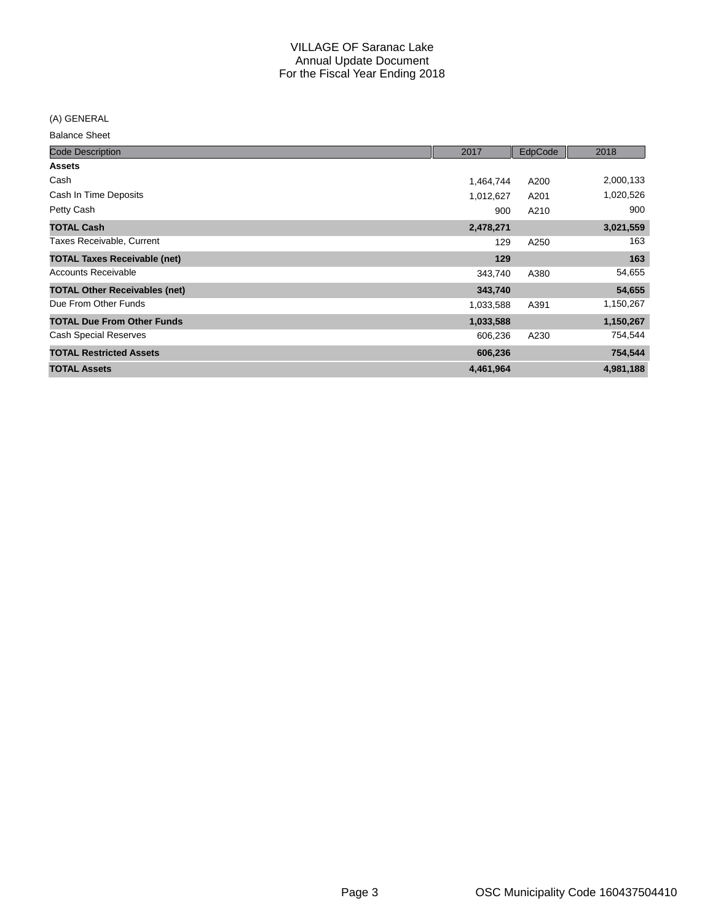# VILLAGE OF Saranac Lake
## Annual Update Document
## For the Fiscal Year Ending 2018

(A) GENERAL

Balance Sheet

| Code Description | 2017 | EdpCode | 2018 |
|---|---|---|---|
| **Assets** | | | |
| Cash | 1,464,744 | A200 | 2,000,133 |
| Cash In Time Deposits | 1,012,627 | A201 | 1,020,526 |
| Petty Cash | 900 | A210 | 900 |
| **TOTAL Cash** | **2,478,271** | | **3,021,559** |
| Taxes Receivable, Current | 129 | A250 | 163 |
| **TOTAL Taxes Receivable (net)** | **129** | | **163** |
| Accounts Receivable | 343,740 | A380 | 54,655 |
| **TOTAL Other Receivables (net)** | **343,740** | | **54,655** |
| Due From Other Funds | 1,033,588 | A391 | 1,150,267 |
| **TOTAL Due From Other Funds** | **1,033,588** | | **1,150,267** |
| Cash Special Reserves | 606,236 | A230 | 754,544 |
| **TOTAL Restricted Assets** | **606,236** | | **754,544** |
| **TOTAL Assets** | **4,461,964** | | **4,981,188** |

OSC Municipality Code 160437504410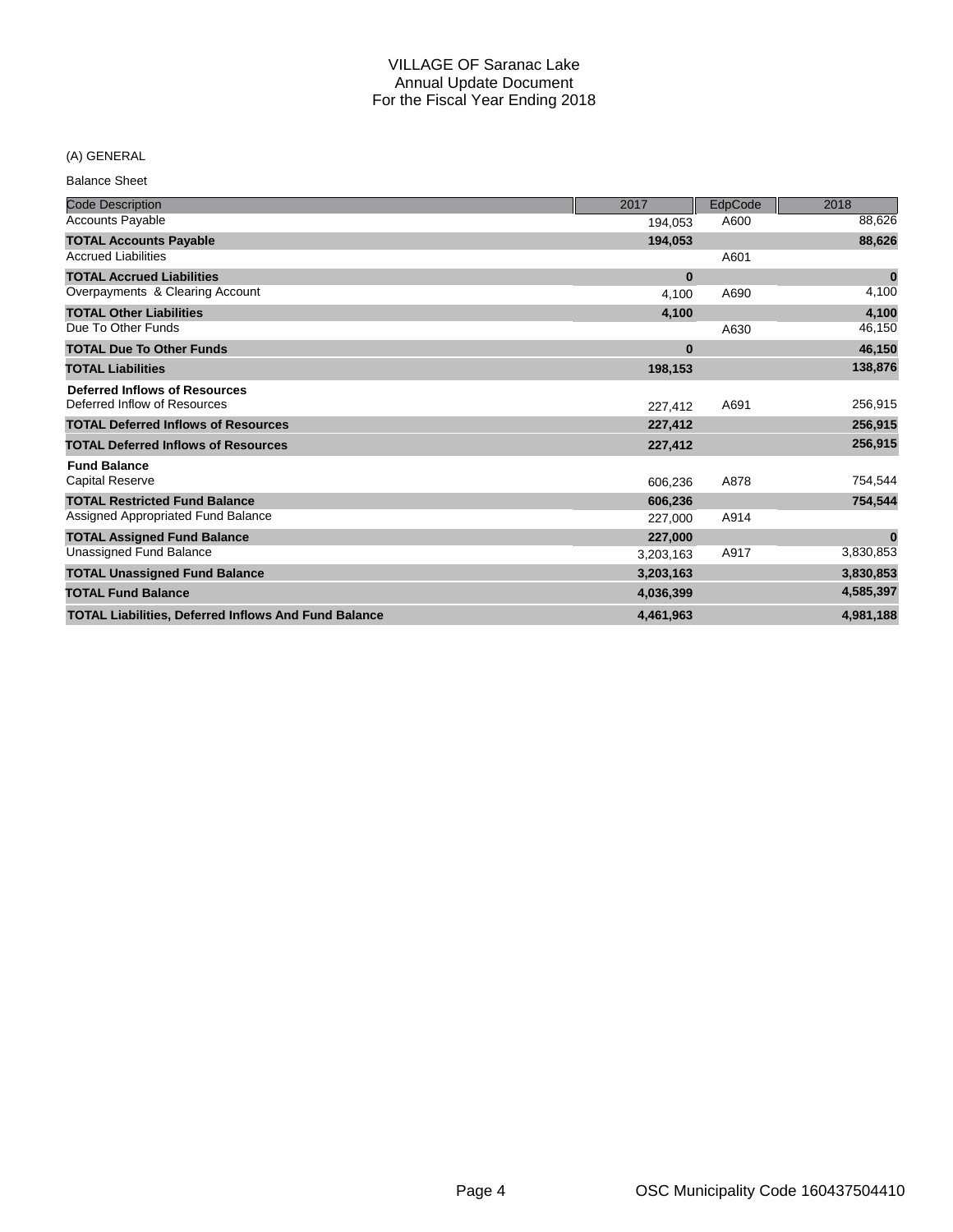# VILLAGE OF Saranac Lake
## Annual Update Document
## For the Fiscal Year Ending 2018

(A) GENERAL

Balance Sheet

| Code Description | 2017 | EdpCode | 2018 |
|---|---|---|---|
| Accounts Payable | 194,053 | A600 | 88,626 |
| **TOTAL Accounts Payable** | **194,053** | | **88,626** |
| Accrued Liabilities | | A601 | |
| **TOTAL Accrued Liabilities** | **0** | | **0** |
| Overpayments & Clearing Account | 4,100 | A690 | 4,100 |
| **TOTAL Other Liabilities** | **4,100** | | **4,100** |
| Due To Other Funds | | A630 | 46,150 |
| **TOTAL Due To Other Funds** | **0** | | **46,150** |
| **TOTAL Liabilities** | **198,153** | | **138,876** |
| **Deferred Inflows of Resources** | | | |
| Deferred Inflow of Resources | 227,412 | A691 | 256,915 |
| **TOTAL Deferred Inflows of Resources** | **227,412** | | **256,915** |
| **TOTAL Deferred Inflows of Resources** | **227,412** | | **256,915** |
| **Fund Balance** | | | |
| Capital Reserve | 606,236 | A878 | 754,544 |
| **TOTAL Restricted Fund Balance** | **606,236** | | **754,544** |
| Assigned Appropriated Fund Balance | 227,000 | A914 | |
| **TOTAL Assigned Fund Balance** | **227,000** | | **0** |
| Unassigned Fund Balance | 3,203,163 | A917 | 3,830,853 |
| **TOTAL Unassigned Fund Balance** | **3,203,163** | | **3,830,853** |
| **TOTAL Fund Balance** | **4,036,399** | | **4,585,397** |
| **TOTAL Liabilities, Deferred Inflows And Fund Balance** | **4,461,963** | | **4,981,188** |

OSC Municipality Code 160437504410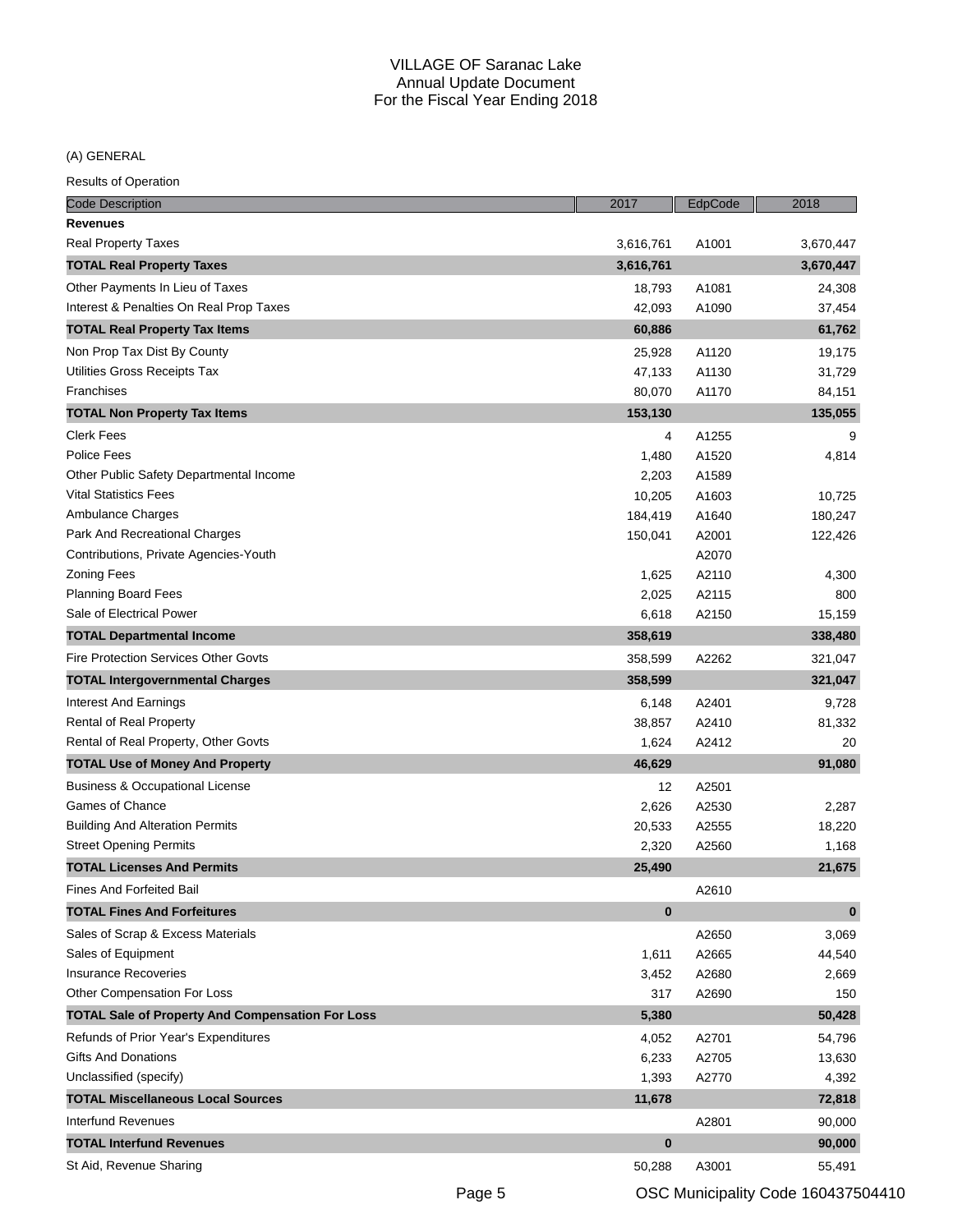# VILLAGE OF Saranac Lake
## Annual Update Document
## For the Fiscal Year Ending 2018

(A) GENERAL

Results of Operation

| Code Description | 2017 | EdpCode | 2018 |
|---|---|---|---|
| **Revenues** | | | |
| Real Property Taxes | 3,616,761 | A1001 | 3,670,447 |
| **TOTAL Real Property Taxes** | **3,616,761** | | **3,670,447** |
| Other Payments In Lieu of Taxes | 18,793 | A1081 | 24,308 |
| Interest & Penalties On Real Prop Taxes | 42,093 | A1090 | 37,454 |
| **TOTAL Real Property Tax Items** | **60,886** | | **61,762** |
| Non Prop Tax Dist By County | 25,928 | A1120 | 19,175 |
| Utilities Gross Receipts Tax | 47,133 | A1130 | 31,729 |
| Franchises | 80,070 | A1170 | 84,151 |
| **TOTAL Non Property Tax Items** | **153,130** | | **135,055** |
| Clerk Fees | 4 | A1255 | 9 |
| Police Fees | 1,480 | A1520 | 4,814 |
| Other Public Safety Departmental Income | 2,203 | A1589 | |
| Vital Statistics Fees | 10,205 | A1603 | 10,725 |
| Ambulance Charges | 184,419 | A1640 | 180,247 |
| Park And Recreational Charges | 150,041 | A2001 | 122,426 |
| Contributions, Private Agencies-Youth | | A2070 | |
| Zoning Fees | 1,625 | A2110 | 4,300 |
| Planning Board Fees | 2,025 | A2115 | 800 |
| Sale of Electrical Power | 6,618 | A2150 | 15,159 |
| **TOTAL Departmental Income** | **358,619** | | **338,480** |
| Fire Protection Services Other Govts | 358,599 | A2262 | 321,047 |
| **TOTAL Intergovernmental Charges** | **358,599** | | **321,047** |
| Interest And Earnings | 6,148 | A2401 | 9,728 |
| Rental of Real Property | 38,857 | A2410 | 81,332 |
| Rental of Real Property, Other Govts | 1,624 | A2412 | 20 |
| **TOTAL Use of Money And Property** | **46,629** | | **91,080** |
| Business & Occupational License | 12 | A2501 | |
| Games of Chance | 2,626 | A2530 | 2,287 |
| Building And Alteration Permits | 20,533 | A2555 | 18,220 |
| Street Opening Permits | 2,320 | A2560 | 1,168 |
| **TOTAL Licenses And Permits** | **25,490** | | **21,675** |
| Fines And Forfeited Bail | | A2610 | |
| **TOTAL Fines And Forfeitures** | **0** | | **0** |
| Sales of Scrap & Excess Materials | | A2650 | 3,069 |
| Sales of Equipment | 1,611 | A2665 | 44,540 |
| Insurance Recoveries | 3,452 | A2680 | 2,669 |
| Other Compensation For Loss | 317 | A2690 | 150 |
| **TOTAL Sale of Property And Compensation For Loss** | **5,380** | | **50,428** |
| Refunds of Prior Year's Expenditures | 4,052 | A2701 | 54,796 |
| Gifts And Donations | 6,233 | A2705 | 13,630 |
| Unclassified (specify) | 1,393 | A2770 | 4,392 |
| **TOTAL Miscellaneous Local Sources** | **11,678** | | **72,818** |
| Interfund Revenues | | A2801 | 90,000 |
| **TOTAL Interfund Revenues** | **0** | | **90,000** |
| St Aid, Revenue Sharing | 50,288 | A3001 | 55,491 |

OSC Municipality Code 160437504410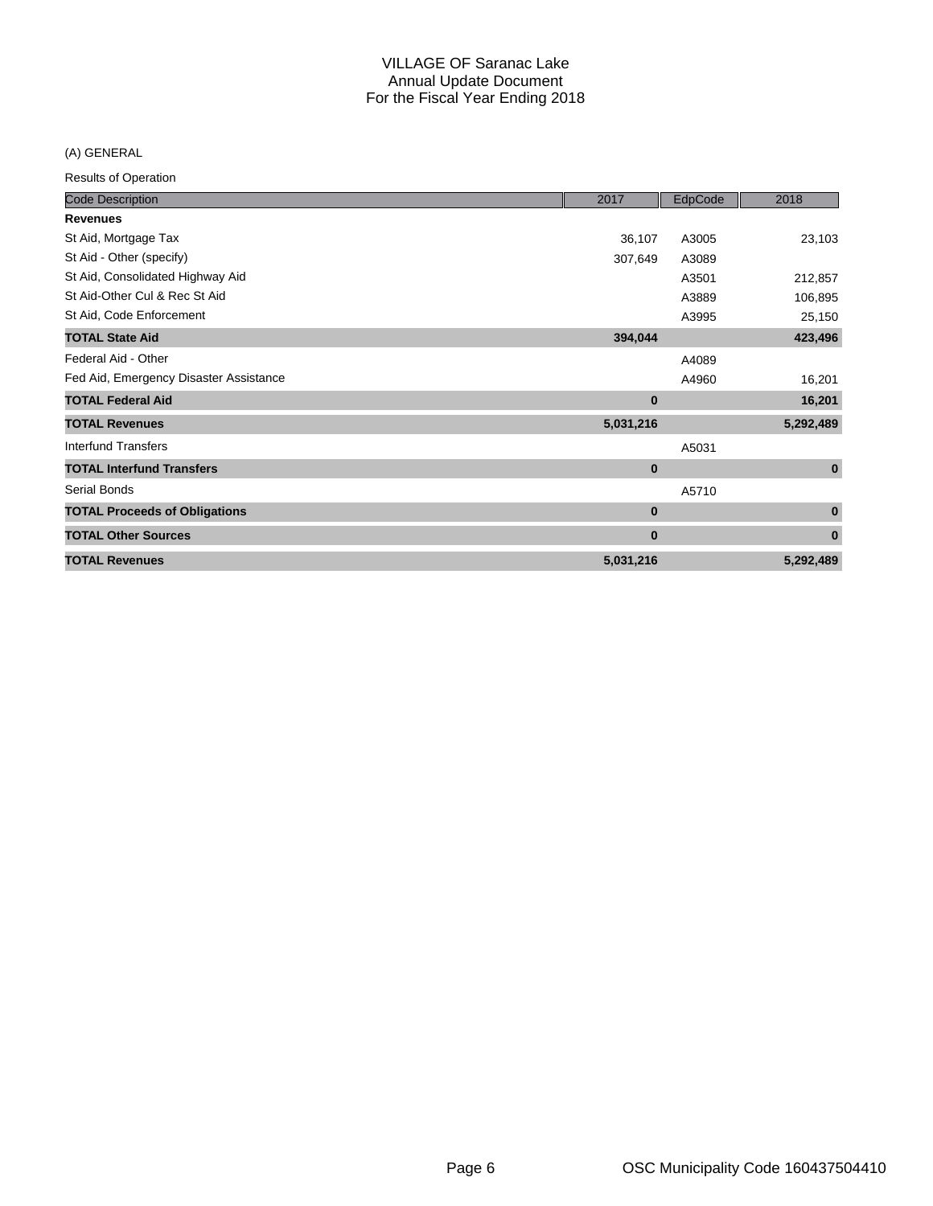# VILLAGE OF Saranac Lake
## Annual Update Document
## For the Fiscal Year Ending 2018

(A) GENERAL

Results of Operation

| Code Description | 2017 | EdpCode | 2018 |
|---|---|---|---|
| **Revenues** | | | |
| St Aid, Mortgage Tax | 36,107 | A3005 | 23,103 |
| St Aid - Other (specify) | 307,649 | A3089 | |
| St Aid, Consolidated Highway Aid | | A3501 | 212,857 |
| St Aid-Other Cul & Rec St Aid | | A3889 | 106,895 |
| St Aid, Code Enforcement | | A3995 | 25,150 |
| **TOTAL State Aid** | **394,044** | | **423,496** |
| Federal Aid - Other | | A4089 | |
| Fed Aid, Emergency Disaster Assistance | | A4960 | 16,201 |
| **TOTAL Federal Aid** | **0** | | **16,201** |
| **TOTAL Revenues** | **5,031,216** | | **5,292,489** |
| Interfund Transfers | | A5031 | |
| **TOTAL Interfund Transfers** | **0** | | **0** |
| Serial Bonds | | A5710 | |
| **TOTAL Proceeds of Obligations** | **0** | | **0** |
| **TOTAL Other Sources** | **0** | | **0** |
| **TOTAL Revenues** | **5,031,216** | | **5,292,489** |

OSC Municipality Code 160437504410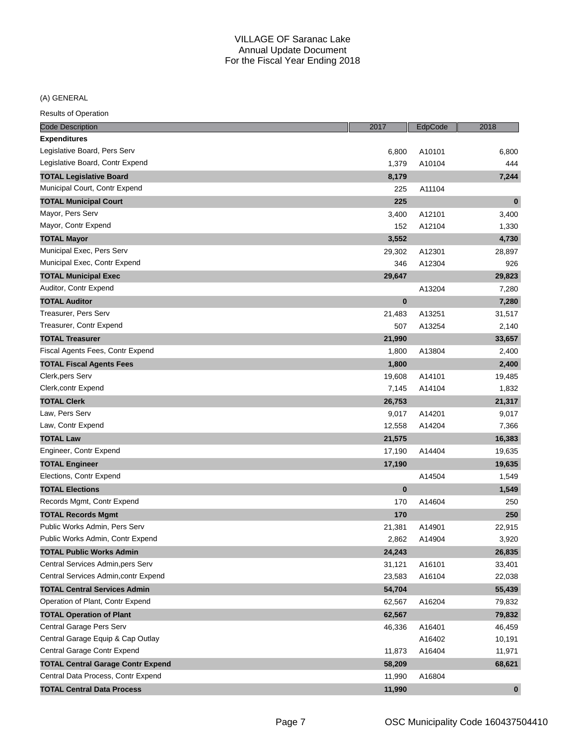# VILLAGE OF Saranac Lake
## Annual Update Document
## For the Fiscal Year Ending 2018

(A) GENERAL

Results of Operation

| Code Description | 2017 | EdpCode | 2018 |
|---|---|---|---|
| **Expenditures** | | | |
| Legislative Board, Pers Serv | 6,800 | A10101 | 6,800 |
| Legislative Board, Contr Expend | 1,379 | A10104 | 444 |
| **TOTAL Legislative Board** | **8,179** | | **7,244** |
| Municipal Court, Contr Expend | 225 | A11104 | |
| **TOTAL Municipal Court** | **225** | | **0** |
| Mayor, Pers Serv | 3,400 | A12101 | 3,400 |
| Mayor, Contr Expend | 152 | A12104 | 1,330 |
| **TOTAL Mayor** | **3,552** | | **4,730** |
| Municipal Exec, Pers Serv | 29,302 | A12301 | 28,897 |
| Municipal Exec, Contr Expend | 346 | A12304 | 926 |
| **TOTAL Municipal Exec** | **29,647** | | **29,823** |
| Auditor, Contr Expend | | A13204 | 7,280 |
| **TOTAL Auditor** | **0** | | **7,280** |
| Treasurer, Pers Serv | 21,483 | A13251 | 31,517 |
| Treasurer, Contr Expend | 507 | A13254 | 2,140 |
| **TOTAL Treasurer** | **21,990** | | **33,657** |
| Fiscal Agents Fees, Contr Expend | 1,800 | A13804 | 2,400 |
| **TOTAL Fiscal Agents Fees** | **1,800** | | **2,400** |
| Clerk,pers Serv | 19,608 | A14101 | 19,485 |
| Clerk,contr Expend | 7,145 | A14104 | 1,832 |
| **TOTAL Clerk** | **26,753** | | **21,317** |
| Law, Pers Serv | 9,017 | A14201 | 9,017 |
| Law, Contr Expend | 12,558 | A14204 | 7,366 |
| **TOTAL Law** | **21,575** | | **16,383** |
| Engineer, Contr Expend | 17,190 | A14404 | 19,635 |
| **TOTAL Engineer** | **17,190** | | **19,635** |
| Elections, Contr Expend | | A14504 | 1,549 |
| **TOTAL Elections** | **0** | | **1,549** |
| Records Mgmt, Contr Expend | 170 | A14604 | 250 |
| **TOTAL Records Mgmt** | **170** | | **250** |
| Public Works Admin, Pers Serv | 21,381 | A14901 | 22,915 |
| Public Works Admin, Contr Expend | 2,862 | A14904 | 3,920 |
| **TOTAL Public Works Admin** | **24,243** | | **26,835** |
| Central Services Admin,pers Serv | 31,121 | A16101 | 33,401 |
| Central Services Admin,contr Expend | 23,583 | A16104 | 22,038 |
| **TOTAL Central Services Admin** | **54,704** | | **55,439** |
| Operation of Plant, Contr Expend | 62,567 | A16204 | 79,832 |
| **TOTAL Operation of Plant** | **62,567** | | **79,832** |
| Central Garage Pers Serv | 46,336 | A16401 | 46,459 |
| Central Garage Equip & Cap Outlay | | A16402 | 10,191 |
| Central Garage Contr Expend | 11,873 | A16404 | 11,971 |
| **TOTAL Central Garage Contr Expend** | **58,209** | | **68,621** |
| Central Data Process, Contr Expend | 11,990 | A16804 | |
| **TOTAL Central Data Process** | **11,990** | | **0** |

OSC Municipality Code 160437504410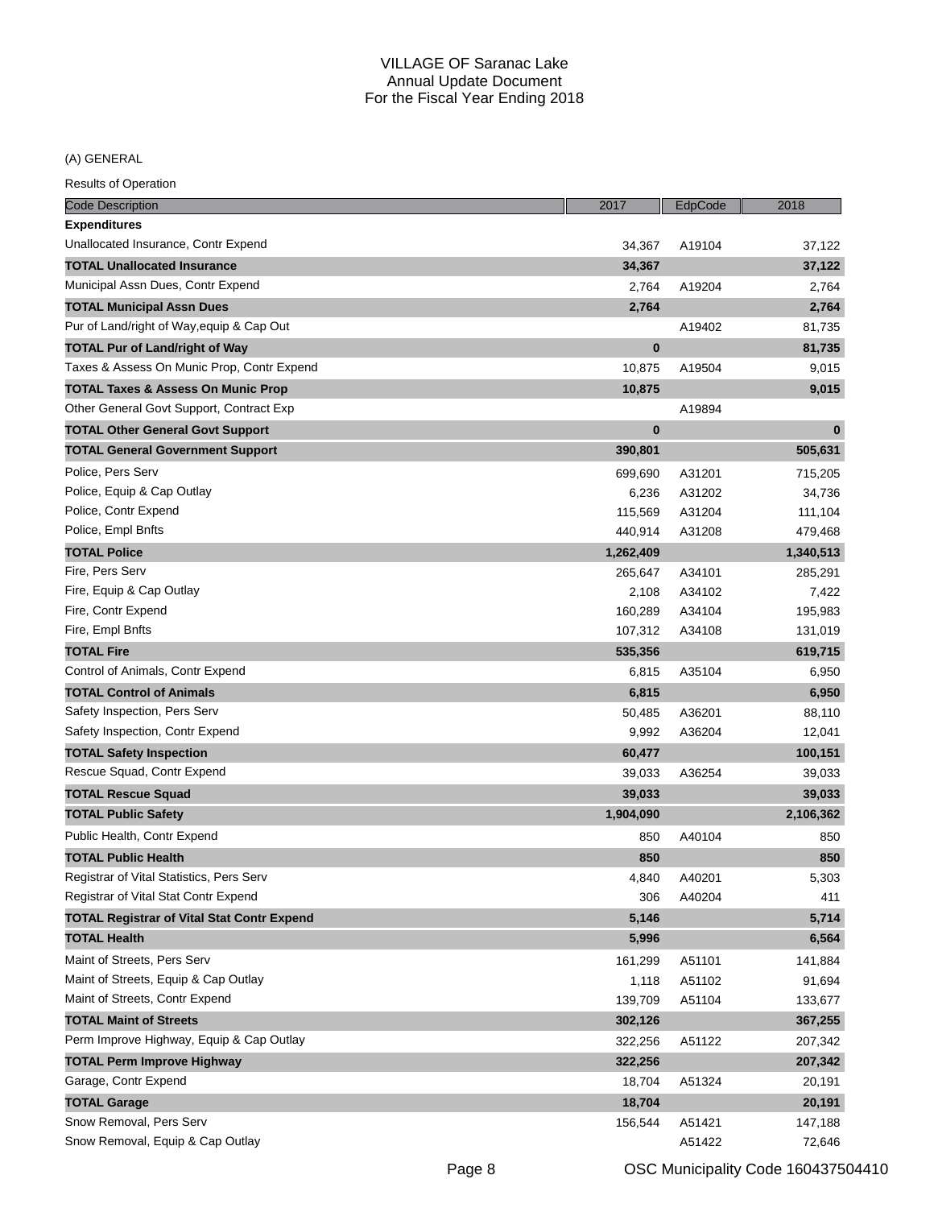VILLAGE OF Saranac Lake
Annual Update Document
For the Fiscal Year Ending 2018

(A) GENERAL

Results of Operation

| Code Description | 2017 | EdpCode | 2018 |
|---|---|---|---|
| **Expenditures** | | | |
| Unallocated Insurance, Contr Expend | 34,367 | A19104 | 37,122 |
| **TOTAL Unallocated Insurance** | **34,367** | | **37,122** |
| Municipal Assn Dues, Contr Expend | 2,764 | A19204 | 2,764 |
| **TOTAL Municipal Assn Dues** | **2,764** | | **2,764** |
| Pur of Land/right of Way,equip & Cap Out | | A19402 | 81,735 |
| **TOTAL Pur of Land/right of Way** | **0** | | **81,735** |
| Taxes & Assess On Munic Prop, Contr Expend | 10,875 | A19504 | 9,015 |
| **TOTAL Taxes & Assess On Munic Prop** | **10,875** | | **9,015** |
| Other General Govt Support, Contract Exp | | A19894 | |
| **TOTAL Other General Govt Support** | **0** | | **0** |
| **TOTAL General Government Support** | **390,801** | | **505,631** |
| Police, Pers Serv | 699,690 | A31201 | 715,205 |
| Police, Equip & Cap Outlay | 6,236 | A31202 | 34,736 |
| Police, Contr Expend | 115,569 | A31204 | 111,104 |
| Police, Empl Bnfts | 440,914 | A31208 | 479,468 |
| **TOTAL Police** | **1,262,409** | | **1,340,513** |
| Fire, Pers Serv | 265,647 | A34101 | 285,291 |
| Fire, Equip & Cap Outlay | 2,108 | A34102 | 7,422 |
| Fire, Contr Expend | 160,289 | A34104 | 195,983 |
| Fire, Empl Bnfts | 107,312 | A34108 | 131,019 |
| **TOTAL Fire** | **535,356** | | **619,715** |
| Control of Animals, Contr Expend | 6,815 | A35104 | 6,950 |
| **TOTAL Control of Animals** | **6,815** | | **6,950** |
| Safety Inspection, Pers Serv | 50,485 | A36201 | 88,110 |
| Safety Inspection, Contr Expend | 9,992 | A36204 | 12,041 |
| **TOTAL Safety Inspection** | **60,477** | | **100,151** |
| Rescue Squad, Contr Expend | 39,033 | A36254 | 39,033 |
| **TOTAL Rescue Squad** | **39,033** | | **39,033** |
| **TOTAL Public Safety** | **1,904,090** | | **2,106,362** |
| Public Health, Contr Expend | 850 | A40104 | 850 |
| **TOTAL Public Health** | **850** | | **850** |
| Registrar of Vital Statistics, Pers Serv | 4,840 | A40201 | 5,303 |
| Registrar of Vital Stat Contr Expend | 306 | A40204 | 411 |
| **TOTAL Registrar of Vital Stat Contr Expend** | **5,146** | | **5,714** |
| **TOTAL Health** | **5,996** | | **6,564** |
| Maint of Streets, Pers Serv | 161,299 | A51101 | 141,884 |
| Maint of Streets, Equip & Cap Outlay | 1,118 | A51102 | 91,694 |
| Maint of Streets, Contr Expend | 139,709 | A51104 | 133,677 |
| **TOTAL Maint of Streets** | **302,126** | | **367,255** |
| Perm Improve Highway, Equip & Cap Outlay | 322,256 | A51122 | 207,342 |
| **TOTAL Perm Improve Highway** | **322,256** | | **207,342** |
| Garage, Contr Expend | 18,704 | A51324 | 20,191 |
| **TOTAL Garage** | **18,704** | | **20,191** |
| Snow Removal, Pers Serv | 156,544 | A51421 | 147,188 |
| Snow Removal, Equip & Cap Outlay | | A51422 | 72,646 |

OSC Municipality Code 160437504410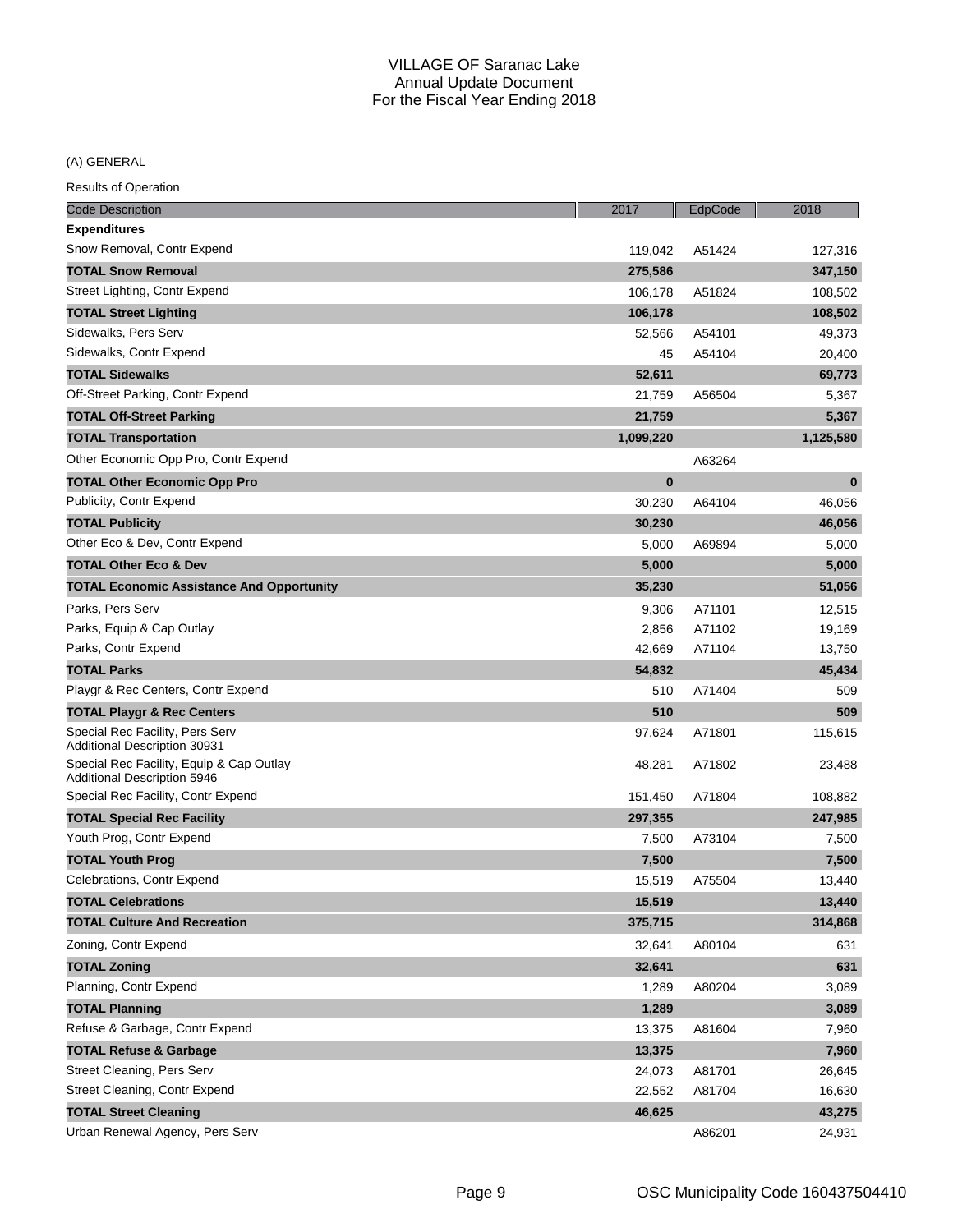# VILLAGE OF Saranac Lake
## Annual Update Document
## For the Fiscal Year Ending 2018

(A) GENERAL

Results of Operation

| Code Description | 2017 | EdpCode | 2018 |
|---|---|---|---|
| **Expenditures** | | | |
| Snow Removal, Contr Expend | 119,042 | A51424 | 127,316 |
| **TOTAL Snow Removal** | **275,586** | | **347,150** |
| Street Lighting, Contr Expend | 106,178 | A51824 | 108,502 |
| **TOTAL Street Lighting** | **106,178** | | **108,502** |
| Sidewalks, Pers Serv | 52,566 | A54101 | 49,373 |
| Sidewalks, Contr Expend | 45 | A54104 | 20,400 |
| **TOTAL Sidewalks** | **52,611** | | **69,773** |
| Off-Street Parking, Contr Expend | 21,759 | A56504 | 5,367 |
| **TOTAL Off-Street Parking** | **21,759** | | **5,367** |
| **TOTAL Transportation** | **1,099,220** | | **1,125,580** |
| Other Economic Opp Pro, Contr Expend | | A63264 | |
| **TOTAL Other Economic Opp Pro** | **0** | | **0** |
| Publicity, Contr Expend | 30,230 | A64104 | 46,056 |
| **TOTAL Publicity** | **30,230** | | **46,056** |
| Other Eco & Dev, Contr Expend | 5,000 | A69894 | 5,000 |
| **TOTAL Other Eco & Dev** | **5,000** | | **5,000** |
| **TOTAL Economic Assistance And Opportunity** | **35,230** | | **51,056** |
| Parks, Pers Serv | 9,306 | A71101 | 12,515 |
| Parks, Equip & Cap Outlay | 2,856 | A71102 | 19,169 |
| Parks, Contr Expend | 42,669 | A71104 | 13,750 |
| **TOTAL Parks** | **54,832** | | **45,434** |
| Playgr & Rec Centers, Contr Expend | 510 | A71404 | 509 |
| **TOTAL Playgr & Rec Centers** | **510** | | **509** |
| Special Rec Facility, Pers Serv<br>Additional Description 30931 | 97,624 | A71801 | 115,615 |
| Special Rec Facility, Equip & Cap Outlay<br>Additional Description 5946 | 48,281 | A71802 | 23,488 |
| Special Rec Facility, Contr Expend | 151,450 | A71804 | 108,882 |
| **TOTAL Special Rec Facility** | **297,355** | | **247,985** |
| Youth Prog, Contr Expend | 7,500 | A73104 | 7,500 |
| **TOTAL Youth Prog** | **7,500** | | **7,500** |
| Celebrations, Contr Expend | 15,519 | A75504 | 13,440 |
| **TOTAL Celebrations** | **15,519** | | **13,440** |
| **TOTAL Culture And Recreation** | **375,715** | | **314,868** |
| Zoning, Contr Expend | 32,641 | A80104 | 631 |
| **TOTAL Zoning** | **32,641** | | **631** |
| Planning, Contr Expend | 1,289 | A80204 | 3,089 |
| **TOTAL Planning** | **1,289** | | **3,089** |
| Refuse & Garbage, Contr Expend | 13,375 | A81604 | 7,960 |
| **TOTAL Refuse & Garbage** | **13,375** | | **7,960** |
| Street Cleaning, Pers Serv | 24,073 | A81701 | 26,645 |
| Street Cleaning, Contr Expend | 22,552 | A81704 | 16,630 |
| **TOTAL Street Cleaning** | **46,625** | | **43,275** |
| Urban Renewal Agency, Pers Serv | | A86201 | 24,931 |

OSC Municipality Code 160437504410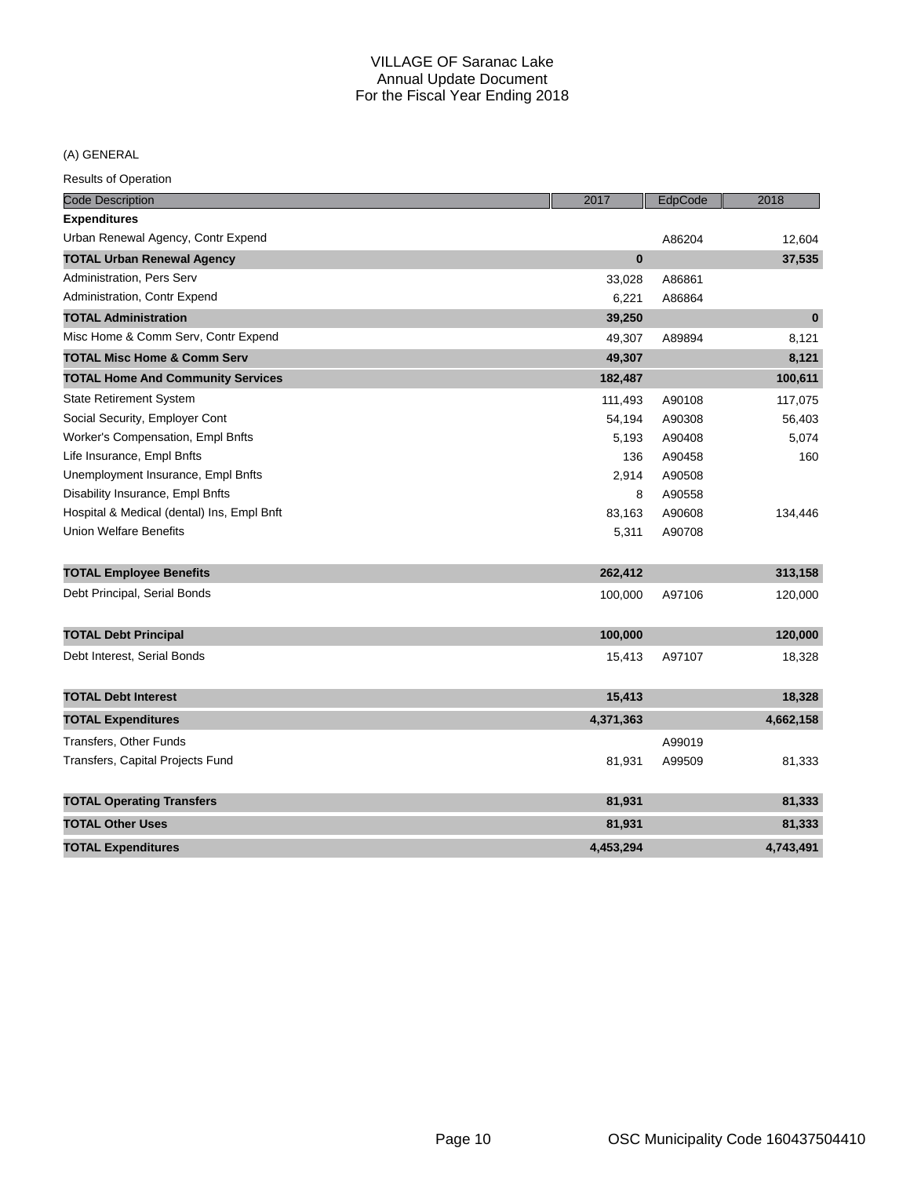# VILLAGE OF Saranac Lake
## Annual Update Document
## For the Fiscal Year Ending 2018

(A) GENERAL

Results of Operation

| Code Description | 2017 | EdpCode | 2018 |
|---|---|---|---|
| **Expenditures** | | | |
| Urban Renewal Agency, Contr Expend | | A86204 | 12,604 |
| **TOTAL Urban Renewal Agency** | **0** | | **37,535** |
| Administration, Pers Serv | 33,028 | A86861 | |
| Administration, Contr Expend | 6,221 | A86864 | |
| **TOTAL Administration** | **39,250** | | **0** |
| Misc Home & Comm Serv, Contr Expend | 49,307 | A89894 | 8,121 |
| **TOTAL Misc Home & Comm Serv** | **49,307** | | **8,121** |
| **TOTAL Home And Community Services** | **182,487** | | **100,611** |
| State Retirement System | 111,493 | A90108 | 117,075 |
| Social Security, Employer Cont | 54,194 | A90308 | 56,403 |
| Worker's Compensation, Empl Bnfts | 5,193 | A90408 | 5,074 |
| Life Insurance, Empl Bnfts | 136 | A90458 | 160 |
| Unemployment Insurance, Empl Bnfts | 2,914 | A90508 | |
| Disability Insurance, Empl Bnfts | 8 | A90558 | |
| Hospital & Medical (dental) Ins, Empl Bnft | 83,163 | A90608 | 134,446 |
| Union Welfare Benefits | 5,311 | A90708 | |
| **TOTAL Employee Benefits** | **262,412** | | **313,158** |
| Debt Principal, Serial Bonds | 100,000 | A97106 | 120,000 |
| **TOTAL Debt Principal** | **100,000** | | **120,000** |
| Debt Interest, Serial Bonds | 15,413 | A97107 | 18,328 |
| **TOTAL Debt Interest** | **15,413** | | **18,328** |
| **TOTAL Expenditures** | **4,371,363** | | **4,662,158** |
| Transfers, Other Funds | | A99019 | |
| Transfers, Capital Projects Fund | 81,931 | A99509 | 81,333 |
| **TOTAL Operating Transfers** | **81,931** | | **81,333** |
| **TOTAL Other Uses** | **81,931** | | **81,333** |
| **TOTAL Expenditures** | **4,453,294** | | **4,743,491** |

OSC Municipality Code 160437504410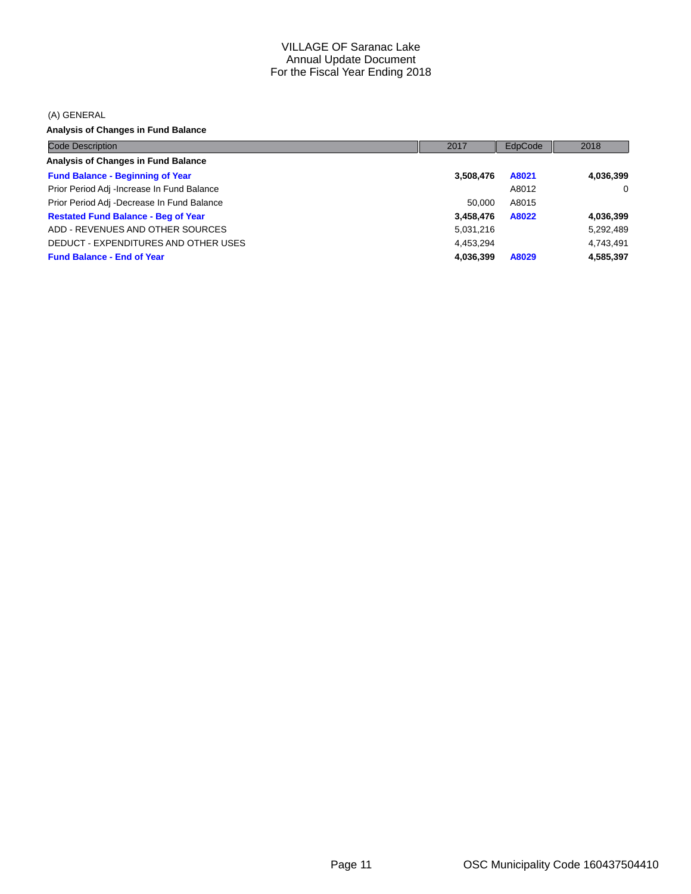# VILLAGE OF Saranac Lake
## Annual Update Document
## For the Fiscal Year Ending 2018

(A) GENERAL

**Analysis of Changes in Fund Balance**

| Code Description | 2017 | EdpCode | 2018 |
|---|---|---|---|
| **Analysis of Changes in Fund Balance** | | | |
| **Fund Balance - Beginning of Year** | **3,508,476** | **A8021** | **4,036,399** |
| Prior Period Adj -Increase In Fund Balance | | A8012 | 0 |
| Prior Period Adj -Decrease In Fund Balance | 50,000 | A8015 | |
| **Restated Fund Balance - Beg of Year** | **3,458,476** | **A8022** | **4,036,399** |
| ADD - REVENUES AND OTHER SOURCES | 5,031,216 | | 5,292,489 |
| DEDUCT - EXPENDITURES AND OTHER USES | 4,453,294 | | 4,743,491 |
| **Fund Balance - End of Year** | **4,036,399** | **A8029** | **4,585,397** |

OSC Municipality Code 160437504410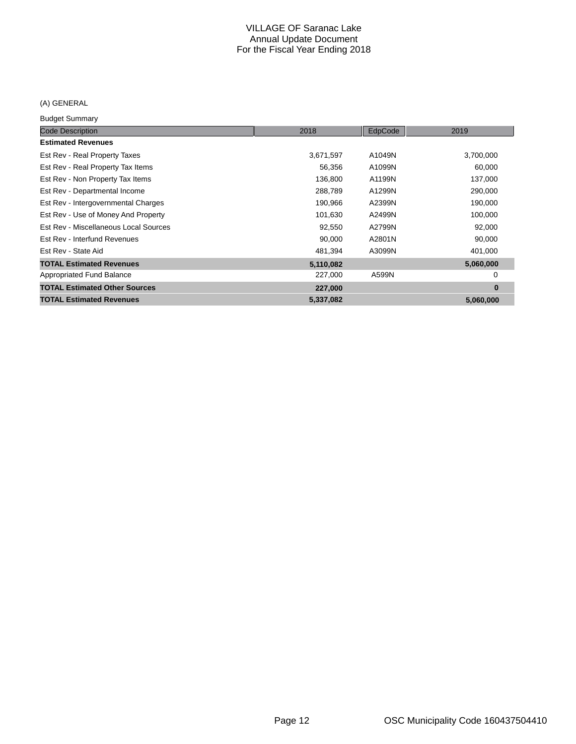# VILLAGE OF Saranac Lake
## Annual Update Document
## For the Fiscal Year Ending 2018

(A) GENERAL

Budget Summary

| Code Description | 2018 | EdpCode | 2019 |
|---|---|---|---|
| **Estimated Revenues** | | | |
| Est Rev - Real Property Taxes | 3,671,597 | A1049N | 3,700,000 |
| Est Rev - Real Property Tax Items | 56,356 | A1099N | 60,000 |
| Est Rev - Non Property Tax Items | 136,800 | A1199N | 137,000 |
| Est Rev - Departmental Income | 288,789 | A1299N | 290,000 |
| Est Rev - Intergovernmental Charges | 190,966 | A2399N | 190,000 |
| Est Rev - Use of Money And Property | 101,630 | A2499N | 100,000 |
| Est Rev - Miscellaneous Local Sources | 92,550 | A2799N | 92,000 |
| Est Rev - Interfund Revenues | 90,000 | A2801N | 90,000 |
| Est Rev - State Aid | 481,394 | A3099N | 401,000 |
| **TOTAL Estimated Revenues** | **5,110,082** | | **5,060,000** |
| Appropriated Fund Balance | 227,000 | A599N | 0 |
| **TOTAL Estimated Other Sources** | **227,000** | | **0** |
| **TOTAL Estimated Revenues** | **5,337,082** | | **5,060,000** |

OSC Municipality Code 160437504410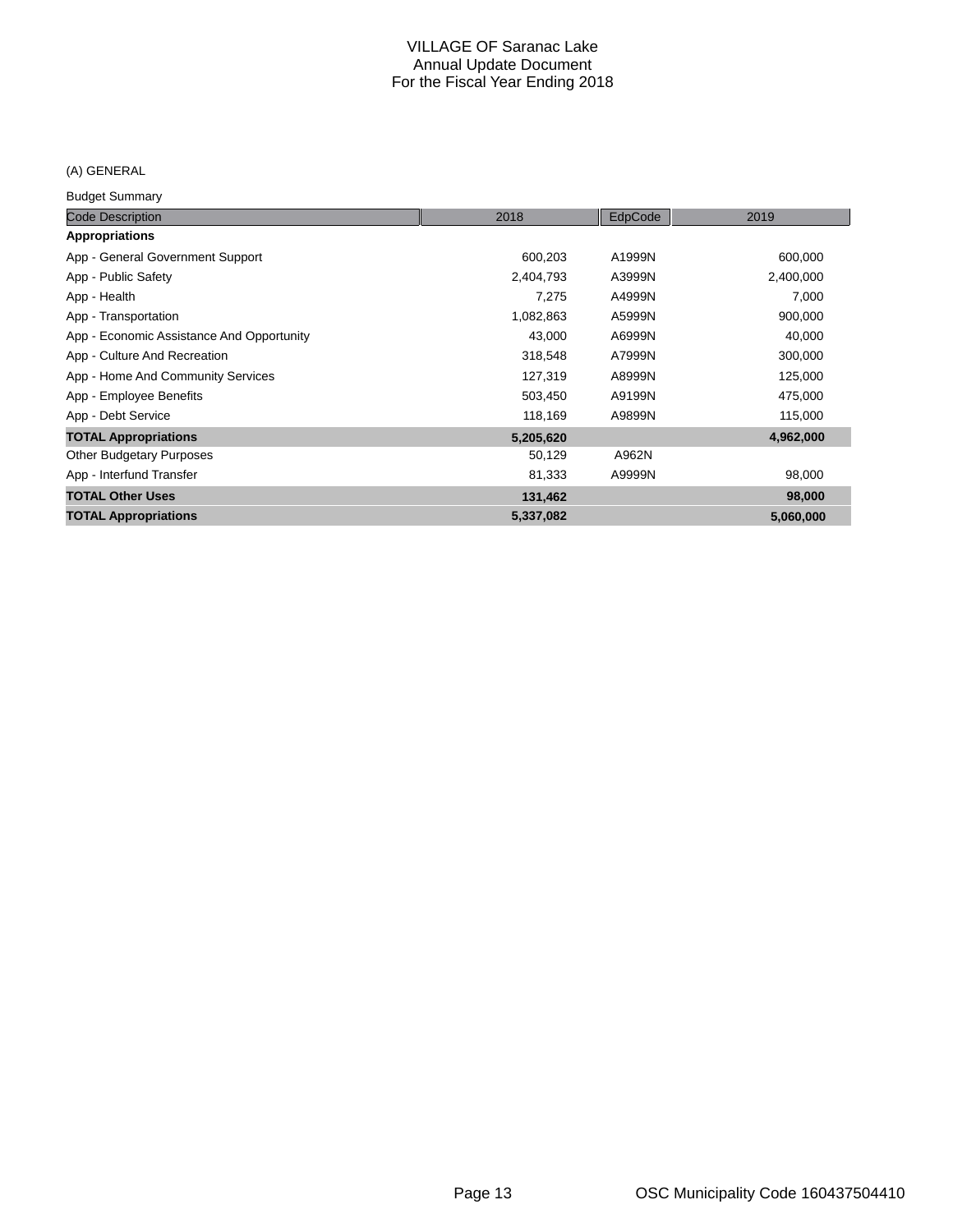# VILLAGE OF Saranac Lake
## Annual Update Document
### For the Fiscal Year Ending 2018

(A) GENERAL

Budget Summary

| Code Description | 2018 | EdpCode | 2019 |
|---|---|---|---|
| **Appropriations** | | | |
| App - General Government Support | 600,203 | A1999N | 600,000 |
| App - Public Safety | 2,404,793 | A3999N | 2,400,000 |
| App - Health | 7,275 | A4999N | 7,000 |
| App - Transportation | 1,082,863 | A5999N | 900,000 |
| App - Economic Assistance And Opportunity | 43,000 | A6999N | 40,000 |
| App - Culture And Recreation | 318,548 | A7999N | 300,000 |
| App - Home And Community Services | 127,319 | A8999N | 125,000 |
| App - Employee Benefits | 503,450 | A9199N | 475,000 |
| App - Debt Service | 118,169 | A9899N | 115,000 |
| **TOTAL Appropriations** | **5,205,620** | | **4,962,000** |
| Other Budgetary Purposes | 50,129 | A962N | |
| App - Interfund Transfer | 81,333 | A9999N | 98,000 |
| **TOTAL Other Uses** | **131,462** | | **98,000** |
| **TOTAL Appropriations** | **5,337,082** | | **5,060,000** |

OSC Municipality Code 160437504410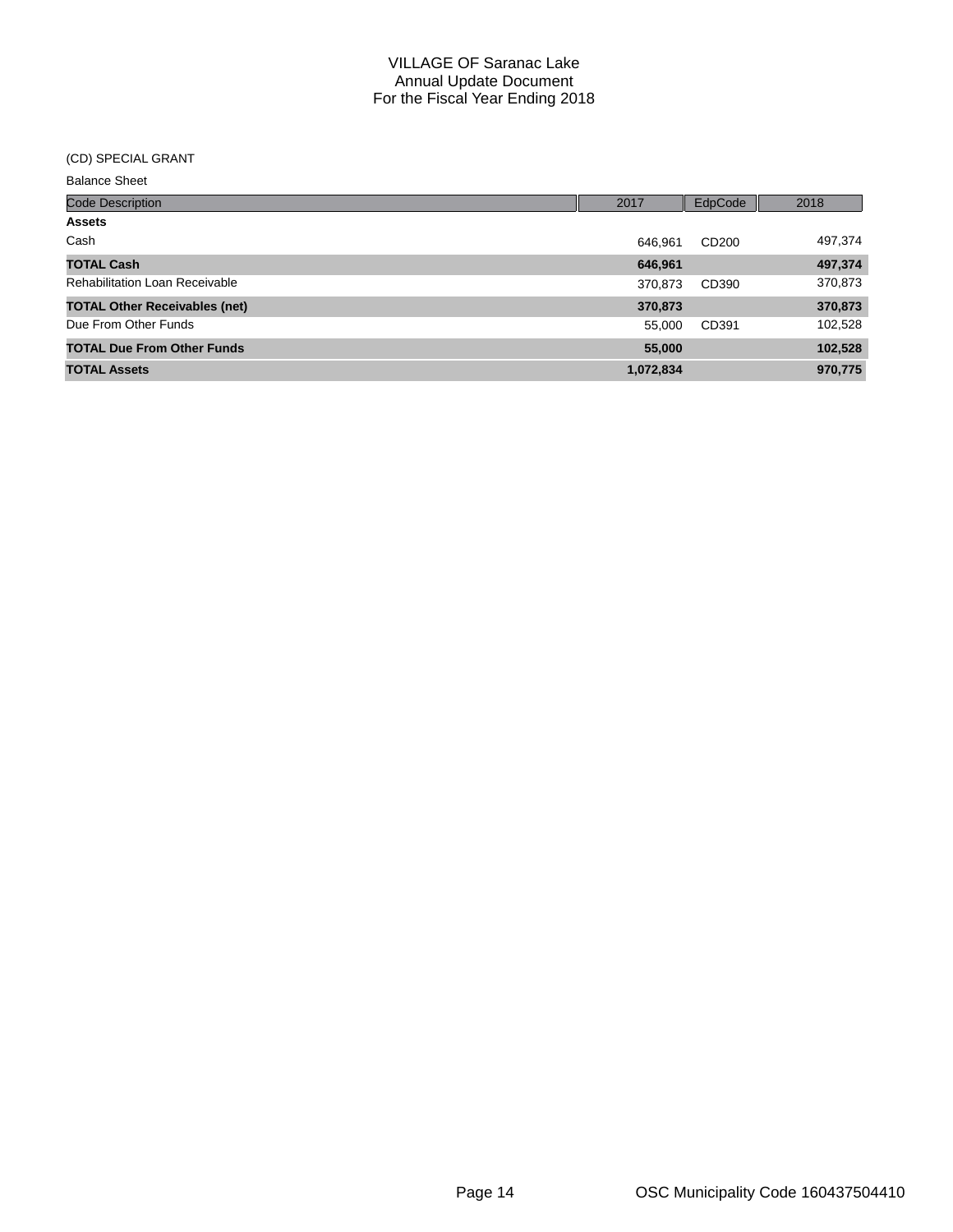# VILLAGE OF Saranac Lake
## Annual Update Document
## For the Fiscal Year Ending 2018

(CD) SPECIAL GRANT

Balance Sheet

| Code Description | 2017 | EdpCode | 2018 |
|---|---|---|---|
| **Assets** | | | |
| Cash | 646,961 | CD200 | 497,374 |
| **TOTAL Cash** | **646,961** | | **497,374** |
| Rehabilitation Loan Receivable | 370,873 | CD390 | 370,873 |
| **TOTAL Other Receivables (net)** | **370,873** | | **370,873** |
| Due From Other Funds | 55,000 | CD391 | 102,528 |
| **TOTAL Due From Other Funds** | **55,000** | | **102,528** |
| **TOTAL Assets** | **1,072,834** | | **970,775** |

OSC Municipality Code 160437504410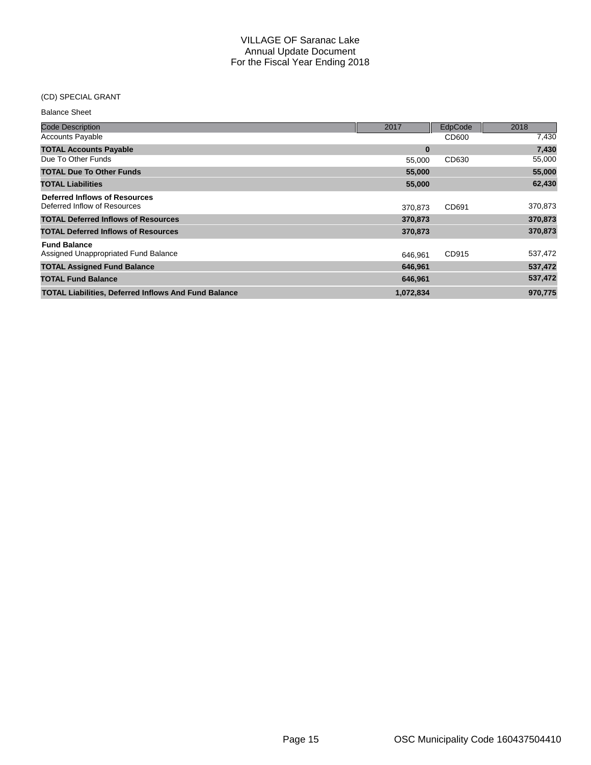# VILLAGE OF Saranac Lake
## Annual Update Document
## For the Fiscal Year Ending 2018

(CD) SPECIAL GRANT

Balance Sheet

| Code Description | 2017 | EdpCode | 2018 |
|---|---|---|---|
| Accounts Payable | | CD600 | 7,430 |
| **TOTAL Accounts Payable** | **0** | | **7,430** |
| Due To Other Funds | 55,000 | CD630 | 55,000 |
| **TOTAL Due To Other Funds** | **55,000** | | **55,000** |
| **TOTAL Liabilities** | **55,000** | | **62,430** |
| **Deferred Inflows of Resources** | | | |
| Deferred Inflow of Resources | 370,873 | CD691 | 370,873 |
| **TOTAL Deferred Inflows of Resources** | **370,873** | | **370,873** |
| **TOTAL Deferred Inflows of Resources** | **370,873** | | **370,873** |
| **Fund Balance** | | | |
| Assigned Unappropriated Fund Balance | 646,961 | CD915 | 537,472 |
| **TOTAL Assigned Fund Balance** | **646,961** | | **537,472** |
| **TOTAL Fund Balance** | **646,961** | | **537,472** |
| **TOTAL Liabilities, Deferred Inflows And Fund Balance** | **1,072,834** | | **970,775** |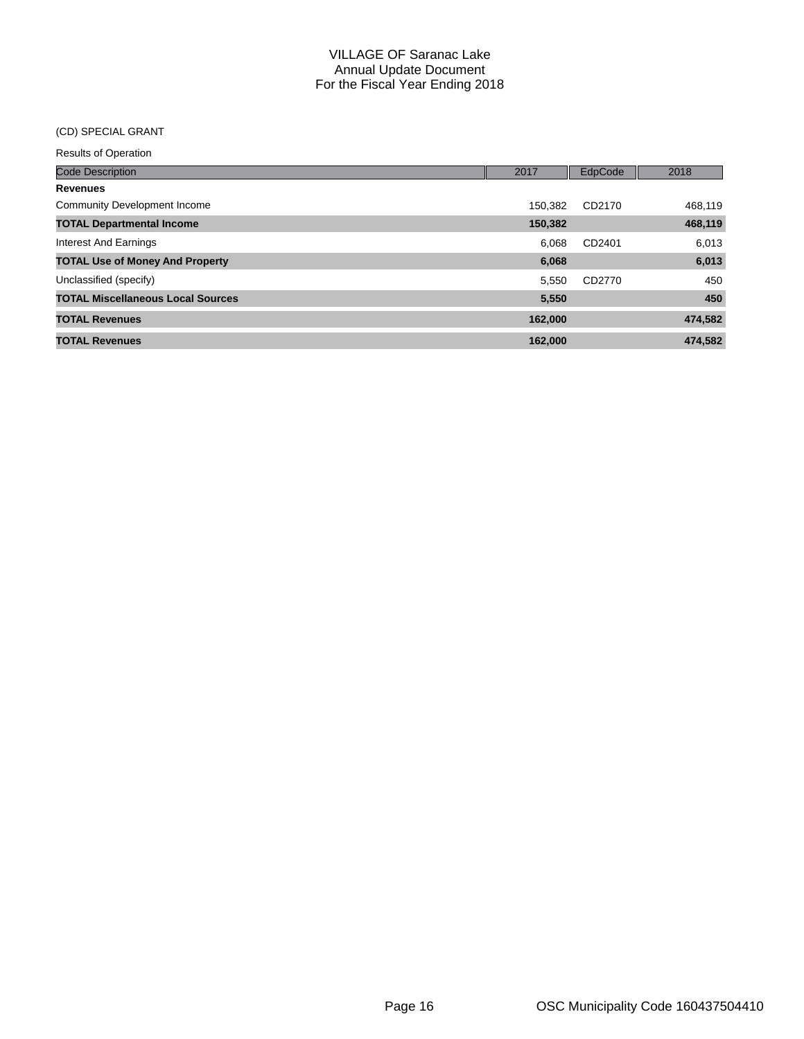# VILLAGE OF Saranac Lake
## Annual Update Document
## For the Fiscal Year Ending 2018

(CD) SPECIAL GRANT

Results of Operation

| Code Description | 2017 | EdpCode | 2018 |
|---|---|---|---|
| **Revenues** | | | |
| Community Development Income | 150,382 | CD2170 | 468,119 |
| **TOTAL Departmental Income** | **150,382** | | **468,119** |
| Interest And Earnings | 6,068 | CD2401 | 6,013 |
| **TOTAL Use of Money And Property** | **6,068** | | **6,013** |
| Unclassified (specify) | 5,550 | CD2770 | 450 |
| **TOTAL Miscellaneous Local Sources** | **5,550** | | **450** |
| **TOTAL Revenues** | **162,000** | | **474,582** |
| **TOTAL Revenues** | **162,000** | | **474,582** |

OSC Municipality Code 160437504410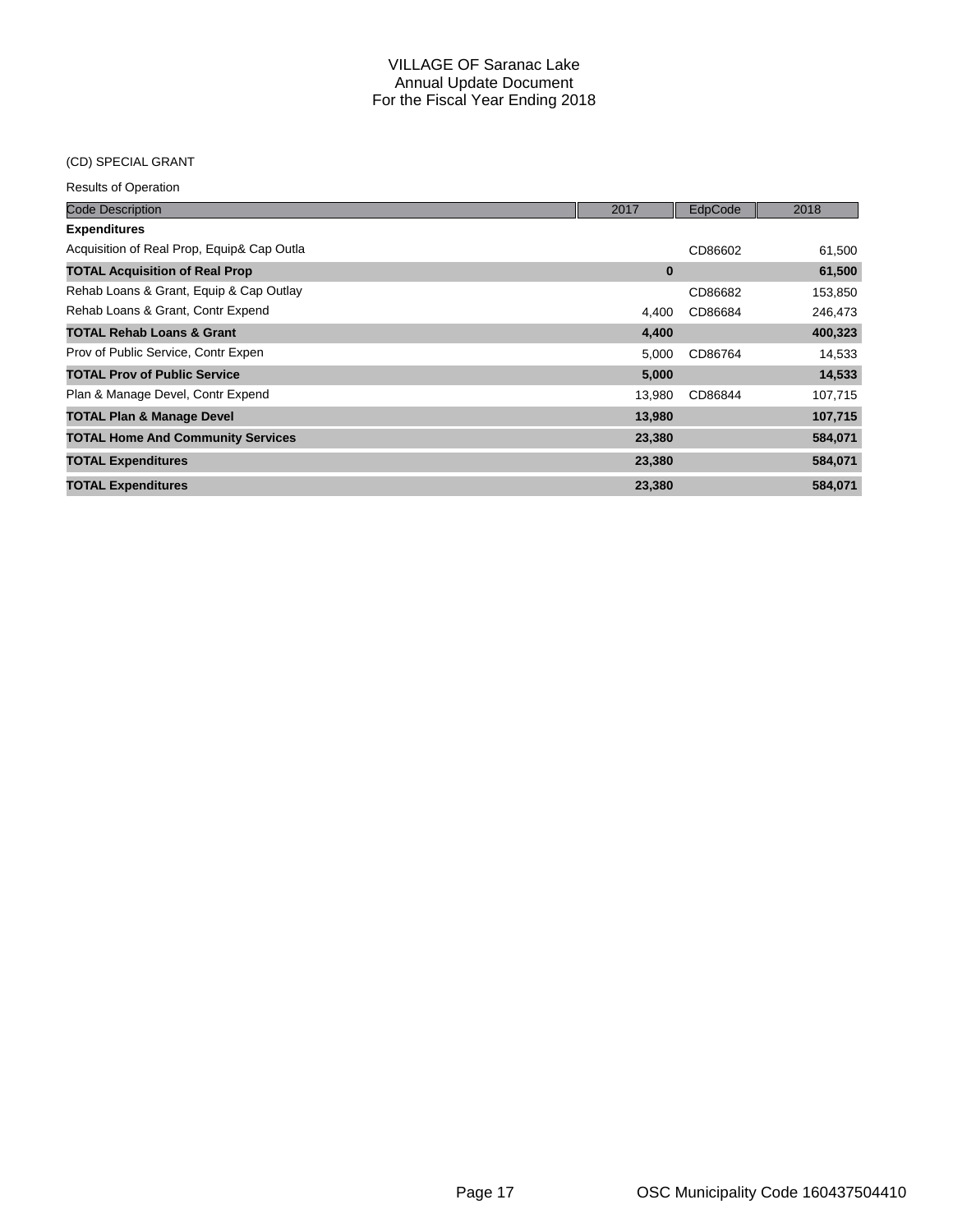# VILLAGE OF Saranac Lake
## Annual Update Document
## For the Fiscal Year Ending 2018

(CD) SPECIAL GRANT

Results of Operation

| Code Description | 2017 | EdpCode | 2018 |
|---|---|---|---|
| **Expenditures** | | | |
| Acquisition of Real Prop, Equip& Cap Outla | | CD86602 | 61,500 |
| **TOTAL Acquisition of Real Prop** | **0** | | **61,500** |
| Rehab Loans & Grant, Equip & Cap Outlay | | CD86682 | 153,850 |
| Rehab Loans & Grant, Contr Expend | 4,400 | CD86684 | 246,473 |
| **TOTAL Rehab Loans & Grant** | **4,400** | | **400,323** |
| Prov of Public Service, Contr Expen | 5,000 | CD86764 | 14,533 |
| **TOTAL Prov of Public Service** | **5,000** | | **14,533** |
| Plan & Manage Devel, Contr Expend | 13,980 | CD86844 | 107,715 |
| **TOTAL Plan & Manage Devel** | **13,980** | | **107,715** |
| **TOTAL Home And Community Services** | **23,380** | | **584,071** |
| **TOTAL Expenditures** | **23,380** | | **584,071** |
| **TOTAL Expenditures** | **23,380** | | **584,071** |

OSC Municipality Code 160437504410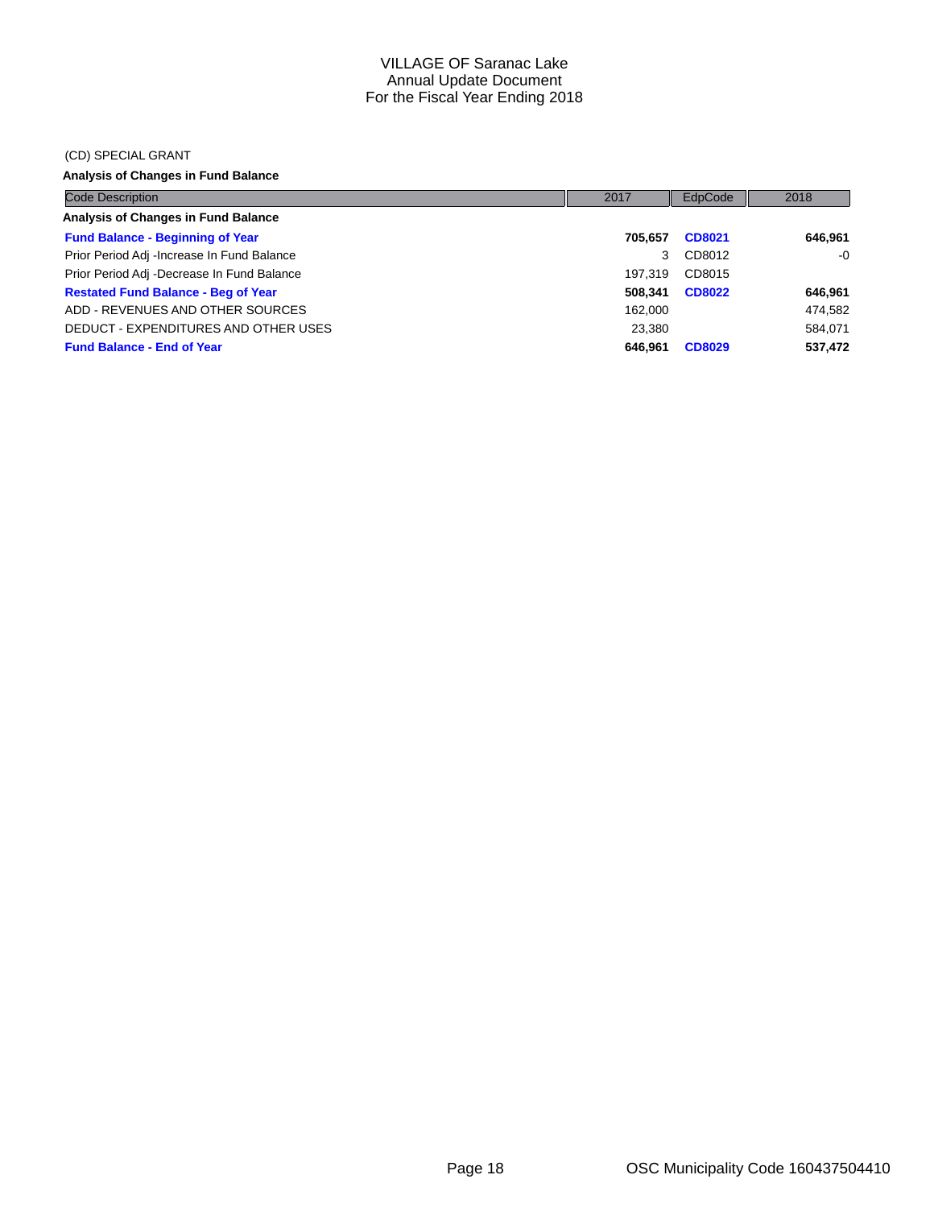VILLAGE OF Saranac Lake
Annual Update Document
For the Fiscal Year Ending 2018

(CD) SPECIAL GRANT

**Analysis of Changes in Fund Balance**

| Code Description | 2017 | EdpCode | 2018 |
|---|---|---|---|
| **Analysis of Changes in Fund Balance** | | | |
| **Fund Balance - Beginning of Year** | **705,657** | **CD8021** | **646,961** |
| Prior Period Adj -Increase In Fund Balance | 3 | CD8012 | -0 |
| Prior Period Adj -Decrease In Fund Balance | 197,319 | CD8015 | |
| **Restated Fund Balance - Beg of Year** | **508,341** | **CD8022** | **646,961** |
| ADD - REVENUES AND OTHER SOURCES | 162,000 | | 474,582 |
| DEDUCT - EXPENDITURES AND OTHER USES | 23,380 | | 584,071 |
| **Fund Balance - End of Year** | **646,961** | **CD8029** | **537,472** |

OSC Municipality Code 160437504410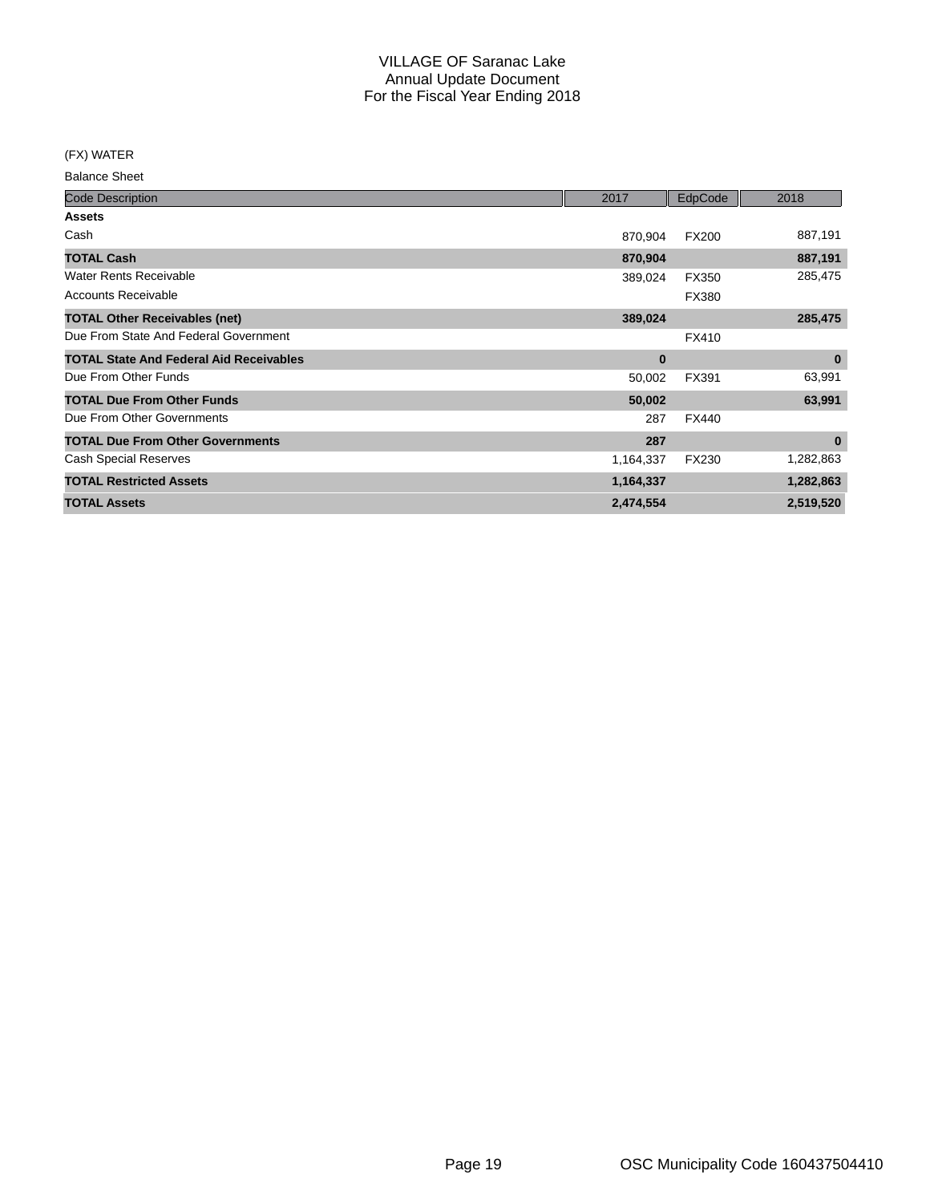# VILLAGE OF Saranac Lake
## Annual Update Document
## For the Fiscal Year Ending 2018

(FX) WATER

Balance Sheet

| Code Description | 2017 | EdpCode | 2018 |
|---|---|---|---|
| **Assets** | | | |
| Cash | 870,904 | FX200 | 887,191 |
| **TOTAL Cash** | **870,904** | | **887,191** |
| Water Rents Receivable | 389,024 | FX350 | 285,475 |
| Accounts Receivable | | FX380 | |
| **TOTAL Other Receivables (net)** | **389,024** | | **285,475** |
| Due From State And Federal Government | | FX410 | |
| **TOTAL State And Federal Aid Receivables** | **0** | | **0** |
| Due From Other Funds | 50,002 | FX391 | 63,991 |
| **TOTAL Due From Other Funds** | **50,002** | | **63,991** |
| Due From Other Governments | 287 | FX440 | |
| **TOTAL Due From Other Governments** | **287** | | **0** |
| Cash Special Reserves | 1,164,337 | FX230 | 1,282,863 |
| **TOTAL Restricted Assets** | **1,164,337** | | **1,282,863** |
| **TOTAL Assets** | **2,474,554** | | **2,519,520** |

OSC Municipality Code 160437504410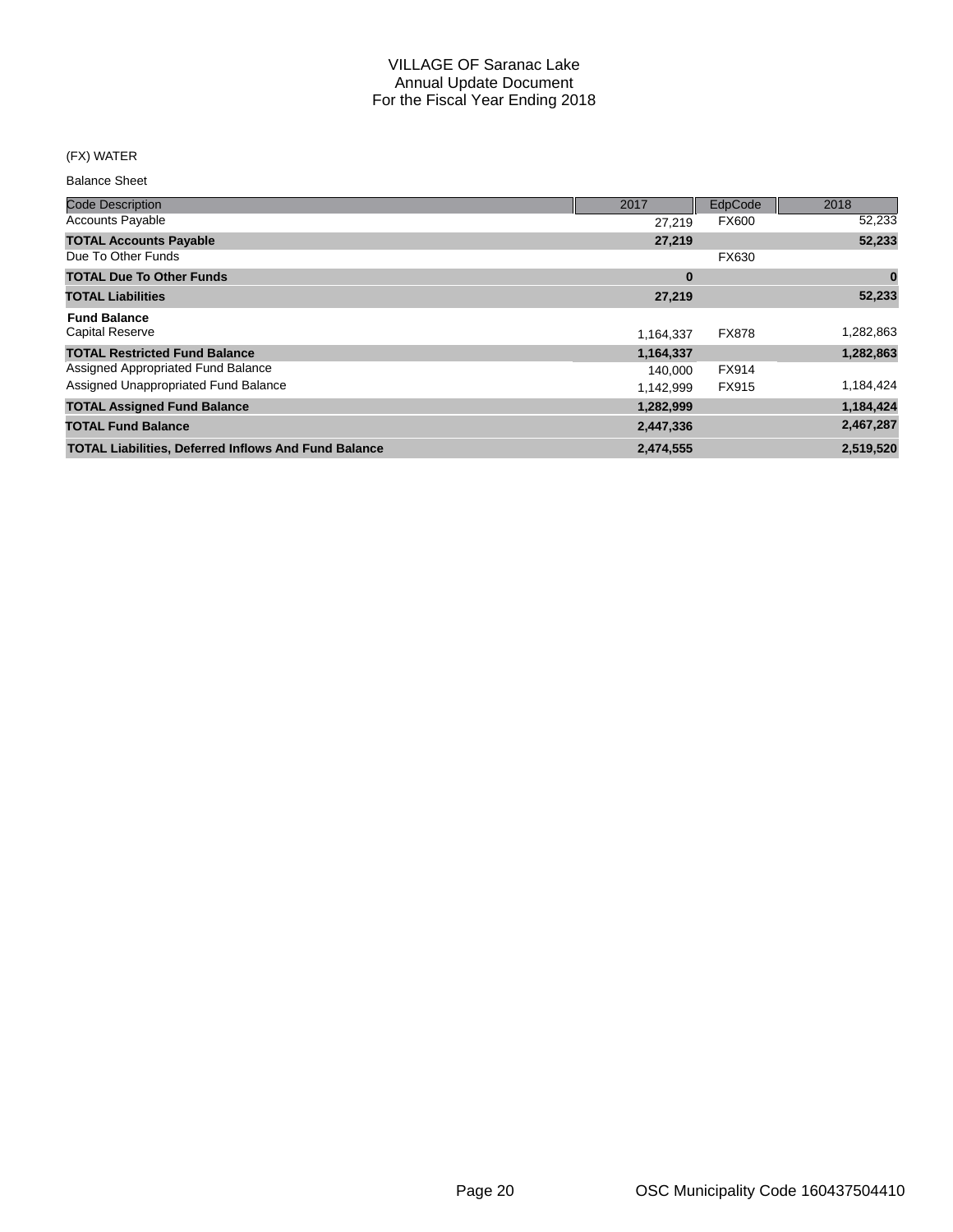# VILLAGE OF Saranac Lake
## Annual Update Document
## For the Fiscal Year Ending 2018

(FX) WATER

Balance Sheet

| Code Description | 2017 | EdpCode | 2018 |
|---|---|---|---|
| Accounts Payable | 27,219 | FX600 | 52,233 |
| **TOTAL Accounts Payable** | **27,219** | | **52,233** |
| Due To Other Funds | | FX630 | |
| **TOTAL Due To Other Funds** | **0** | | **0** |
| **TOTAL Liabilities** | **27,219** | | **52,233** |
| **Fund Balance** | | | |
| Capital Reserve | 1,164,337 | FX878 | 1,282,863 |
| **TOTAL Restricted Fund Balance** | **1,164,337** | | **1,282,863** |
| Assigned Appropriated Fund Balance | 140,000 | FX914 | |
| Assigned Unappropriated Fund Balance | 1,142,999 | FX915 | 1,184,424 |
| **TOTAL Assigned Fund Balance** | **1,282,999** | | **1,184,424** |
| **TOTAL Fund Balance** | **2,447,336** | | **2,467,287** |
| **TOTAL Liabilities, Deferred Inflows And Fund Balance** | **2,474,555** | | **2,519,520** |

OSC Municipality Code 160437504410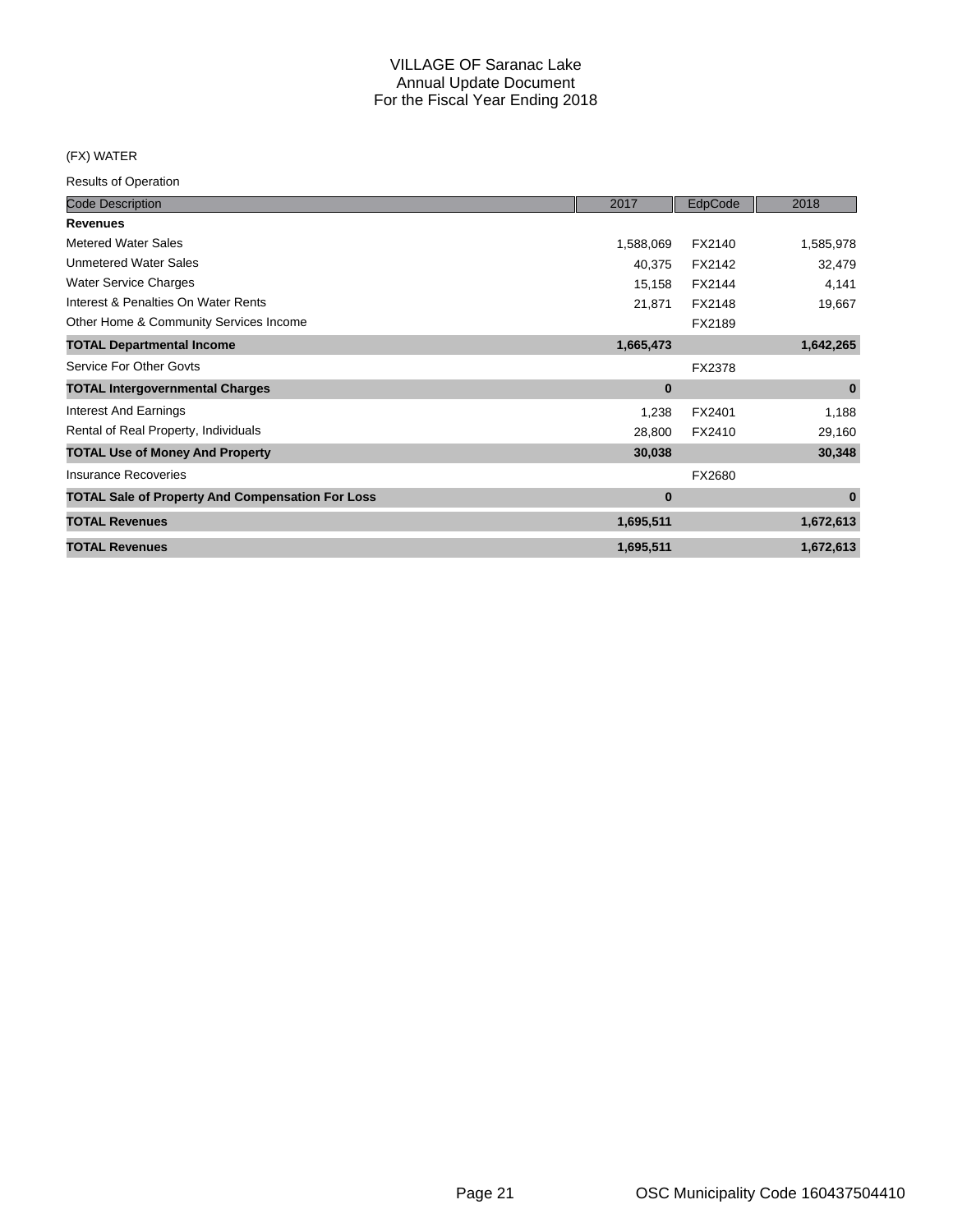# VILLAGE OF Saranac Lake
## Annual Update Document
## For the Fiscal Year Ending 2018

(FX) WATER

Results of Operation

| Code Description | 2017 | EdpCode | 2018 |
|---|---|---|---|
| **Revenues** | | | |
| Metered Water Sales | 1,588,069 | FX2140 | 1,585,978 |
| Unmetered Water Sales | 40,375 | FX2142 | 32,479 |
| Water Service Charges | 15,158 | FX2144 | 4,141 |
| Interest & Penalties On Water Rents | 21,871 | FX2148 | 19,667 |
| Other Home & Community Services Income | | FX2189 | |
| **TOTAL Departmental Income** | **1,665,473** | | **1,642,265** |
| Service For Other Govts | | FX2378 | |
| **TOTAL Intergovernmental Charges** | **0** | | **0** |
| Interest And Earnings | 1,238 | FX2401 | 1,188 |
| Rental of Real Property, Individuals | 28,800 | FX2410 | 29,160 |
| **TOTAL Use of Money And Property** | **30,038** | | **30,348** |
| Insurance Recoveries | | FX2680 | |
| **TOTAL Sale of Property And Compensation For Loss** | **0** | | **0** |
| **TOTAL Revenues** | **1,695,511** | | **1,672,613** |
| **TOTAL Revenues** | **1,695,511** | | **1,672,613** |

OSC Municipality Code 160437504410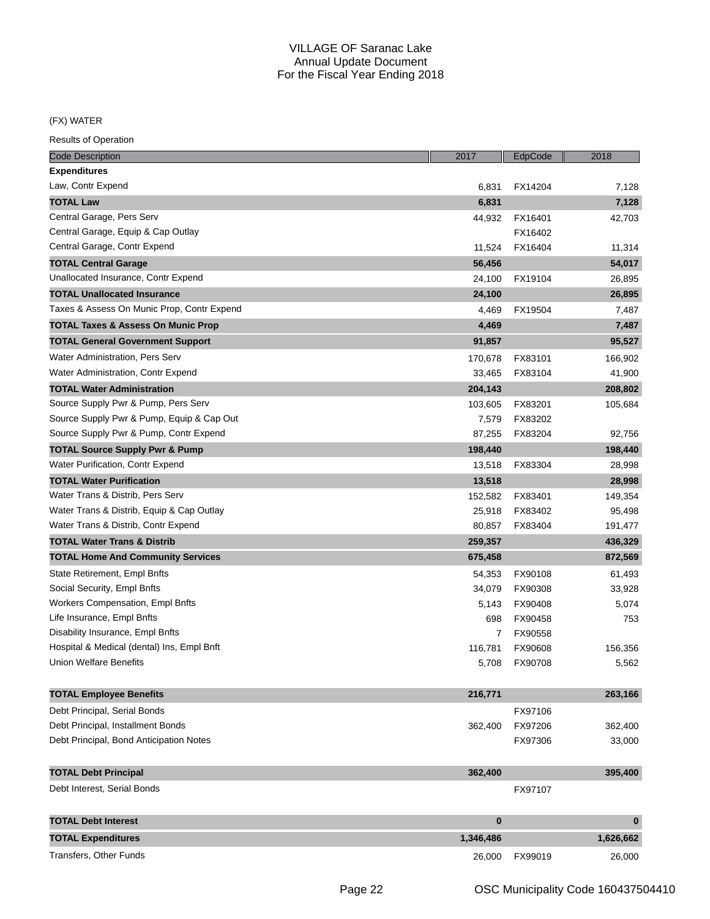# VILLAGE OF Saranac Lake
## Annual Update Document
## For the Fiscal Year Ending 2018

(FX) WATER

Results of Operation

| Code Description | 2017 | EdpCode | 2018 |
|---|---|---|---|
| **Expenditures** | | | |
| Law, Contr Expend | 6,831 | FX14204 | 7,128 |
| **TOTAL Law** | **6,831** | | **7,128** |
| Central Garage, Pers Serv | 44,932 | FX16401 | 42,703 |
| Central Garage, Equip & Cap Outlay | | FX16402 | |
| Central Garage, Contr Expend | 11,524 | FX16404 | 11,314 |
| **TOTAL Central Garage** | **56,456** | | **54,017** |
| Unallocated Insurance, Contr Expend | 24,100 | FX19104 | 26,895 |
| **TOTAL Unallocated Insurance** | **24,100** | | **26,895** |
| Taxes & Assess On Munic Prop, Contr Expend | 4,469 | FX19504 | 7,487 |
| **TOTAL Taxes & Assess On Munic Prop** | **4,469** | | **7,487** |
| **TOTAL General Government Support** | **91,857** | | **95,527** |
| Water Administration, Pers Serv | 170,678 | FX83101 | 166,902 |
| Water Administration, Contr Expend | 33,465 | FX83104 | 41,900 |
| **TOTAL Water Administration** | **204,143** | | **208,802** |
| Source Supply Pwr & Pump, Pers Serv | 103,605 | FX83201 | 105,684 |
| Source Supply Pwr & Pump, Equip & Cap Out | 7,579 | FX83202 | |
| Source Supply Pwr & Pump, Contr Expend | 87,255 | FX83204 | 92,756 |
| **TOTAL Source Supply Pwr & Pump** | **198,440** | | **198,440** |
| Water Purification, Contr Expend | 13,518 | FX83304 | 28,998 |
| **TOTAL Water Purification** | **13,518** | | **28,998** |
| Water Trans & Distrib, Pers Serv | 152,582 | FX83401 | 149,354 |
| Water Trans & Distrib, Equip & Cap Outlay | 25,918 | FX83402 | 95,498 |
| Water Trans & Distrib, Contr Expend | 80,857 | FX83404 | 191,477 |
| **TOTAL Water Trans & Distrib** | **259,357** | | **436,329** |
| **TOTAL Home And Community Services** | **675,458** | | **872,569** |
| State Retirement, Empl Bnfts | 54,353 | FX90108 | 61,493 |
| Social Security, Empl Bnfts | 34,079 | FX90308 | 33,928 |
| Workers Compensation, Empl Bnfts | 5,143 | FX90408 | 5,074 |
| Life Insurance, Empl Bnfts | 698 | FX90458 | 753 |
| Disability Insurance, Empl Bnfts | 7 | FX90558 | |
| Hospital & Medical (dental) Ins, Empl Bnft | 116,781 | FX90608 | 156,356 |
| Union Welfare Benefits | 5,708 | FX90708 | 5,562 |
| **TOTAL Employee Benefits** | **216,771** | | **263,166** |
| Debt Principal, Serial Bonds | | FX97106 | |
| Debt Principal, Installment Bonds | 362,400 | FX97206 | 362,400 |
| Debt Principal, Bond Anticipation Notes | | FX97306 | 33,000 |
| **TOTAL Debt Principal** | **362,400** | | **395,400** |
| Debt Interest, Serial Bonds | | FX97107 | |
| **TOTAL Debt Interest** | **0** | | **0** |
| **TOTAL Expenditures** | **1,346,486** | | **1,626,662** |
| Transfers, Other Funds | 26,000 | FX99019 | 26,000 |

OSC Municipality Code 160437504410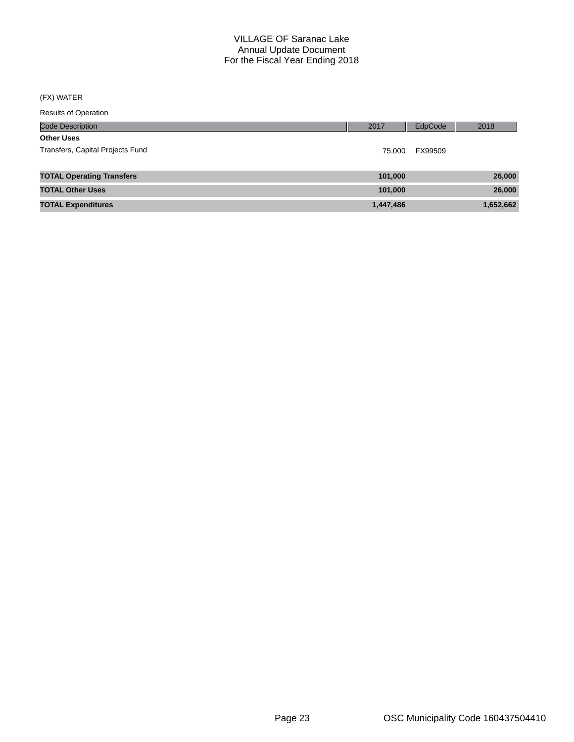# VILLAGE OF Saranac Lake
## Annual Update Document
## For the Fiscal Year Ending 2018

(FX) WATER

Results of Operation

| Code Description | 2017 | EdpCode | 2018 |
| --- | --- | --- | --- |
| **Other Uses** | | | |
| Transfers, Capital Projects Fund | 75,000 | FX99509 | |
| **TOTAL Operating Transfers** | **101,000** | | **26,000** |
| **TOTAL Other Uses** | **101,000** | | **26,000** |
| **TOTAL Expenditures** | **1,447,486** | | **1,652,662** |

OSC Municipality Code 160437504410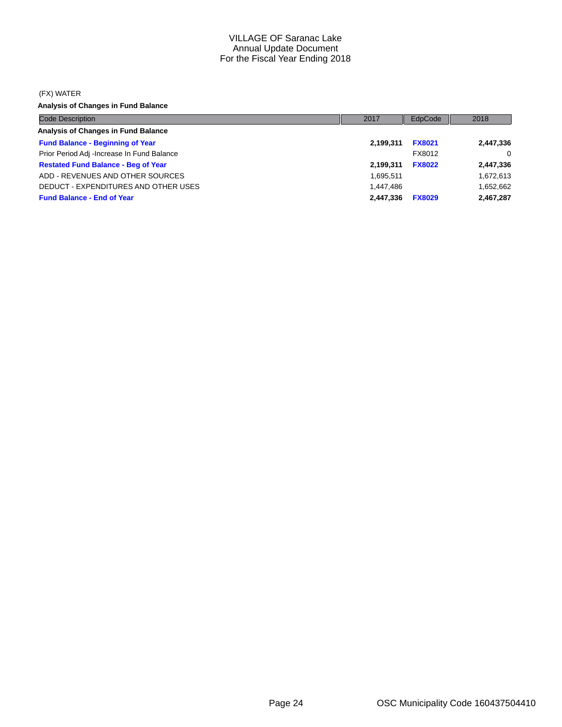# VILLAGE OF Saranac Lake
## Annual Update Document
## For the Fiscal Year Ending 2018

(FX) WATER

**Analysis of Changes in Fund Balance**

| Code Description | 2017 | EdpCode | 2018 |
|---|---|---|---|
| **Analysis of Changes in Fund Balance** | | | |
| **Fund Balance - Beginning of Year** | **2,199,311** | **FX8021** | **2,447,336** |
| Prior Period Adj -Increase In Fund Balance | | FX8012 | 0 |
| **Restated Fund Balance - Beg of Year** | **2,199,311** | **FX8022** | **2,447,336** |
| ADD - REVENUES AND OTHER SOURCES | 1,695,511 | | 1,672,613 |
| DEDUCT - EXPENDITURES AND OTHER USES | 1,447,486 | | 1,652,662 |
| **Fund Balance - End of Year** | **2,447,336** | **FX8029** | **2,467,287** |

OSC Municipality Code 160437504410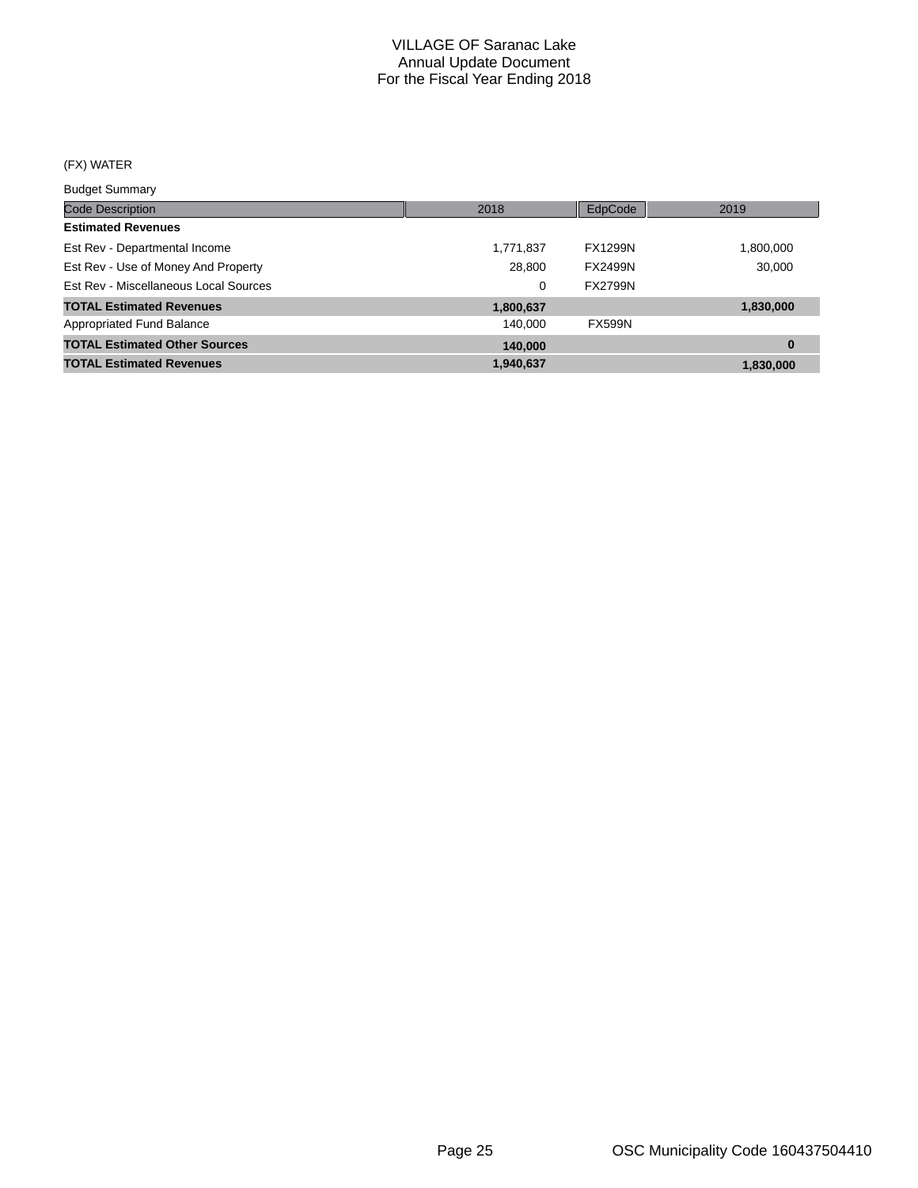# VILLAGE OF Saranac Lake
## Annual Update Document
## For the Fiscal Year Ending 2018

(FX) WATER

Budget Summary

| Code Description | 2018 | EdpCode | 2019 |
|---|---|---|---|
| **Estimated Revenues** | | | |
| Est Rev - Departmental Income | 1,771,837 | FX1299N | 1,800,000 |
| Est Rev - Use of Money And Property | 28,800 | FX2499N | 30,000 |
| Est Rev - Miscellaneous Local Sources | 0 | FX2799N | |
| **TOTAL Estimated Revenues** | **1,800,637** | | **1,830,000** |
| Appropriated Fund Balance | 140,000 | FX599N | |
| **TOTAL Estimated Other Sources** | **140,000** | | **0** |
| **TOTAL Estimated Revenues** | **1,940,637** | | **1,830,000** |

OSC Municipality Code 160437504410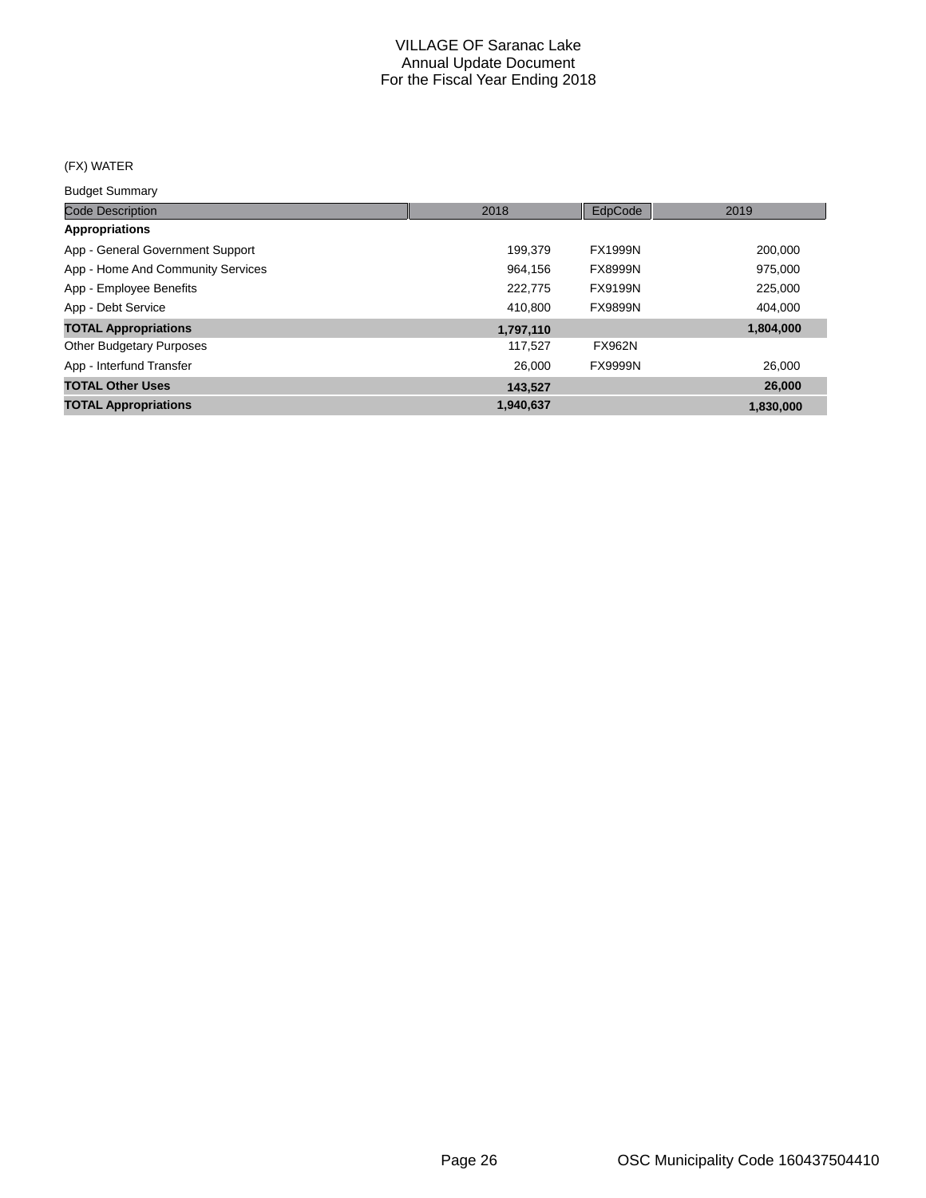# VILLAGE OF Saranac Lake
## Annual Update Document
## For the Fiscal Year Ending 2018

(FX) WATER

Budget Summary

| Code Description | 2018 | EdpCode | 2019 |
|---|---|---|---|
| **Appropriations** | | | |
| App - General Government Support | 199,379 | FX1999N | 200,000 |
| App - Home And Community Services | 964,156 | FX8999N | 975,000 |
| App - Employee Benefits | 222,775 | FX9199N | 225,000 |
| App - Debt Service | 410,800 | FX9899N | 404,000 |
| **TOTAL Appropriations** | **1,797,110** | | **1,804,000** |
| Other Budgetary Purposes | 117,527 | FX962N | |
| App - Interfund Transfer | 26,000 | FX9999N | 26,000 |
| **TOTAL Other Uses** | **143,527** | | **26,000** |
| **TOTAL Appropriations** | **1,940,637** | | **1,830,000** |

OSC Municipality Code 160437504410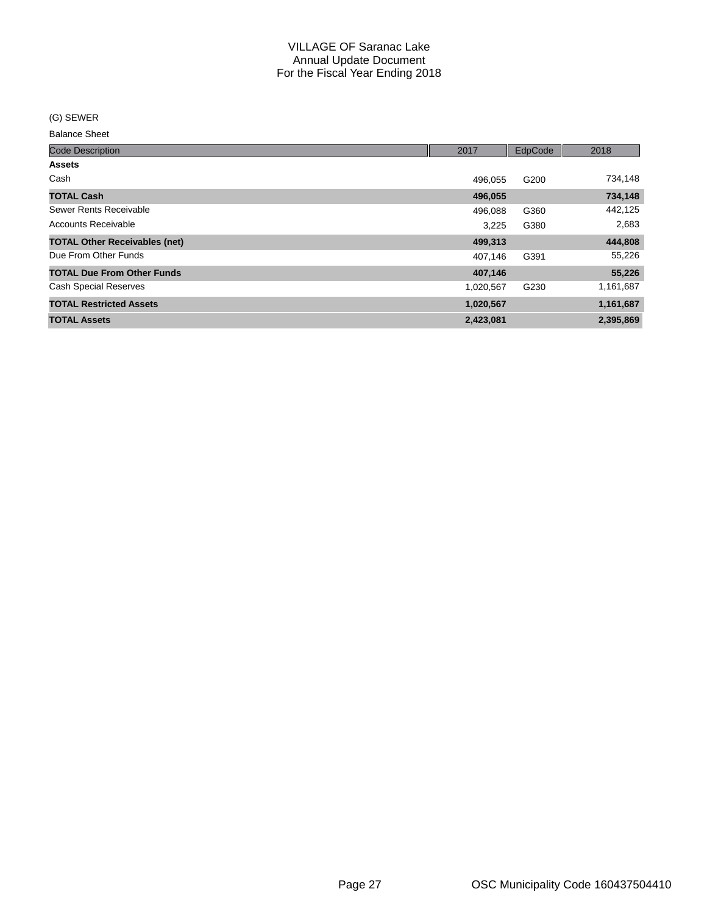# VILLAGE OF Saranac Lake
## Annual Update Document
## For the Fiscal Year Ending 2018

(G) SEWER

Balance Sheet

| Code Description | 2017 | EdpCode | 2018 |
|---|---|---|---|
| **Assets** | | | |
| Cash | 496,055 | G200 | 734,148 |
| **TOTAL Cash** | **496,055** | | **734,148** |
| Sewer Rents Receivable | 496,088 | G360 | 442,125 |
| Accounts Receivable | 3,225 | G380 | 2,683 |
| **TOTAL Other Receivables (net)** | **499,313** | | **444,808** |
| Due From Other Funds | 407,146 | G391 | 55,226 |
| **TOTAL Due From Other Funds** | **407,146** | | **55,226** |
| Cash Special Reserves | 1,020,567 | G230 | 1,161,687 |
| **TOTAL Restricted Assets** | **1,020,567** | | **1,161,687** |
| **TOTAL Assets** | **2,423,081** | | **2,395,869** |

OSC Municipality Code 160437504410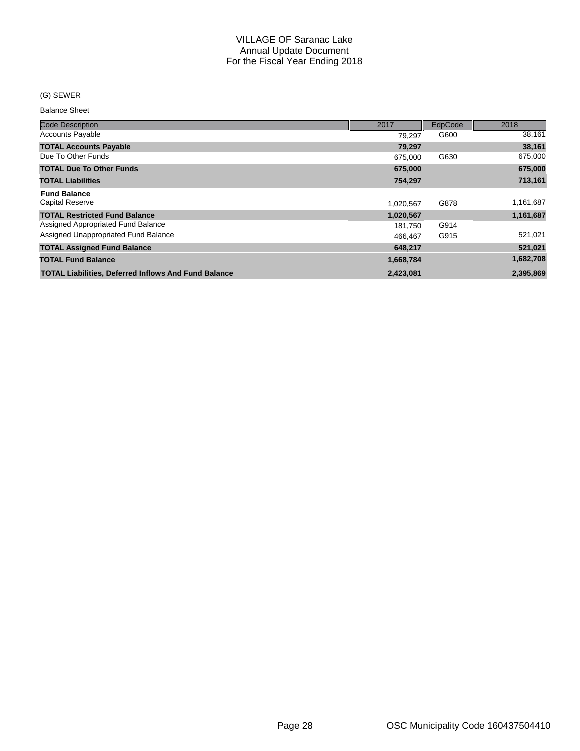VILLAGE OF Saranac Lake
Annual Update Document
For the Fiscal Year Ending 2018

(G) SEWER

Balance Sheet

| Code Description | 2017 | EdpCode | 2018 |
|---|---|---|---|
| Accounts Payable | 79,297 | G600 | 38,161 |
| **TOTAL Accounts Payable** | **79,297** | | **38,161** |
| Due To Other Funds | 675,000 | G630 | 675,000 |
| **TOTAL Due To Other Funds** | **675,000** | | **675,000** |
| **TOTAL Liabilities** | **754,297** | | **713,161** |
| **Fund Balance** | | | |
| Capital Reserve | 1,020,567 | G878 | 1,161,687 |
| **TOTAL Restricted Fund Balance** | **1,020,567** | | **1,161,687** |
| Assigned Appropriated Fund Balance | 181,750 | G914 | |
| Assigned Unappropriated Fund Balance | 466,467 | G915 | 521,021 |
| **TOTAL Assigned Fund Balance** | **648,217** | | **521,021** |
| **TOTAL Fund Balance** | **1,668,784** | | **1,682,708** |
| **TOTAL Liabilities, Deferred Inflows And Fund Balance** | **2,423,081** | | **2,395,869** |

OSC Municipality Code 160437504410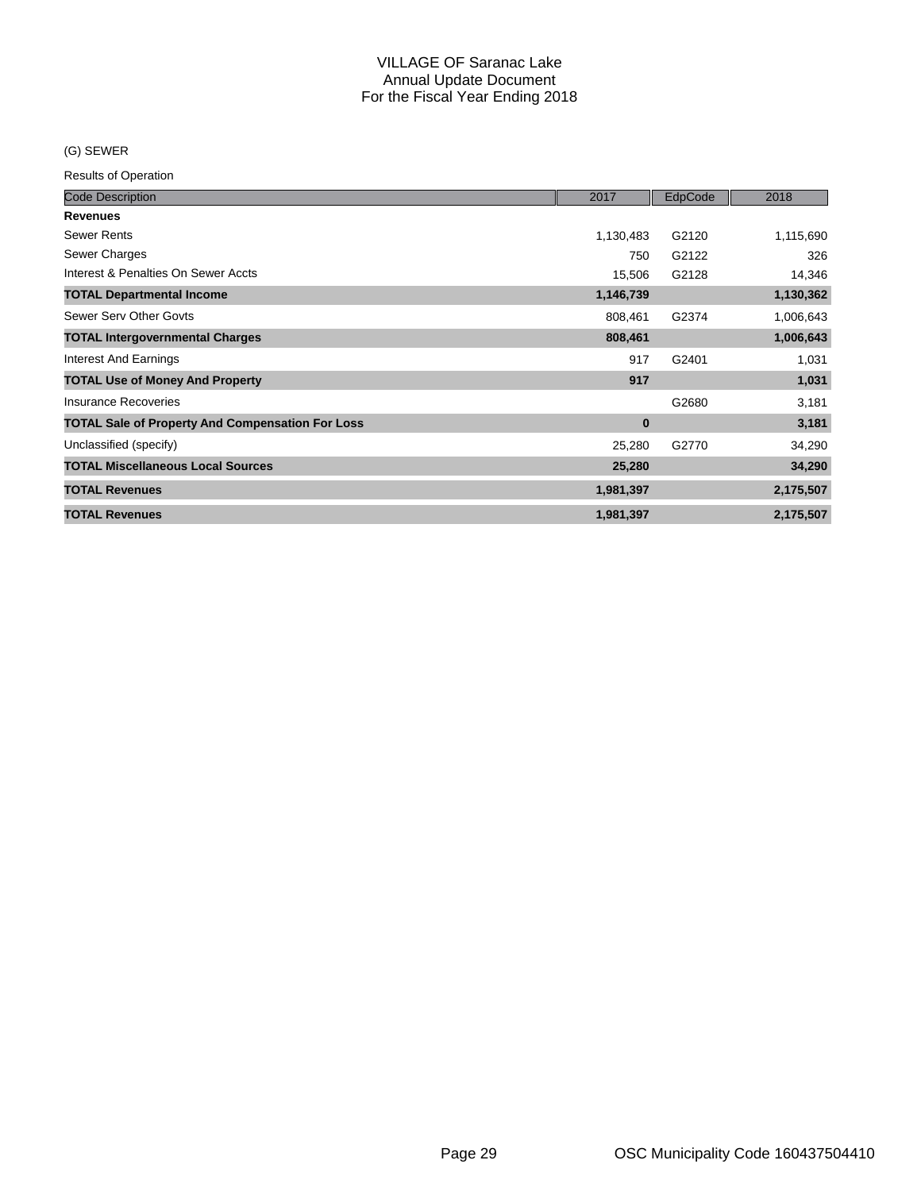# VILLAGE OF Saranac Lake
## Annual Update Document
## For the Fiscal Year Ending 2018

(G) SEWER

Results of Operation

| Code Description | 2017 | EdpCode | 2018 |
|---|---|---|---|
| **Revenues** | | | |
| Sewer Rents | 1,130,483 | G2120 | 1,115,690 |
| Sewer Charges | 750 | G2122 | 326 |
| Interest & Penalties On Sewer Accts | 15,506 | G2128 | 14,346 |
| **TOTAL Departmental Income** | **1,146,739** | | **1,130,362** |
| Sewer Serv Other Govts | 808,461 | G2374 | 1,006,643 |
| **TOTAL Intergovernmental Charges** | **808,461** | | **1,006,643** |
| Interest And Earnings | 917 | G2401 | 1,031 |
| **TOTAL Use of Money And Property** | **917** | | **1,031** |
| Insurance Recoveries | | G2680 | 3,181 |
| **TOTAL Sale of Property And Compensation For Loss** | **0** | | **3,181** |
| Unclassified (specify) | 25,280 | G2770 | 34,290 |
| **TOTAL Miscellaneous Local Sources** | **25,280** | | **34,290** |
| **TOTAL Revenues** | **1,981,397** | | **2,175,507** |
| **TOTAL Revenues** | **1,981,397** | | **2,175,507** |

OSC Municipality Code 160437504410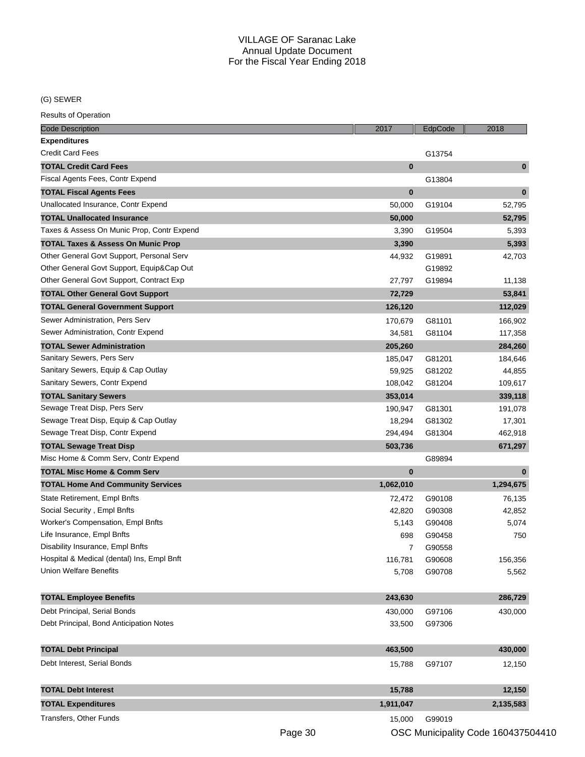# VILLAGE OF Saranac Lake
## Annual Update Document
## For the Fiscal Year Ending 2018

(G) SEWER

Results of Operation

| Code Description | 2017 | EdpCode | 2018 |
|---|---|---|---|
| **Expenditures** | | | |
| Credit Card Fees | | G13754 | |
| **TOTAL Credit Card Fees** | **0** | | **0** |
| Fiscal Agents Fees, Contr Expend | | G13804 | |
| **TOTAL Fiscal Agents Fees** | **0** | | **0** |
| Unallocated Insurance, Contr Expend | 50,000 | G19104 | 52,795 |
| **TOTAL Unallocated Insurance** | **50,000** | | **52,795** |
| Taxes & Assess On Munic Prop, Contr Expend | 3,390 | G19504 | 5,393 |
| **TOTAL Taxes & Assess On Munic Prop** | **3,390** | | **5,393** |
| Other General Govt Support, Personal Serv | 44,932 | G19891 | 42,703 |
| Other General Govt Support, Equip&Cap Out | | G19892 | |
| Other General Govt Support, Contract Exp | 27,797 | G19894 | 11,138 |
| **TOTAL Other General Govt Support** | **72,729** | | **53,841** |
| **TOTAL General Government Support** | **126,120** | | **112,029** |
| Sewer Administration, Pers Serv | 170,679 | G81101 | 166,902 |
| Sewer Administration, Contr Expend | 34,581 | G81104 | 117,358 |
| **TOTAL Sewer Administration** | **205,260** | | **284,260** |
| Sanitary Sewers, Pers Serv | 185,047 | G81201 | 184,646 |
| Sanitary Sewers, Equip & Cap Outlay | 59,925 | G81202 | 44,855 |
| Sanitary Sewers, Contr Expend | 108,042 | G81204 | 109,617 |
| **TOTAL Sanitary Sewers** | **353,014** | | **339,118** |
| Sewage Treat Disp, Pers Serv | 190,947 | G81301 | 191,078 |
| Sewage Treat Disp, Equip & Cap Outlay | 18,294 | G81302 | 17,301 |
| Sewage Treat Disp, Contr Expend | 294,494 | G81304 | 462,918 |
| **TOTAL Sewage Treat Disp** | **503,736** | | **671,297** |
| Misc Home & Comm Serv, Contr Expend | | G89894 | |
| **TOTAL Misc Home & Comm Serv** | **0** | | **0** |
| **TOTAL Home And Community Services** | **1,062,010** | | **1,294,675** |
| State Retirement, Empl Bnfts | 72,472 | G90108 | 76,135 |
| Social Security , Empl Bnfts | 42,820 | G90308 | 42,852 |
| Worker's Compensation, Empl Bnfts | 5,143 | G90408 | 5,074 |
| Life Insurance, Empl Bnfts | 698 | G90458 | 750 |
| Disability Insurance, Empl Bnfts | 7 | G90558 | |
| Hospital & Medical (dental) Ins, Empl Bnft | 116,781 | G90608 | 156,356 |
| Union Welfare Benefits | 5,708 | G90708 | 5,562 |
| **TOTAL Employee Benefits** | **243,630** | | **286,729** |
| Debt Principal, Serial Bonds | 430,000 | G97106 | 430,000 |
| Debt Principal, Bond Anticipation Notes | 33,500 | G97306 | |
| **TOTAL Debt Principal** | **463,500** | | **430,000** |
| Debt Interest, Serial Bonds | 15,788 | G97107 | 12,150 |
| **TOTAL Debt Interest** | **15,788** | | **12,150** |
| **TOTAL Expenditures** | **1,911,047** | | **2,135,583** |
| Transfers, Other Funds | 15,000 | G99019 | |

OSC Municipality Code 160437504410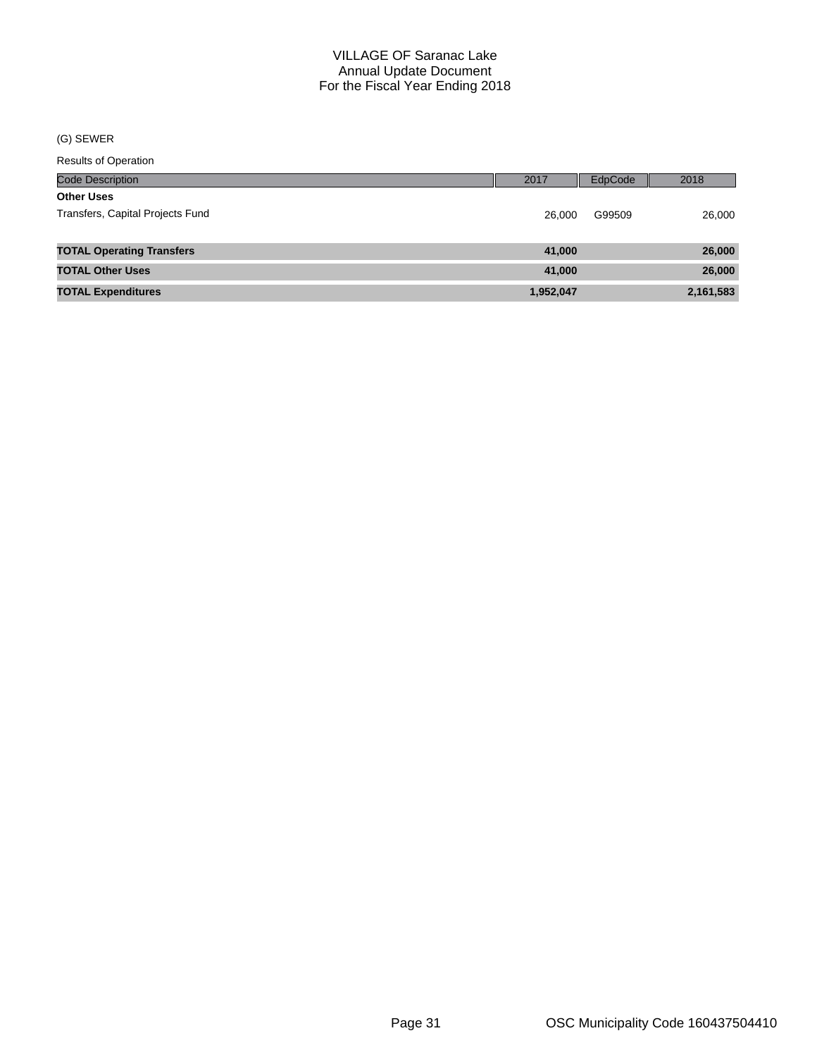(G) SEWER

Results of Operation

| Code Description | 2017 | EdpCode | 2018 |
|---|---|---|---|
| **Other Uses** | | | |
| Transfers, Capital Projects Fund | 26,000 | G99509 | 26,000 |
| **TOTAL Operating Transfers** | **41,000** | | **26,000** |
| **TOTAL Other Uses** | **41,000** | | **26,000** |
| **TOTAL Expenditures** | **1,952,047** | | **2,161,583** |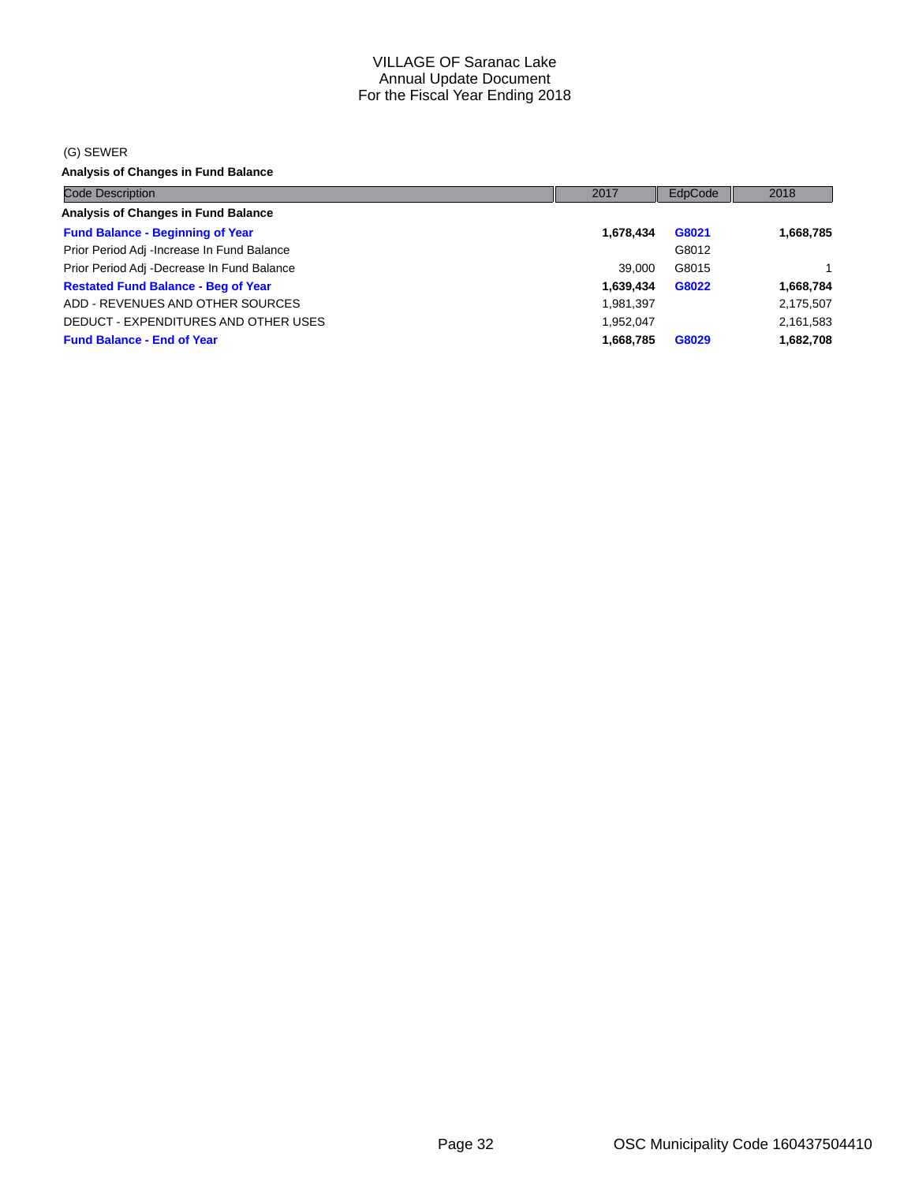VILLAGE OF Saranac Lake
Annual Update Document
For the Fiscal Year Ending 2018

(G) SEWER

**Analysis of Changes in Fund Balance**

| Code Description | 2017 | EdpCode | 2018 |
|---|---|---|---|
| **Analysis of Changes in Fund Balance** | | | |
| **Fund Balance - Beginning of Year** | **1,678,434** | **G8021** | **1,668,785** |
| Prior Period Adj -Increase In Fund Balance | | G8012 | |
| Prior Period Adj -Decrease In Fund Balance | 39,000 | G8015 | 1 |
| **Restated Fund Balance - Beg of Year** | **1,639,434** | **G8022** | **1,668,784** |
| ADD - REVENUES AND OTHER SOURCES | 1,981,397 | | 2,175,507 |
| DEDUCT - EXPENDITURES AND OTHER USES | 1,952,047 | | 2,161,583 |
| **Fund Balance - End of Year** | **1,668,785** | **G8029** | **1,682,708** |

OSC Municipality Code 160437504410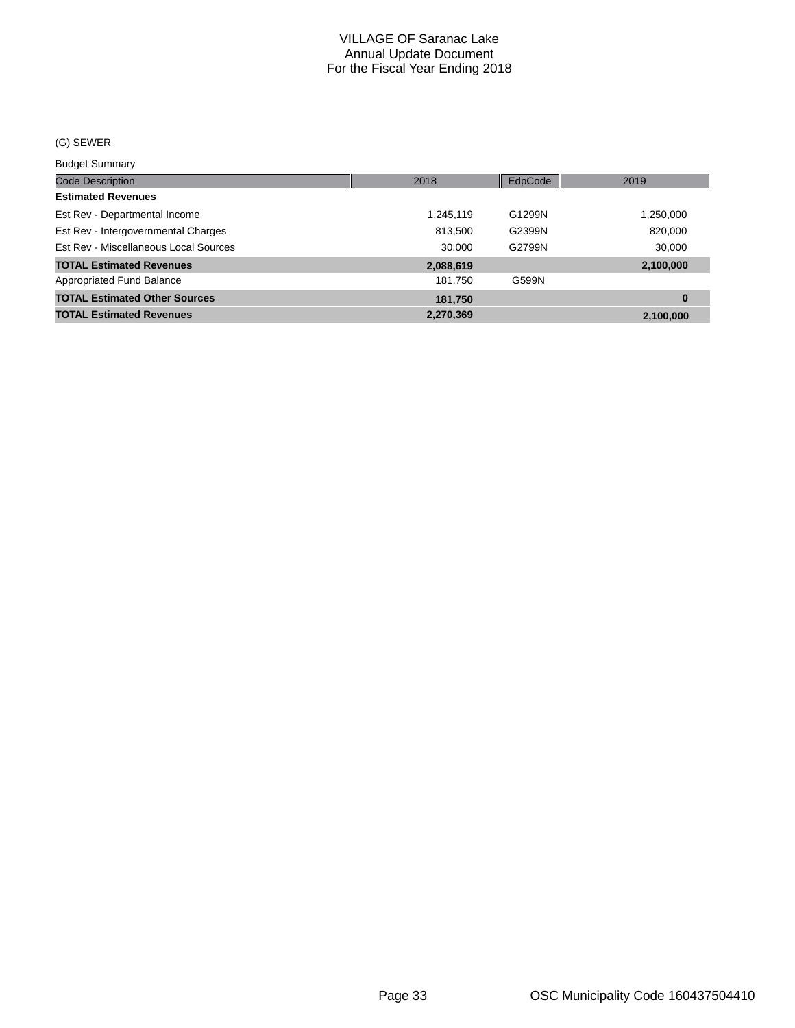# VILLAGE OF Saranac Lake
## Annual Update Document
## For the Fiscal Year Ending 2018

(G) SEWER

Budget Summary

| Code Description | 2018 | EdpCode | 2019 |
|---|---|---|---|
| **Estimated Revenues** | | | |
| Est Rev - Departmental Income | 1,245,119 | G1299N | 1,250,000 |
| Est Rev - Intergovernmental Charges | 813,500 | G2399N | 820,000 |
| Est Rev - Miscellaneous Local Sources | 30,000 | G2799N | 30,000 |
| **TOTAL Estimated Revenues** | **2,088,619** | | **2,100,000** |
| Appropriated Fund Balance | 181,750 | G599N | |
| **TOTAL Estimated Other Sources** | **181,750** | | **0** |
| **TOTAL Estimated Revenues** | **2,270,369** | | **2,100,000** |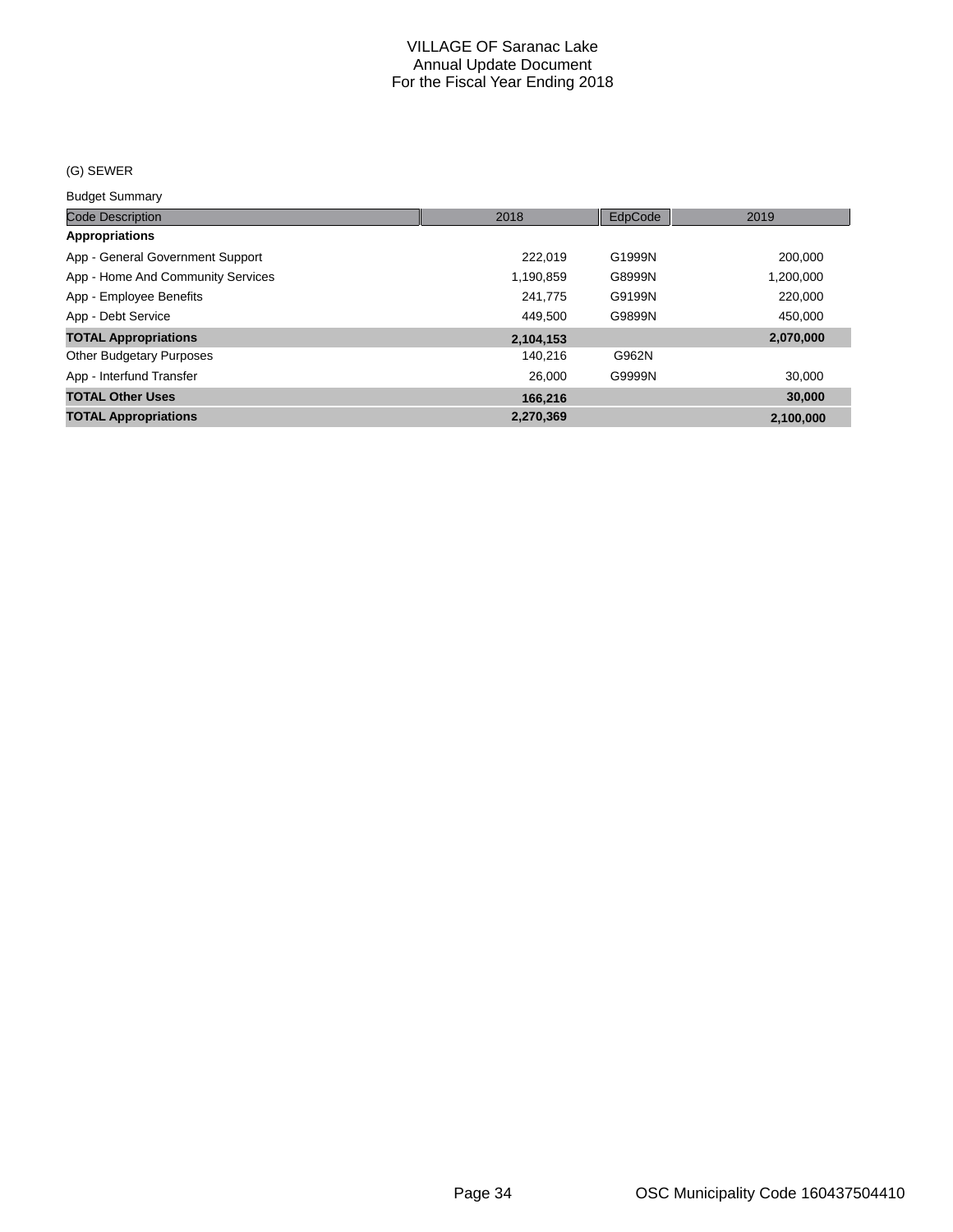# VILLAGE OF Saranac Lake
## Annual Update Document
## For the Fiscal Year Ending 2018

(G) SEWER

Budget Summary

| Code Description | 2018 | EdpCode | 2019 |
|---|---|---|---|
| **Appropriations** | | | |
| App - General Government Support | 222,019 | G1999N | 200,000 |
| App - Home And Community Services | 1,190,859 | G8999N | 1,200,000 |
| App - Employee Benefits | 241,775 | G9199N | 220,000 |
| App - Debt Service | 449,500 | G9899N | 450,000 |
| **TOTAL Appropriations** | **2,104,153** | | **2,070,000** |
| Other Budgetary Purposes | 140,216 | G962N | |
| App - Interfund Transfer | 26,000 | G9999N | 30,000 |
| **TOTAL Other Uses** | **166,216** | | **30,000** |
| **TOTAL Appropriations** | **2,270,369** | | **2,100,000** |

OSC Municipality Code 160437504410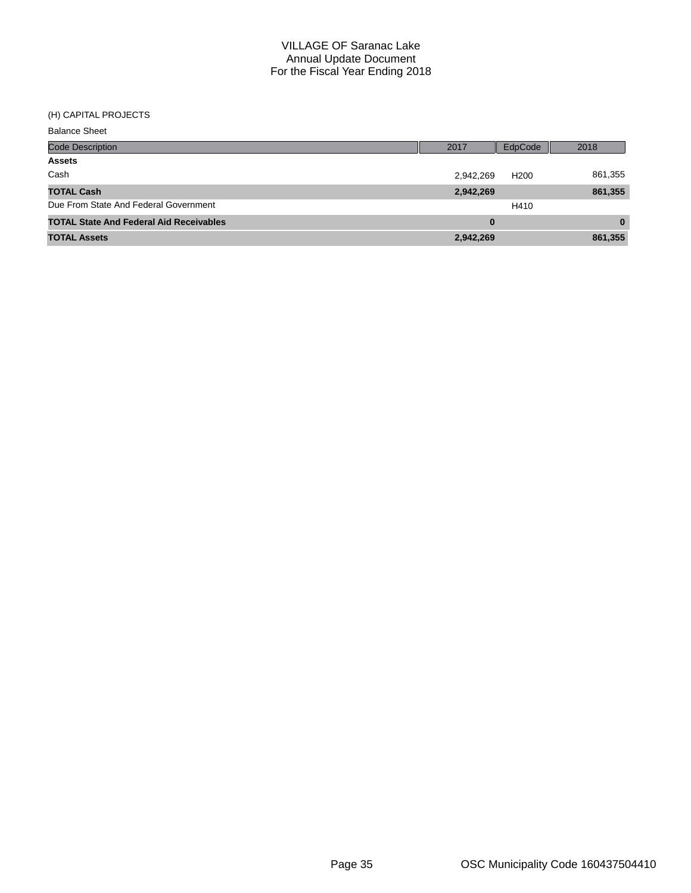# VILLAGE OF Saranac Lake
## Annual Update Document
## For the Fiscal Year Ending 2018

(H) CAPITAL PROJECTS

Balance Sheet

| Code Description | 2017 | EdpCode | 2018 |
|---|---|---|---|
| **Assets** | | | |
| Cash | 2,942,269 | H200 | 861,355 |
| **TOTAL Cash** | **2,942,269** | | **861,355** |
| Due From State And Federal Government | | H410 | |
| **TOTAL State And Federal Aid Receivables** | **0** | | **0** |
| **TOTAL Assets** | **2,942,269** | | **861,355** |

OSC Municipality Code 160437504410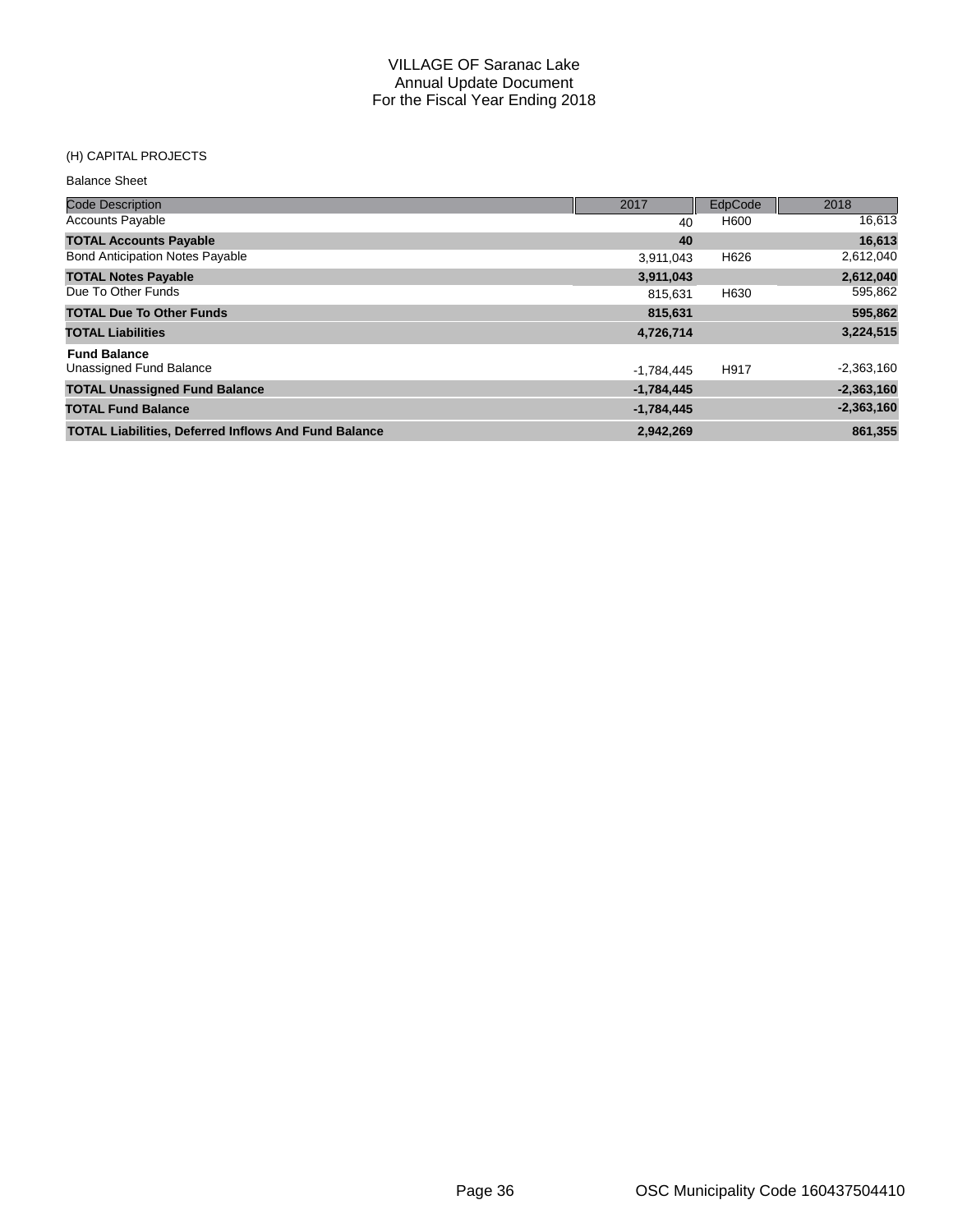# VILLAGE OF Saranac Lake
## Annual Update Document
## For the Fiscal Year Ending 2018

(H) CAPITAL PROJECTS

Balance Sheet

| Code Description | 2017 | EdpCode | 2018 |
|---|---|---|---|
| Accounts Payable | 40 | H600 | 16,613 |
| **TOTAL Accounts Payable** | **40** | | **16,613** |
| Bond Anticipation Notes Payable | 3,911,043 | H626 | 2,612,040 |
| **TOTAL Notes Payable** | **3,911,043** | | **2,612,040** |
| Due To Other Funds | 815,631 | H630 | 595,862 |
| **TOTAL Due To Other Funds** | **815,631** | | **595,862** |
| **TOTAL Liabilities** | **4,726,714** | | **3,224,515** |
| **Fund Balance** | | | |
| Unassigned Fund Balance | -1,784,445 | H917 | -2,363,160 |
| **TOTAL Unassigned Fund Balance** | **-1,784,445** | | **-2,363,160** |
| **TOTAL Fund Balance** | **-1,784,445** | | **-2,363,160** |
| **TOTAL Liabilities, Deferred Inflows And Fund Balance** | **2,942,269** | | **861,355** |

OSC Municipality Code 160437504410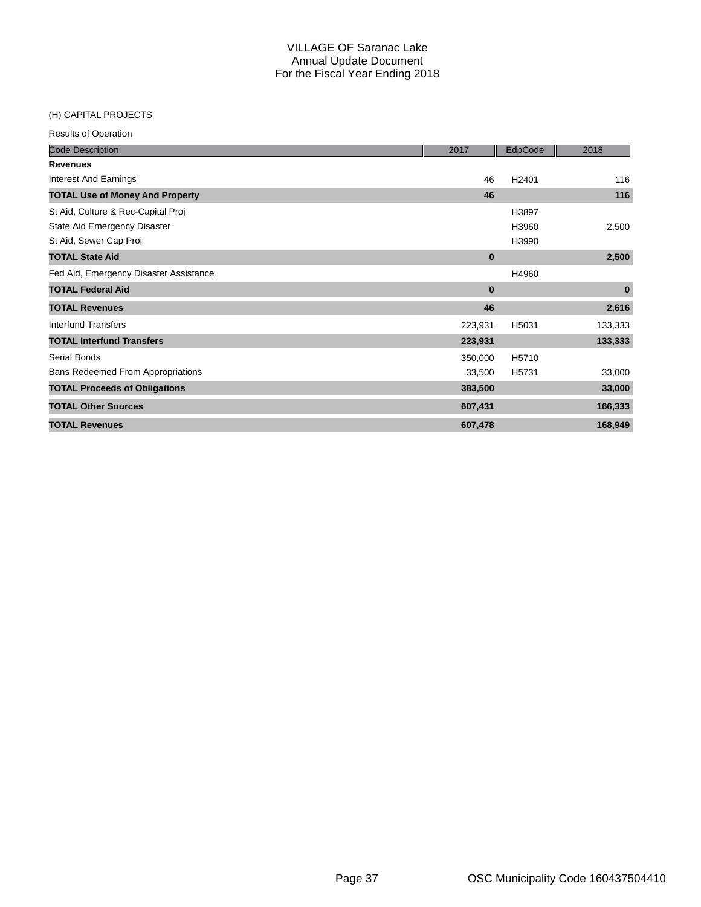# VILLAGE OF Saranac Lake
## Annual Update Document
## For the Fiscal Year Ending 2018

(H) CAPITAL PROJECTS

Results of Operation

| Code Description | 2017 | EdpCode | 2018 |
|---|---|---|---|
| **Revenues** | | | |
| Interest And Earnings | 46 | H2401 | 116 |
| **TOTAL Use of Money And Property** | **46** | | **116** |
| St Aid, Culture & Rec-Capital Proj | | H3897 | |
| State Aid Emergency Disaster | | H3960 | 2,500 |
| St Aid, Sewer Cap Proj | | H3990 | |
| **TOTAL State Aid** | **0** | | **2,500** |
| Fed Aid, Emergency Disaster Assistance | | H4960 | |
| **TOTAL Federal Aid** | **0** | | **0** |
| **TOTAL Revenues** | **46** | | **2,616** |
| Interfund Transfers | 223,931 | H5031 | 133,333 |
| **TOTAL Interfund Transfers** | **223,931** | | **133,333** |
| Serial Bonds | 350,000 | H5710 | |
| Bans Redeemed From Appropriations | 33,500 | H5731 | 33,000 |
| **TOTAL Proceeds of Obligations** | **383,500** | | **33,000** |
| **TOTAL Other Sources** | **607,431** | | **166,333** |
| **TOTAL Revenues** | **607,478** | | **168,949** |

OSC Municipality Code 160437504410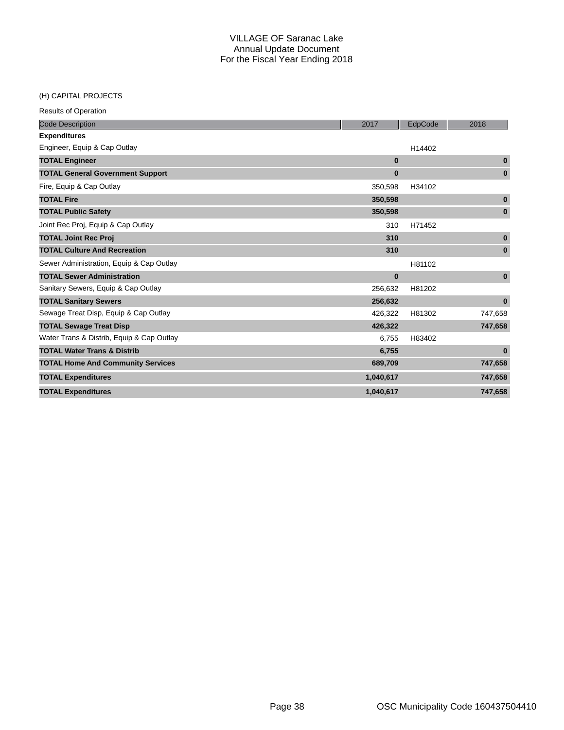# VILLAGE OF Saranac Lake
## Annual Update Document
## For the Fiscal Year Ending 2018

(H) CAPITAL PROJECTS

Results of Operation

| Code Description | 2017 | EdpCode | 2018 |
|---|---|---|---|
| **Expenditures** | | | |
| Engineer, Equip & Cap Outlay | | H14402 | |
| **TOTAL Engineer** | **0** | | **0** |
| **TOTAL General Government Support** | **0** | | **0** |
| Fire, Equip & Cap Outlay | 350,598 | H34102 | |
| **TOTAL Fire** | **350,598** | | **0** |
| **TOTAL Public Safety** | **350,598** | | **0** |
| Joint Rec Proj, Equip & Cap Outlay | 310 | H71452 | |
| **TOTAL Joint Rec Proj** | **310** | | **0** |
| **TOTAL Culture And Recreation** | **310** | | **0** |
| Sewer Administration, Equip & Cap Outlay | | H81102 | |
| **TOTAL Sewer Administration** | **0** | | **0** |
| Sanitary Sewers, Equip & Cap Outlay | 256,632 | H81202 | |
| **TOTAL Sanitary Sewers** | **256,632** | | **0** |
| Sewage Treat Disp, Equip & Cap Outlay | 426,322 | H81302 | 747,658 |
| **TOTAL Sewage Treat Disp** | **426,322** | | **747,658** |
| Water Trans & Distrib, Equip & Cap Outlay | 6,755 | H83402 | |
| **TOTAL Water Trans & Distrib** | **6,755** | | **0** |
| **TOTAL Home And Community Services** | **689,709** | | **747,658** |
| **TOTAL Expenditures** | **1,040,617** | | **747,658** |
| **TOTAL Expenditures** | **1,040,617** | | **747,658** |

OSC Municipality Code 160437504410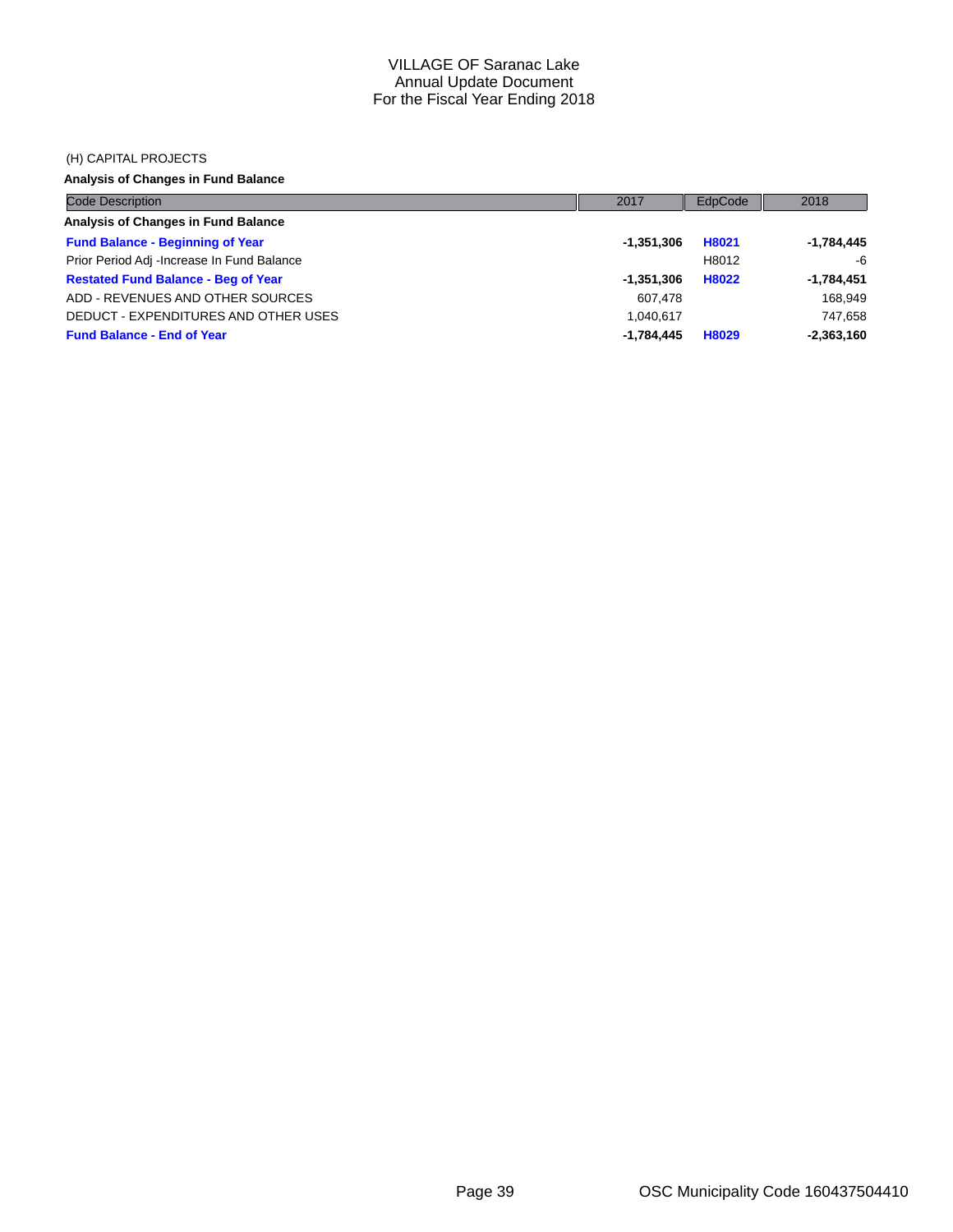VILLAGE OF Saranac Lake
Annual Update Document
For the Fiscal Year Ending 2018

(H) CAPITAL PROJECTS

**Analysis of Changes in Fund Balance**

| Code Description | 2017 | EdpCode | 2018 |
|---|---|---|---|
| **Analysis of Changes in Fund Balance** | | | |
| **Fund Balance - Beginning of Year** | **-1,351,306** | **H8021** | **-1,784,445** |
| Prior Period Adj -Increase In Fund Balance | | H8012 | -6 |
| **Restated Fund Balance - Beg of Year** | **-1,351,306** | **H8022** | **-1,784,451** |
| ADD - REVENUES AND OTHER SOURCES | 607,478 | | 168,949 |
| DEDUCT - EXPENDITURES AND OTHER USES | 1,040,617 | | 747,658 |
| **Fund Balance - End of Year** | **-1,784,445** | **H8029** | **-2,363,160** |

OSC Municipality Code 160437504410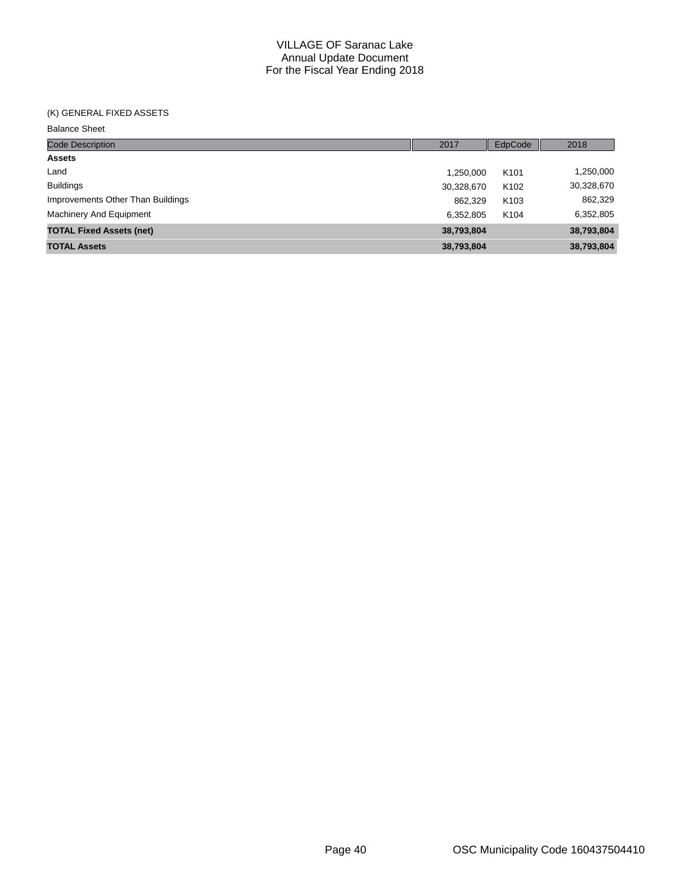# VILLAGE OF Saranac Lake
## Annual Update Document
## For the Fiscal Year Ending 2018

(K) GENERAL FIXED ASSETS

Balance Sheet

| Code Description | 2017 | EdpCode | 2018 |
|---|---|---|---|
| **Assets** | | | |
| Land | 1,250,000 | K101 | 1,250,000 |
| Buildings | 30,328,670 | K102 | 30,328,670 |
| Improvements Other Than Buildings | 862,329 | K103 | 862,329 |
| Machinery And Equipment | 6,352,805 | K104 | 6,352,805 |
| **TOTAL Fixed Assets (net)** | **38,793,804** | | **38,793,804** |
| **TOTAL Assets** | **38,793,804** | | **38,793,804** |

OSC Municipality Code 160437504410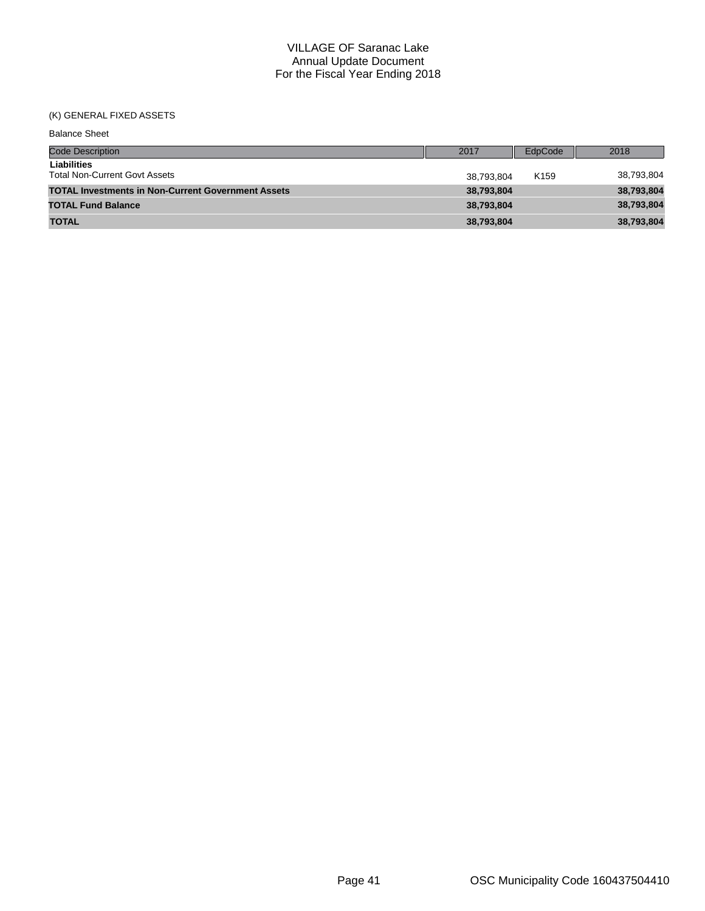VILLAGE OF Saranac Lake
Annual Update Document
For the Fiscal Year Ending 2018

(K) GENERAL FIXED ASSETS

Balance Sheet

| Code Description | 2017 | EdpCode | 2018 |
|---|---|---|---|
| **Liabilities** | | | |
| Total Non-Current Govt Assets | 38,793,804 | K159 | 38,793,804 |
| **TOTAL Investments in Non-Current Government Assets** | **38,793,804** | | **38,793,804** |
| **TOTAL Fund Balance** | **38,793,804** | | **38,793,804** |
| **TOTAL** | **38,793,804** | | **38,793,804** |

OSC Municipality Code 160437504410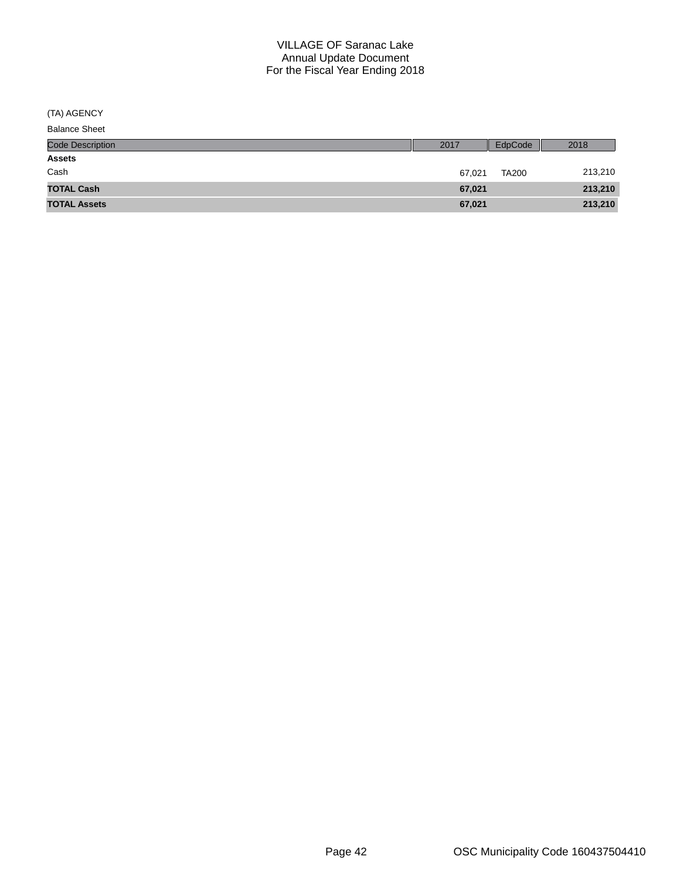# VILLAGE OF Saranac Lake
## Annual Update Document
## For the Fiscal Year Ending 2018

(TA) AGENCY

Balance Sheet

| Code Description | 2017 | EdpCode | 2018 |
|---|---|---|---|
| **Assets** | | | |
| Cash | 67,021 | TA200 | 213,210 |
| **TOTAL Cash** | **67,021** | | **213,210** |
| **TOTAL Assets** | **67,021** | | **213,210** |

OSC Municipality Code 160437504410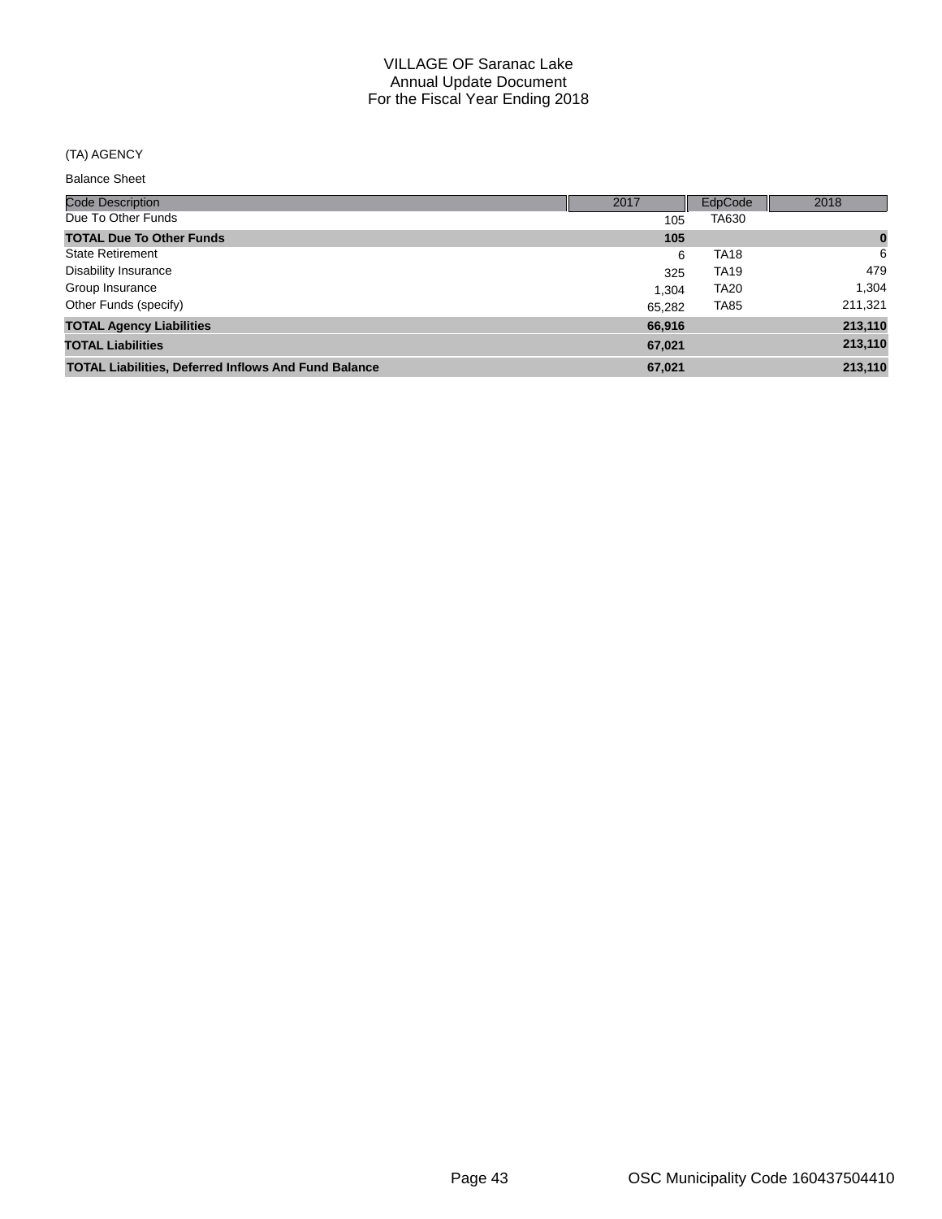# VILLAGE OF Saranac Lake
## Annual Update Document
## For the Fiscal Year Ending 2018

(TA) AGENCY

Balance Sheet

| Code Description | 2017 | EdpCode | 2018 |
|---|---|---|---|
| Due To Other Funds | 105 | TA630 | |
| **TOTAL Due To Other Funds** | **105** | | **0** |
| State Retirement | 6 | TA18 | 6 |
| Disability Insurance | 325 | TA19 | 479 |
| Group Insurance | 1,304 | TA20 | 1,304 |
| Other Funds (specify) | 65,282 | TA85 | 211,321 |
| **TOTAL Agency Liabilities** | **66,916** | | **213,110** |
| **TOTAL Liabilities** | **67,021** | | **213,110** |
| **TOTAL Liabilities, Deferred Inflows And Fund Balance** | **67,021** | | **213,110** |

OSC Municipality Code 160437504410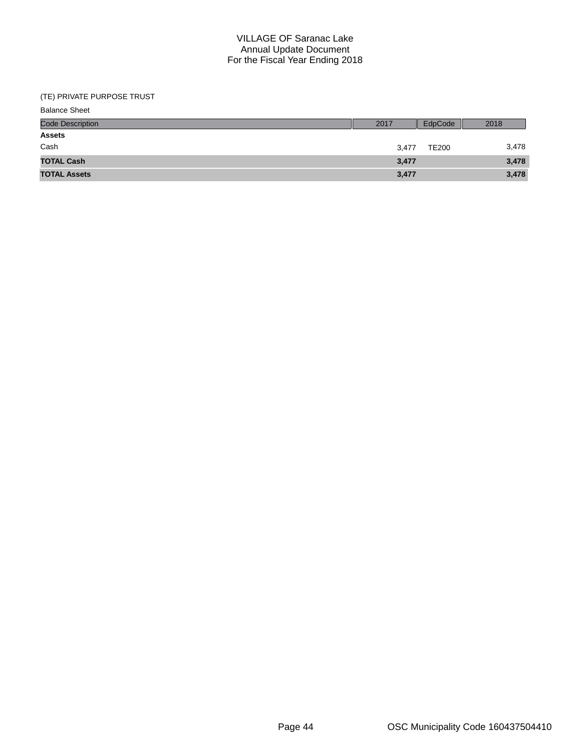# VILLAGE OF Saranac Lake
## Annual Update Document
## For the Fiscal Year Ending 2018

(TE) PRIVATE PURPOSE TRUST

Balance Sheet

| Code Description | 2017 | EdpCode | 2018 |
|---|---|---|---|
| **Assets** | | | |
| Cash | 3,477 | TE200 | 3,478 |
| **TOTAL Cash** | **3,477** | | **3,478** |
| **TOTAL Assets** | **3,477** | | **3,478** |

OSC Municipality Code 160437504410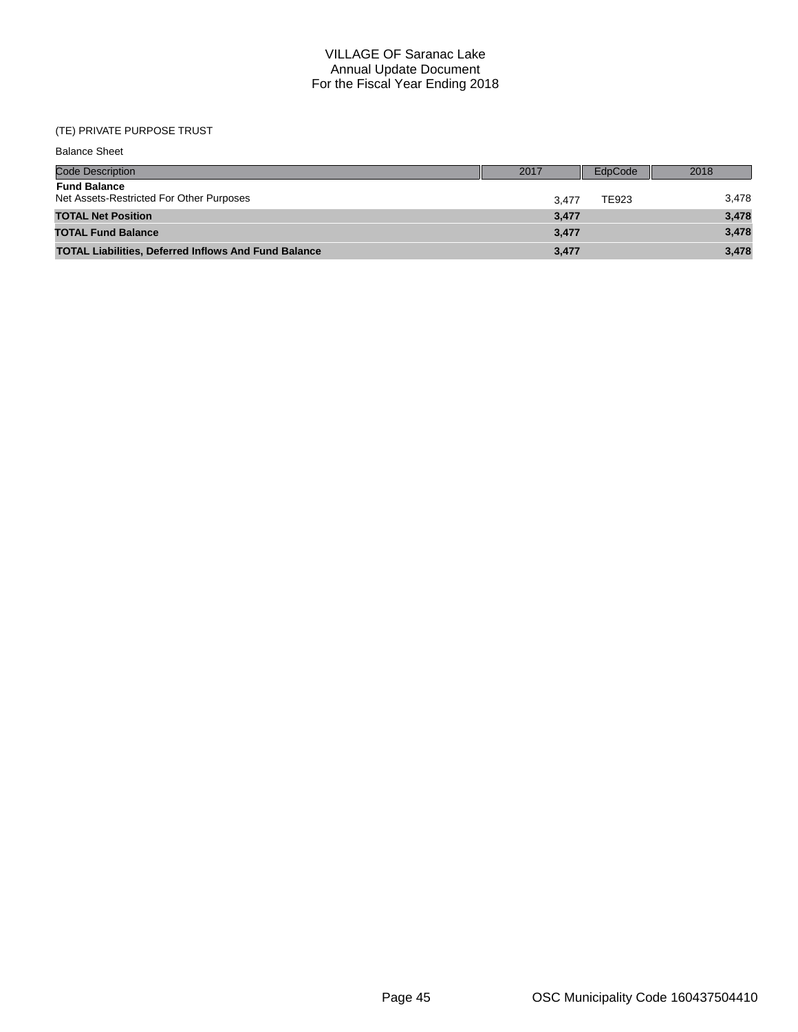# VILLAGE OF Saranac Lake
## Annual Update Document
## For the Fiscal Year Ending 2018

(TE) PRIVATE PURPOSE TRUST

Balance Sheet

| Code Description | 2017 | EdpCode | 2018 |
|---|---|---|---|
| **Fund Balance** | | | |
| Net Assets-Restricted For Other Purposes | 3,477 | TE923 | 3,478 |
| **TOTAL Net Position** | **3,477** | | **3,478** |
| **TOTAL Fund Balance** | **3,477** | | **3,478** |
| **TOTAL Liabilities, Deferred Inflows And Fund Balance** | **3,477** | | **3,478** |

OSC Municipality Code 160437504410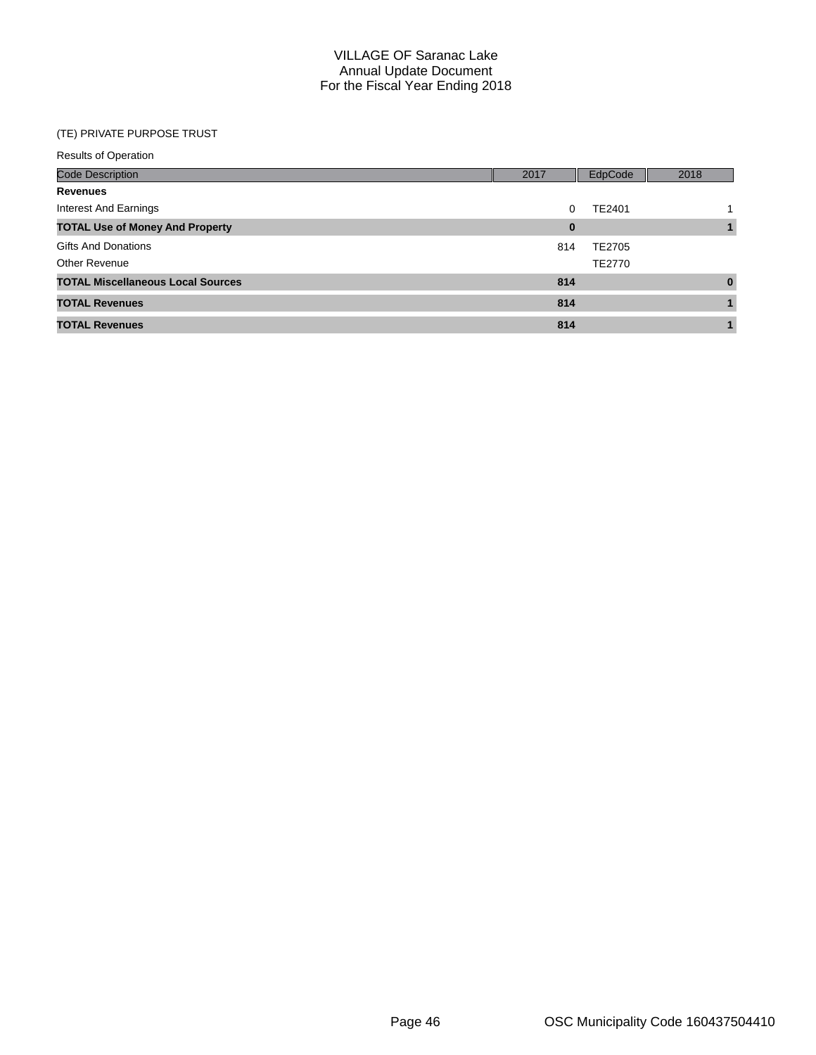# VILLAGE OF Saranac Lake
## Annual Update Document
## For the Fiscal Year Ending 2018

(TE) PRIVATE PURPOSE TRUST

Results of Operation

| Code Description | 2017 | EdpCode | 2018 |
|---|---|---|---|
| **Revenues** | | | |
| Interest And Earnings | 0 | TE2401 | 1 |
| **TOTAL Use of Money And Property** | **0** | | **1** |
| Gifts And Donations | 814 | TE2705 | |
| Other Revenue | | TE2770 | |
| **TOTAL Miscellaneous Local Sources** | **814** | | **0** |
| **TOTAL Revenues** | **814** | | **1** |
| **TOTAL Revenues** | **814** | | **1** |

OSC Municipality Code 160437504410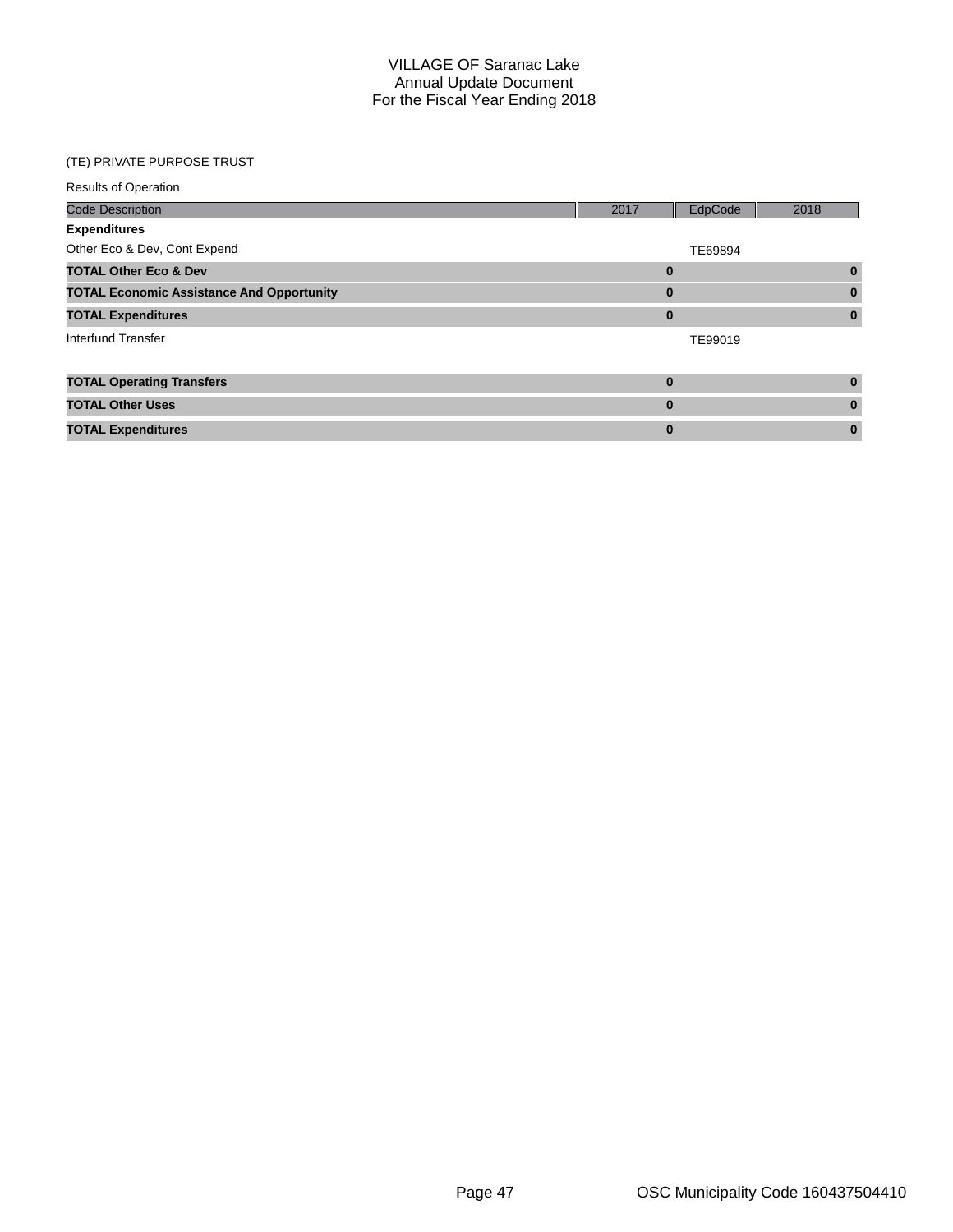# VILLAGE OF Saranac Lake
## Annual Update Document
## For the Fiscal Year Ending 2018

(TE) PRIVATE PURPOSE TRUST

Results of Operation

| Code Description | 2017 | EdpCode | 2018 |
|---|---|---|---|
| **Expenditures** | | | |
| Other Eco & Dev, Cont Expend | | TE69894 | |
| **TOTAL Other Eco & Dev** | **0** | | **0** |
| **TOTAL Economic Assistance And Opportunity** | **0** | | **0** |
| **TOTAL Expenditures** | **0** | | **0** |
| Interfund Transfer | | TE99019 | |
| **TOTAL Operating Transfers** | **0** | | **0** |
| **TOTAL Other Uses** | **0** | | **0** |
| **TOTAL Expenditures** | **0** | | **0** |

OSC Municipality Code 160437504410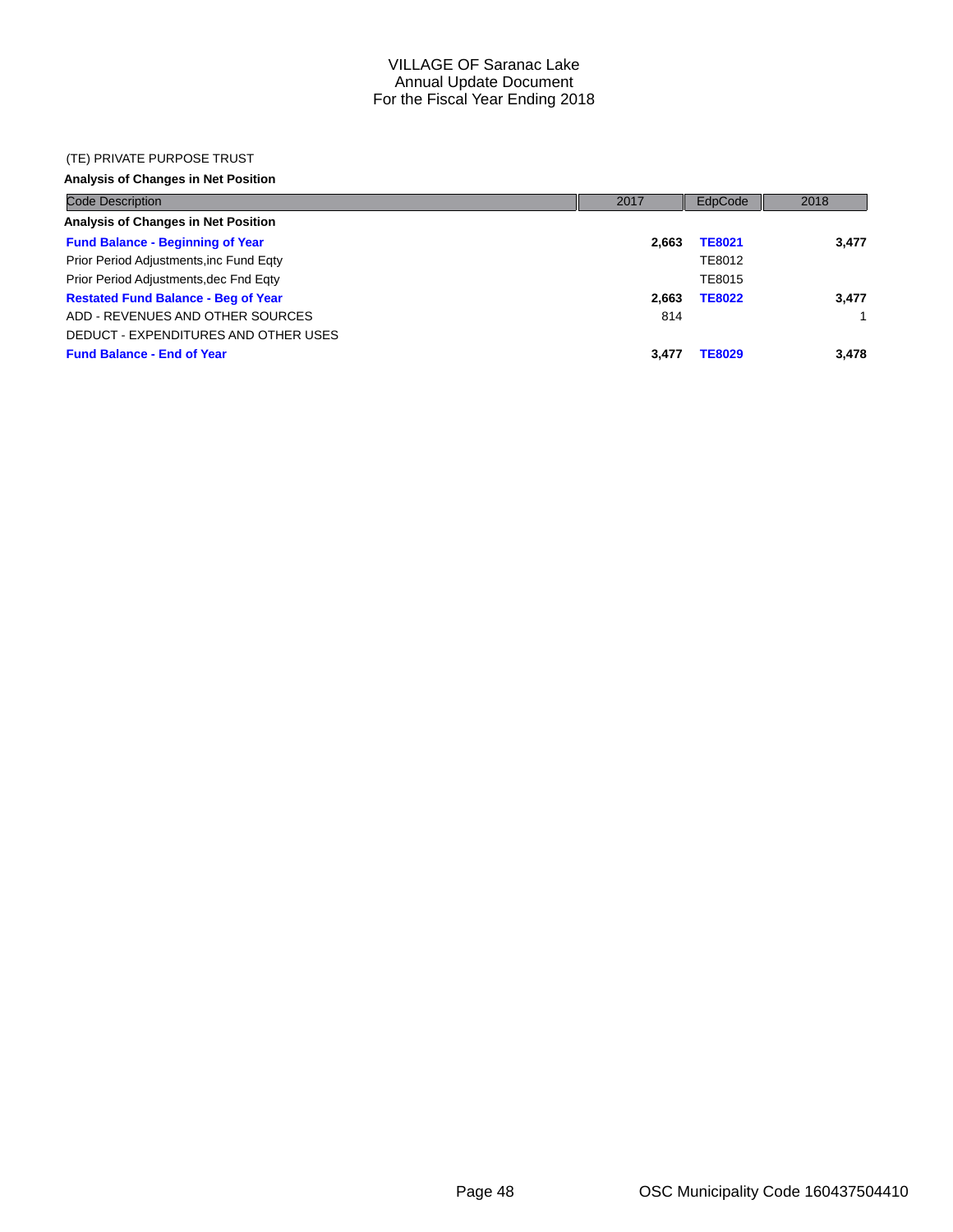# VILLAGE OF Saranac Lake
## Annual Update Document
## For the Fiscal Year Ending 2018

(TE) PRIVATE PURPOSE TRUST

**Analysis of Changes in Net Position**

| Code Description | 2017 | EdpCode | 2018 |
|---|---|---|---|
| **Analysis of Changes in Net Position** | | | |
| **Fund Balance - Beginning of Year** | **2,663** | **TE8021** | **3,477** |
| Prior Period Adjustments,inc Fund Eqty | | TE8012 | |
| Prior Period Adjustments,dec Fnd Eqty | | TE8015 | |
| **Restated Fund Balance - Beg of Year** | **2,663** | **TE8022** | **3,477** |
| ADD - REVENUES AND OTHER SOURCES | 814 | | 1 |
| DEDUCT - EXPENDITURES AND OTHER USES | | | |
| **Fund Balance - End of Year** | **3,477** | **TE8029** | **3,478** |

OSC Municipality Code 160437504410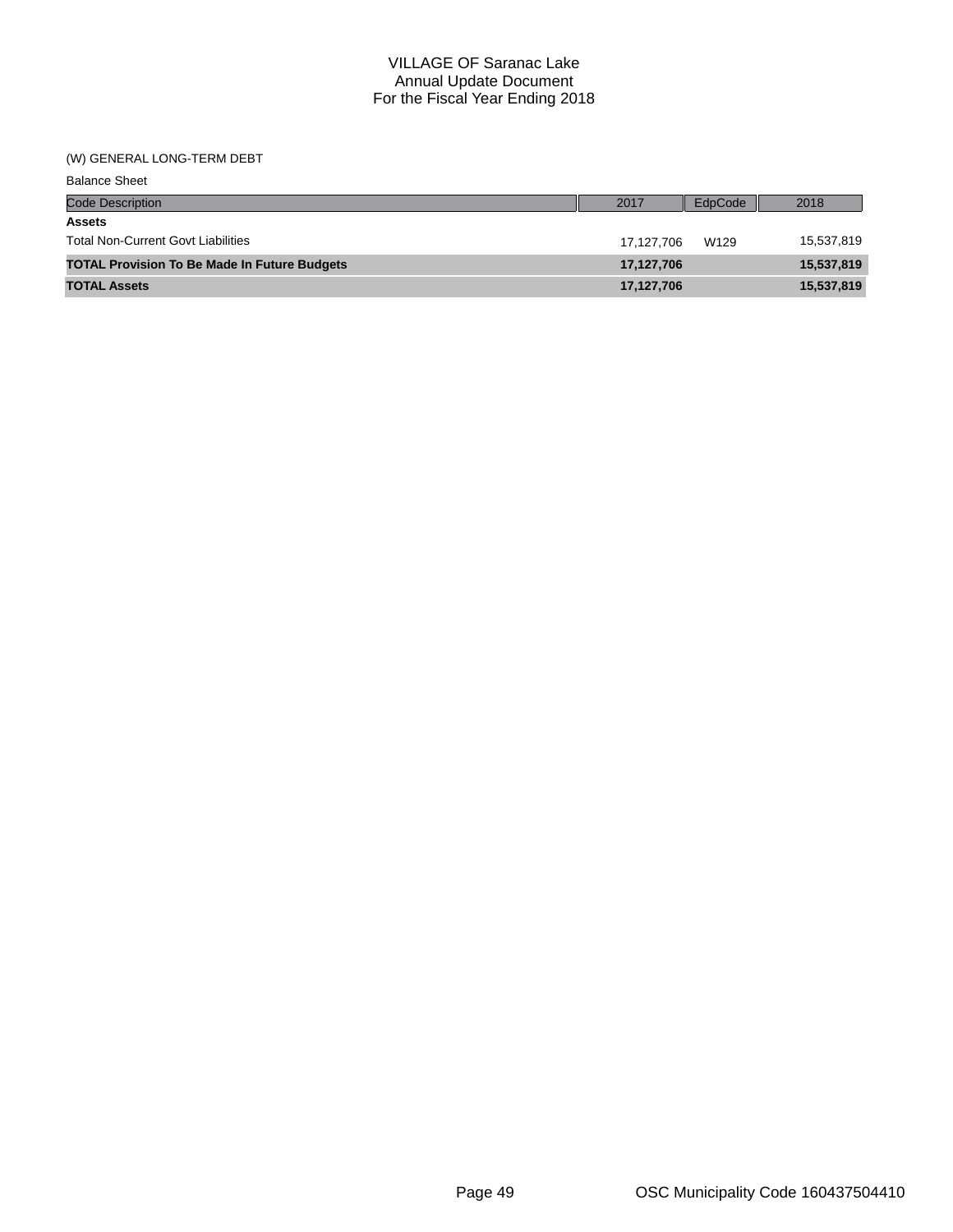# VILLAGE OF Saranac Lake
## Annual Update Document
## For the Fiscal Year Ending 2018

(W) GENERAL LONG-TERM DEBT

Balance Sheet

| Code Description | 2017 | EdpCode | 2018 |
|---|---|---|---|
| **Assets** | | | |
| Total Non-Current Govt Liabilities | 17,127,706 | W129 | 15,537,819 |
| **TOTAL Provision To Be Made In Future Budgets** | **17,127,706** | | **15,537,819** |
| **TOTAL Assets** | **17,127,706** | | **15,537,819** |

OSC Municipality Code 160437504410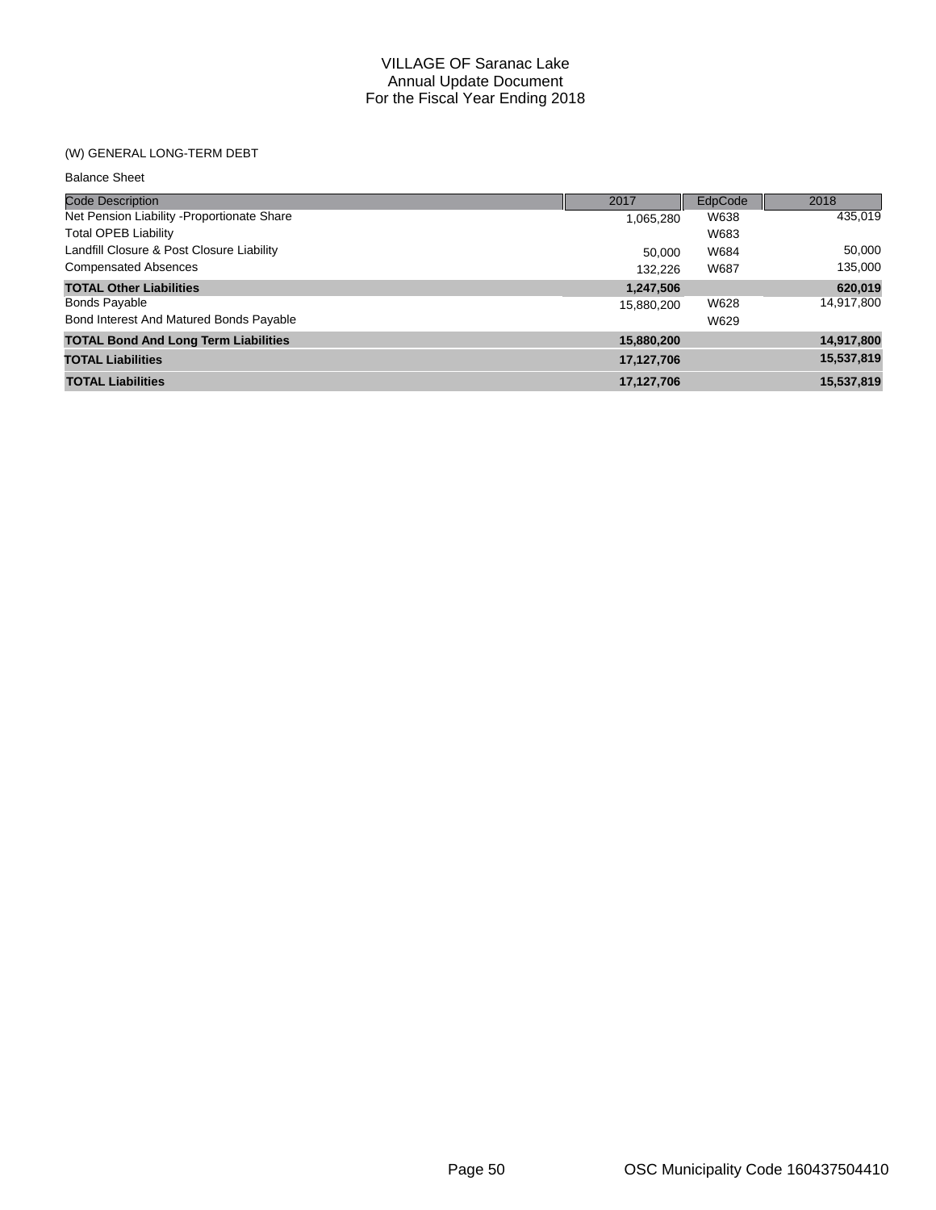# VILLAGE OF Saranac Lake
## Annual Update Document
## For the Fiscal Year Ending 2018

(W) GENERAL LONG-TERM DEBT

Balance Sheet

| Code Description | 2017 | EdpCode | 2018 |
|---|---|---|---|
| Net Pension Liability -Proportionate Share | 1,065,280 | W638 | 435,019 |
| Total OPEB Liability | | W683 | |
| Landfill Closure & Post Closure Liability | 50,000 | W684 | 50,000 |
| Compensated Absences | 132,226 | W687 | 135,000 |
| **TOTAL Other Liabilities** | **1,247,506** | | **620,019** |
| Bonds Payable | 15,880,200 | W628 | 14,917,800 |
| Bond Interest And Matured Bonds Payable | | W629 | |
| **TOTAL Bond And Long Term Liabilities** | **15,880,200** | | **14,917,800** |
| **TOTAL Liabilities** | **17,127,706** | | **15,537,819** |
| **TOTAL Liabilities** | **17,127,706** | | **15,537,819** |

OSC Municipality Code 160437504410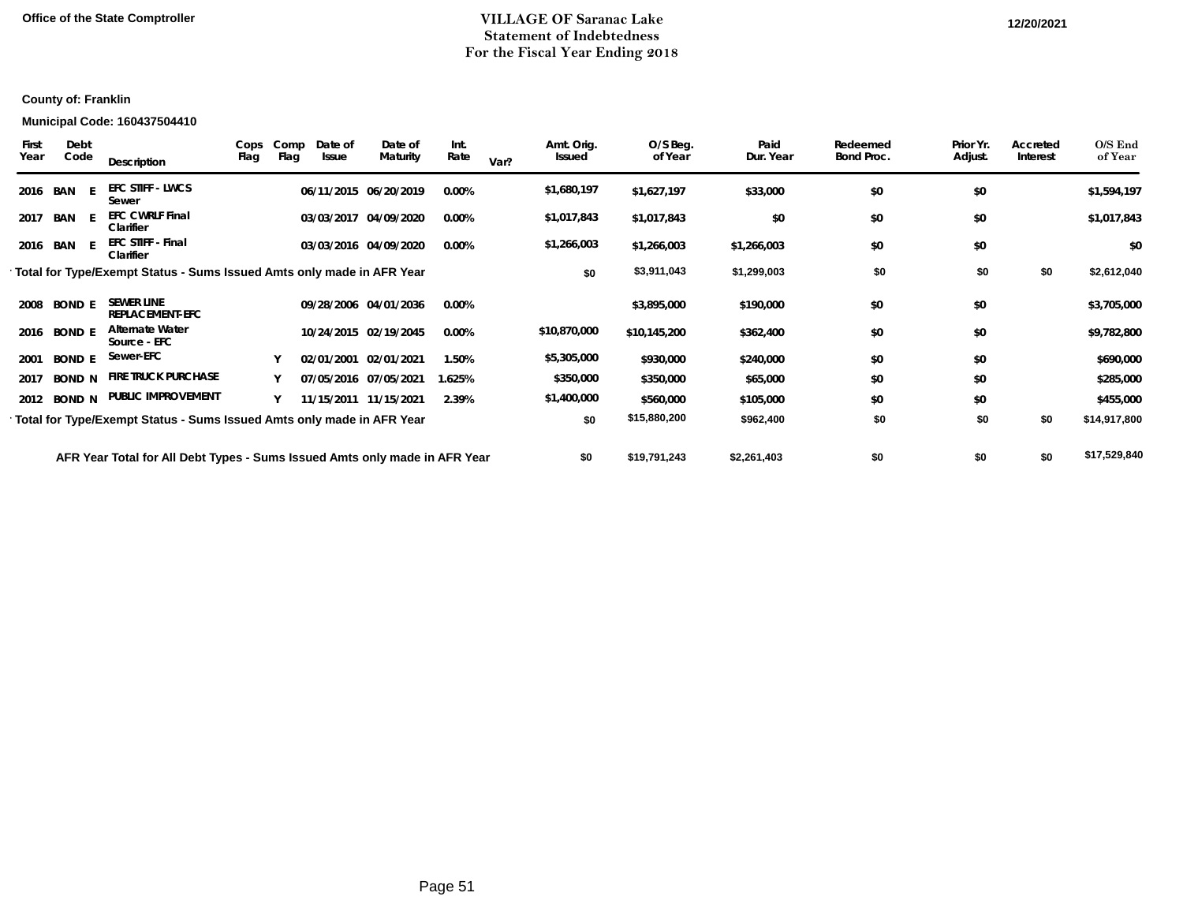Office of the State Comptroller

# VILLAGE OF Saranac Lake
## Statement of Indebtedness
## For the Fiscal Year Ending 2018

12/20/2021

**County of:** Franklin

**Municipal Code:** 160437504410

| First Year | Debt Code | | Description | Cops Flag | Comp Flag | Date of Issue | Date of Maturity | Int. Rate | Var? | Amt. Orig. Issued | O/S Beg. of Year | Paid Dur. Year | Redeemed Bond Proc. | Prior Yr. Adjust. | Accreted Interest | O/S End of Year |
|---|---|---|---|---|---|---|---|---|---|---|---|---|---|---|---|---|
| 2016 | BAN | E | EFC STIFF - LWCS Sewer | | | 06/11/2015 | 06/20/2019 | 0.00% | | $1,680,197 | $1,627,197 | $33,000 | $0 | $0 | | $1,594,197 |
| 2017 | BAN | E | EFC CWRLF Final Clarifier | | | 03/03/2017 | 04/09/2020 | 0.00% | | $1,017,843 | $1,017,843 | $0 | $0 | $0 | | $1,017,843 |
| 2016 | BAN | E | EFC STIFF - Final Clarifier | | | 03/03/2016 | 04/09/2020 | 0.00% | | $1,266,003 | $1,266,003 | $1,266,003 | $0 | $0 | | $0 |
| Total for Type/Exempt Status - Sums Issued Amts only made in AFR Year | | | | | | | | | | $0 | $3,911,043 | $1,299,003 | $0 | $0 | $0 | $2,612,040 |
| 2008 | BOND | E | SEWER LINE REPLACEMENT-EFC | | | 09/28/2006 | 04/01/2036 | 0.00% | | | $3,895,000 | $190,000 | $0 | $0 | | $3,705,000 |
| 2016 | BOND | E | Alternate Water Source - EFC | | | 10/24/2015 | 02/19/2045 | 0.00% | | $10,870,000 | $10,145,200 | $362,400 | $0 | $0 | | $9,782,800 |
| 2001 | BOND | E | Sewer-EFC | | Y | 02/01/2001 | 02/01/2021 | 1.50% | | $5,305,000 | $930,000 | $240,000 | $0 | $0 | | $690,000 |
| 2017 | BOND | N | FIRE TRUCK PURCHASE | | Y | 07/05/2016 | 07/05/2021 | 1.625% | | $350,000 | $350,000 | $65,000 | $0 | $0 | | $285,000 |
| 2012 | BOND | N | PUBLIC IMPROVEMENT | | Y | 11/15/2011 | 11/15/2021 | 2.39% | | $1,400,000 | $560,000 | $105,000 | $0 | $0 | | $455,000 |
| Total for Type/Exempt Status - Sums Issued Amts only made in AFR Year | | | | | | | | | | $0 | $15,880,200 | $962,400 | $0 | $0 | $0 | $14,917,800 |
| AFR Year Total for All Debt Types - Sums Issued Amts only made in AFR Year | | | | | | | | | | $0 | $19,791,243 | $2,261,403 | $0 | $0 | $0 | $17,529,840 |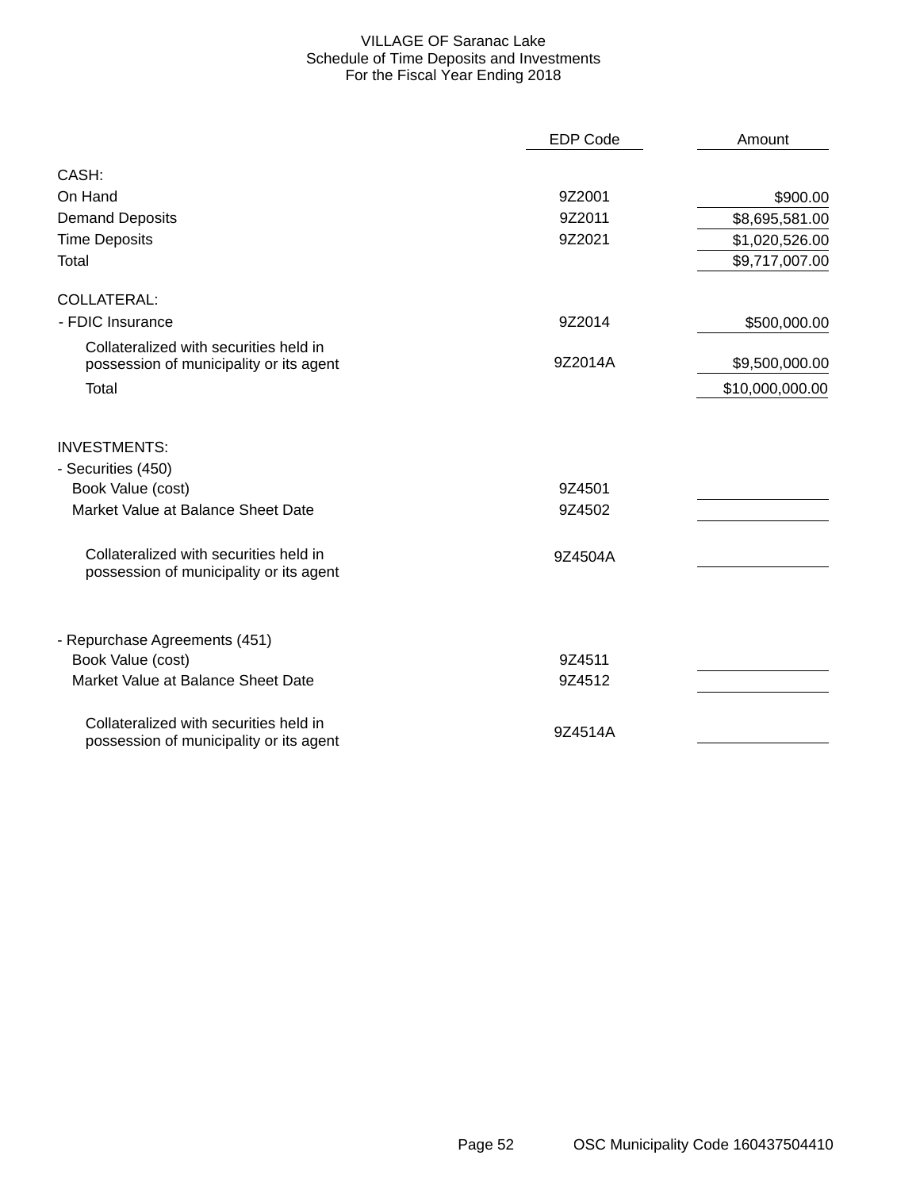# VILLAGE OF Saranac Lake
## Schedule of Time Deposits and Investments
### For the Fiscal Year Ending 2018

| | EDP Code | Amount |
|---|---|---|
| **CASH:** | | |
| On Hand | 9Z2001 | $900.00 |
| Demand Deposits | 9Z2011 | $8,695,581.00 |
| Time Deposits | 9Z2021 | $1,020,526.00 |
| Total | | $9,717,007.00 |
| **COLLATERAL:** | | |
| - FDIC Insurance | 9Z2014 | $500,000.00 |
| Collateralized with securities held in possession of municipality or its agent | 9Z2014A | $9,500,000.00 |
| Total | | $10,000,000.00 |
| **INVESTMENTS:** | | |
| - Securities (450) | | |
| Book Value (cost) | 9Z4501 | |
| Market Value at Balance Sheet Date | 9Z4502 | |
| Collateralized with securities held in possession of municipality or its agent | 9Z4504A | |
| - Repurchase Agreements (451) | | |
| Book Value (cost) | 9Z4511 | |
| Market Value at Balance Sheet Date | 9Z4512 | |
| Collateralized with securities held in possession of municipality or its agent | 9Z4514A | |

OSC Municipality Code 160437504410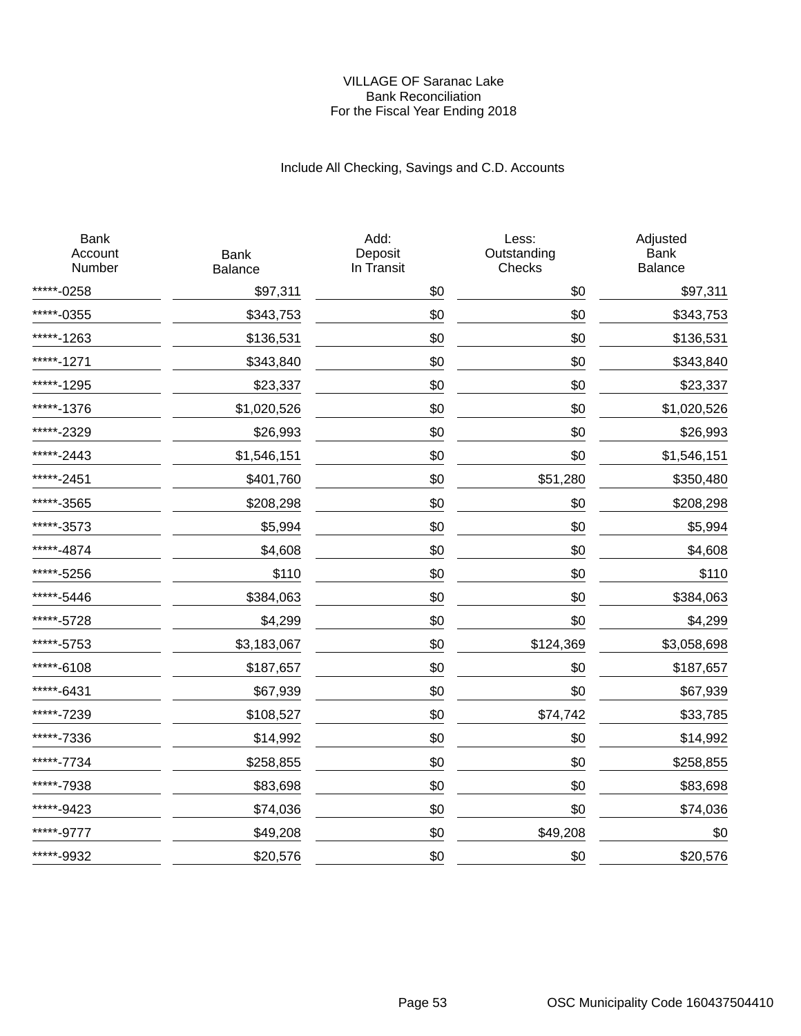# VILLAGE OF Saranac Lake
## Bank Reconciliation
### For the Fiscal Year Ending 2018

Include All Checking, Savings and C.D. Accounts

| Bank Account Number | Bank Balance | Add: Deposit In Transit | Less: Outstanding Checks | Adjusted Bank Balance |
|---|---|---|---|---|
| *****-0258 | $97,311 | $0 | $0 | $97,311 |
| *****-0355 | $343,753 | $0 | $0 | $343,753 |
| *****-1263 | $136,531 | $0 | $0 | $136,531 |
| *****-1271 | $343,840 | $0 | $0 | $343,840 |
| *****-1295 | $23,337 | $0 | $0 | $23,337 |
| *****-1376 | $1,020,526 | $0 | $0 | $1,020,526 |
| *****-2329 | $26,993 | $0 | $0 | $26,993 |
| *****-2443 | $1,546,151 | $0 | $0 | $1,546,151 |
| *****-2451 | $401,760 | $0 | $51,280 | $350,480 |
| *****-3565 | $208,298 | $0 | $0 | $208,298 |
| *****-3573 | $5,994 | $0 | $0 | $5,994 |
| *****-4874 | $4,608 | $0 | $0 | $4,608 |
| *****-5256 | $110 | $0 | $0 | $110 |
| *****-5446 | $384,063 | $0 | $0 | $384,063 |
| *****-5728 | $4,299 | $0 | $0 | $4,299 |
| *****-5753 | $3,183,067 | $0 | $124,369 | $3,058,698 |
| *****-6108 | $187,657 | $0 | $0 | $187,657 |
| *****-6431 | $67,939 | $0 | $0 | $67,939 |
| *****-7239 | $108,527 | $0 | $74,742 | $33,785 |
| *****-7336 | $14,992 | $0 | $0 | $14,992 |
| *****-7734 | $258,855 | $0 | $0 | $258,855 |
| *****-7938 | $83,698 | $0 | $0 | $83,698 |
| *****-9423 | $74,036 | $0 | $0 | $74,036 |
| *****-9777 | $49,208 | $0 | $49,208 | $0 |
| *****-9932 | $20,576 | $0 | $0 | $20,576 |

OSC Municipality Code 160437504410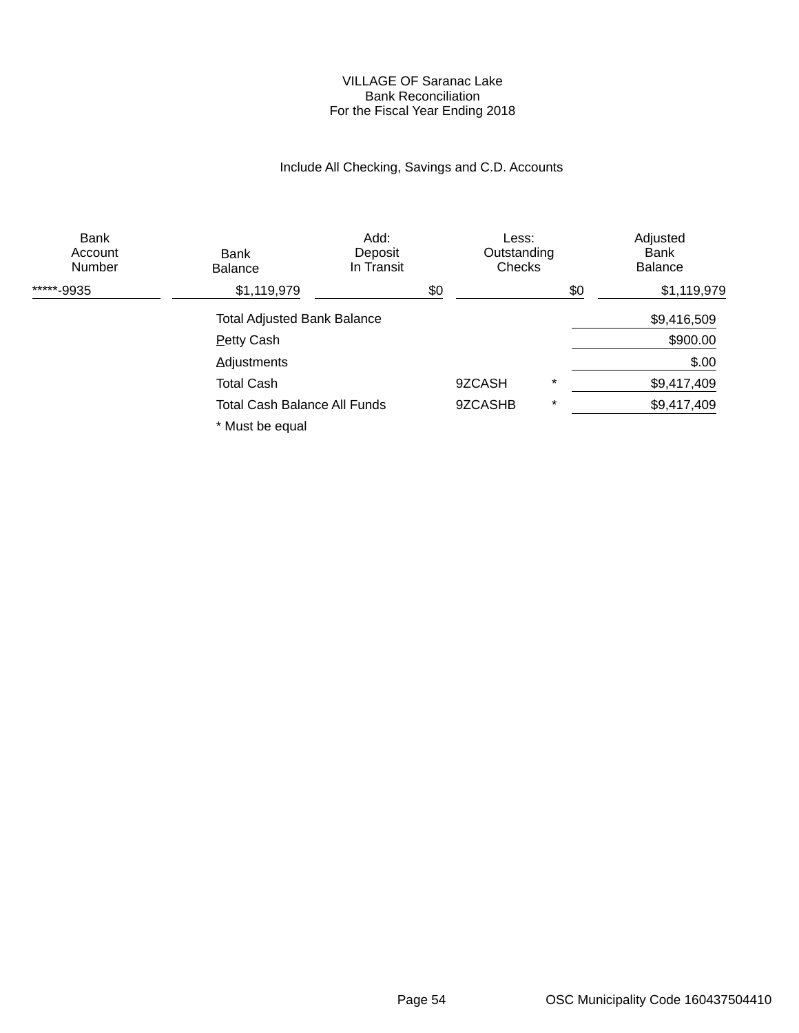VILLAGE OF Saranac Lake
Bank Reconciliation
For the Fiscal Year Ending 2018

Include All Checking, Savings and C.D. Accounts

| Bank Account Number | Bank Balance | Add: Deposit In Transit | Less: Outstanding Checks | Adjusted Bank Balance |
|---|---|---|---|---|
| *****-9935 | $1,119,979 | $0 | $0 | $1,119,979 |

| | | | |
|---|---|---|---|
| Total Adjusted Bank Balance | | | $9,416,509 |
| Petty Cash | | | $900.00 |
| Adjustments | | | $.00 |
| Total Cash | 9ZCASH | * | $9,417,409 |
| Total Cash Balance All Funds | 9ZCASHB | * | $9,417,409 |

* Must be equal

OSC Municipality Code 160437504410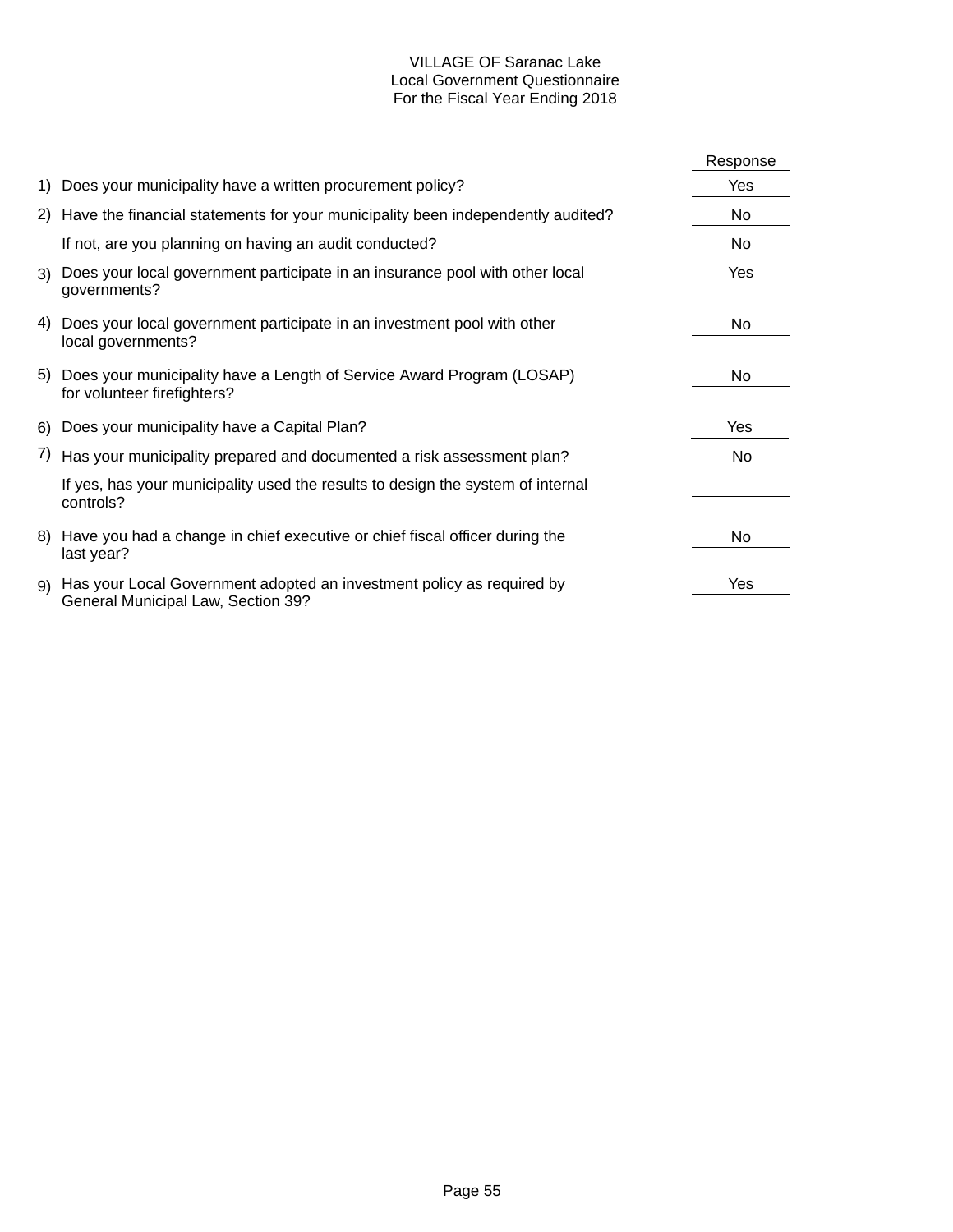# VILLAGE OF Saranac Lake
## Local Government Questionnaire
## For the Fiscal Year Ending 2018

| | Question | Response |
|---|---|---|
| 1) | Does your municipality have a written procurement policy? | Yes |
| 2) | Have the financial statements for your municipality been independently audited? | No |
| | If not, are you planning on having an audit conducted? | No |
| 3) | Does your local government participate in an insurance pool with other local governments? | Yes |
| 4) | Does your local government participate in an investment pool with other local governments? | No |
| 5) | Does your municipality have a Length of Service Award Program (LOSAP) for volunteer firefighters? | No |
| 6) | Does your municipality have a Capital Plan? | Yes |
| 7) | Has your municipality prepared and documented a risk assessment plan? | No |
| | If yes, has your municipality used the results to design the system of internal controls? | |
| 8) | Have you had a change in chief executive or chief fiscal officer during the last year? | No |
| 9) | Has your Local Government adopted an investment policy as required by General Municipal Law, Section 39? | Yes |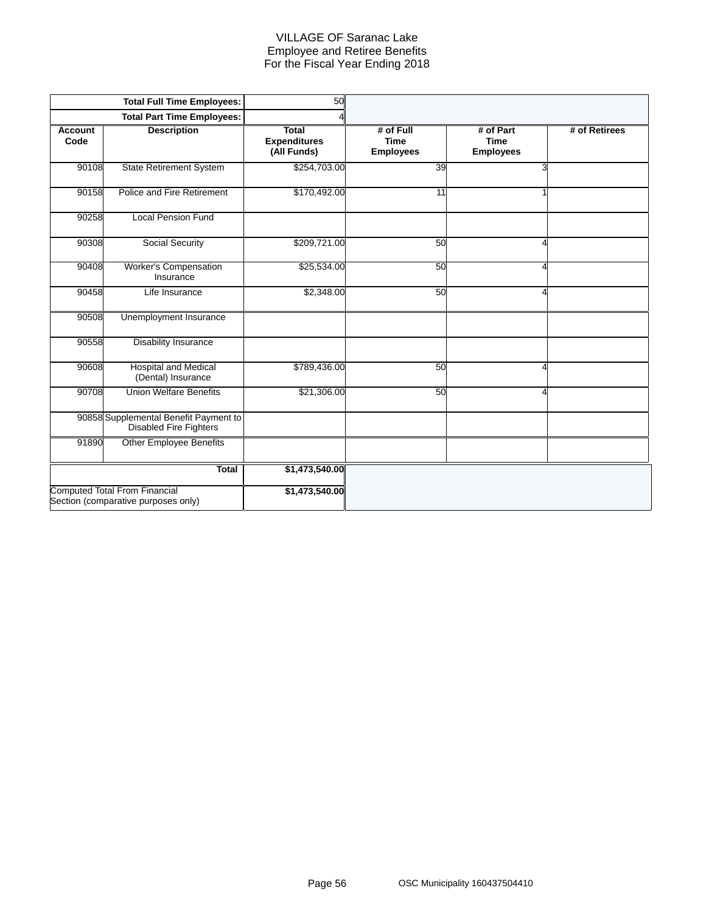# VILLAGE OF Saranac Lake
## Employee and Retiree Benefits
## For the Fiscal Year Ending 2018

| | Total Full Time Employees: | 50 | | | |
|---|---|---|---|---|---|
| | **Total Part Time Employees:** | 4 | | | |
| **Account Code** | **Description** | **Total Expenditures (All Funds)** | **# of Full Time Employees** | **# of Part Time Employees** | **# of Retirees** |
| 90108 | State Retirement System | $254,703.00 | 39 | 3 | |
| 90158 | Police and Fire Retirement | $170,492.00 | 11 | 1 | |
| 90258 | Local Pension Fund | | | | |
| 90308 | Social Security | $209,721.00 | 50 | 4 | |
| 90408 | Worker's Compensation Insurance | $25,534.00 | 50 | 4 | |
| 90458 | Life Insurance | $2,348.00 | 50 | 4 | |
| 90508 | Unemployment Insurance | | | | |
| 90558 | Disability Insurance | | | | |
| 90608 | Hospital and Medical (Dental) Insurance | $789,436.00 | 50 | 4 | |
| 90708 | Union Welfare Benefits | $21,306.00 | 50 | 4 | |
| 90858 | Supplemental Benefit Payment to Disabled Fire Fighters | | | | |
| 91890 | Other Employee Benefits | | | | |
| | **Total** | **$1,473,540.00** | | | |
| Computed Total From Financial Section (comparative purposes only) | | **$1,473,540.00** | | | |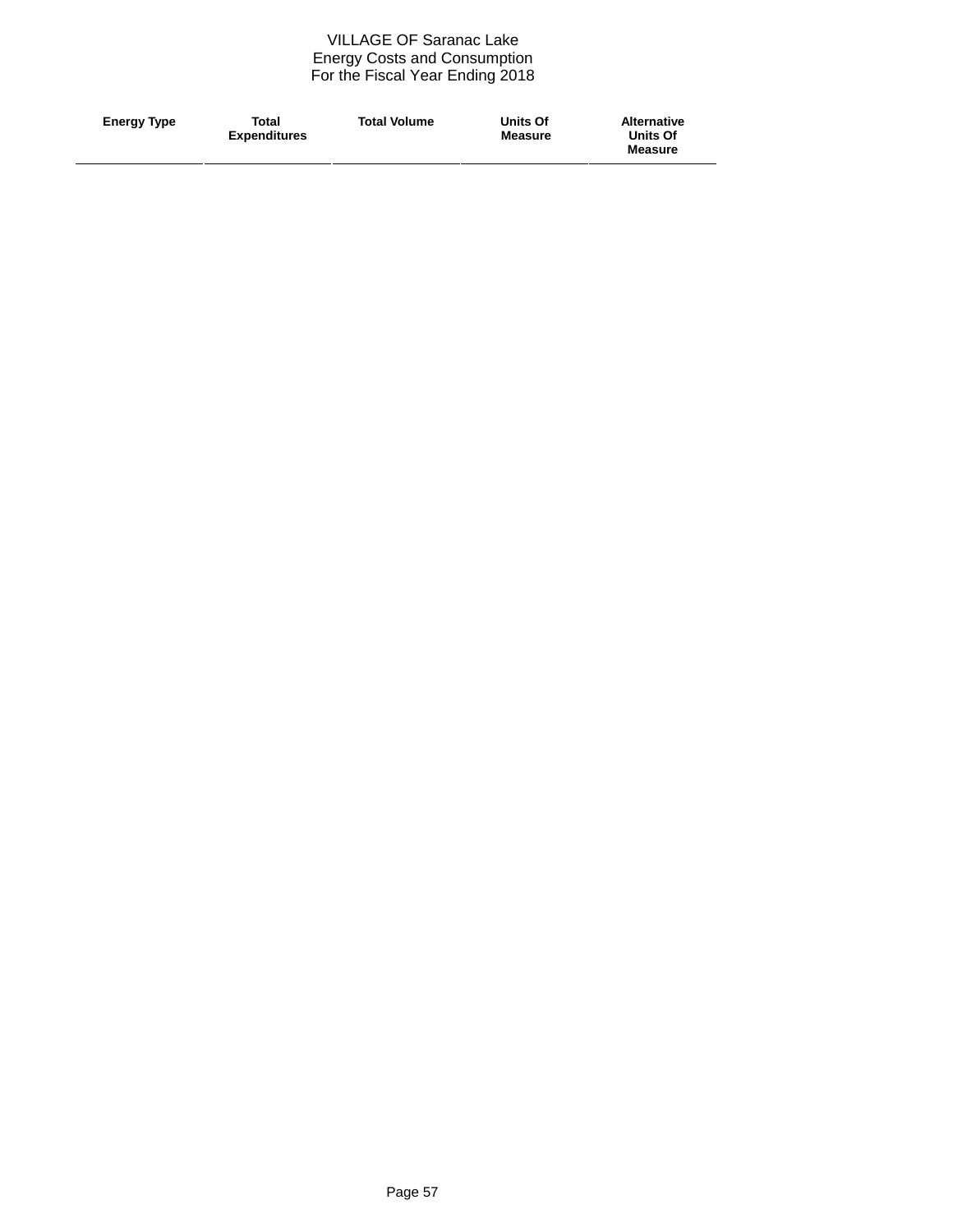# VILLAGE OF Saranac Lake
## Energy Costs and Consumption
## For the Fiscal Year Ending 2018

| Energy Type | Total Expenditures | Total Volume | Units Of Measure | Alternative Units Of Measure |
|---|---|---|---|---|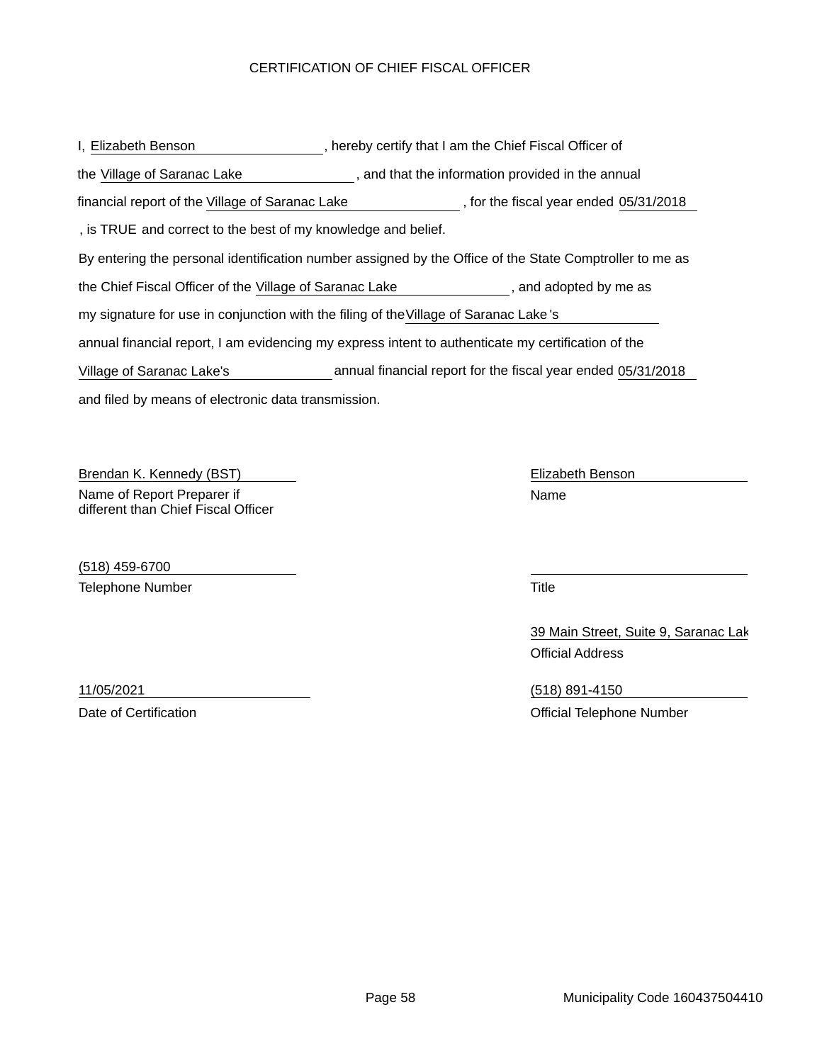# CERTIFICATION OF CHIEF FISCAL OFFICER

I, Elizabeth Benson, hereby certify that I am the Chief Fiscal Officer of the Village of Saranac Lake, and that the information provided in the annual financial report of the Village of Saranac Lake, for the fiscal year ended 05/31/2018, is TRUE and correct to the best of my knowledge and belief.

By entering the personal identification number assigned by the Office of the State Comptroller to me as the Chief Fiscal Officer of the Village of Saranac Lake, and adopted by me as my signature for use in conjunction with the filing of the Village of Saranac Lake's annual financial report, I am evidencing my express intent to authenticate my certification of the Village of Saranac Lake's annual financial report for the fiscal year ended 05/31/2018 and filed by means of electronic data transmission.

Brendan K. Kennedy (BST)
Name of Report Preparer if different than Chief Fiscal Officer

(518) 459-6700
Telephone Number

11/05/2021
Date of Certification

Elizabeth Benson
Name

Title

39 Main Street, Suite 9, Saranac Lak
Official Address

(518) 891-4150
Official Telephone Number

Municipality Code 160437504410